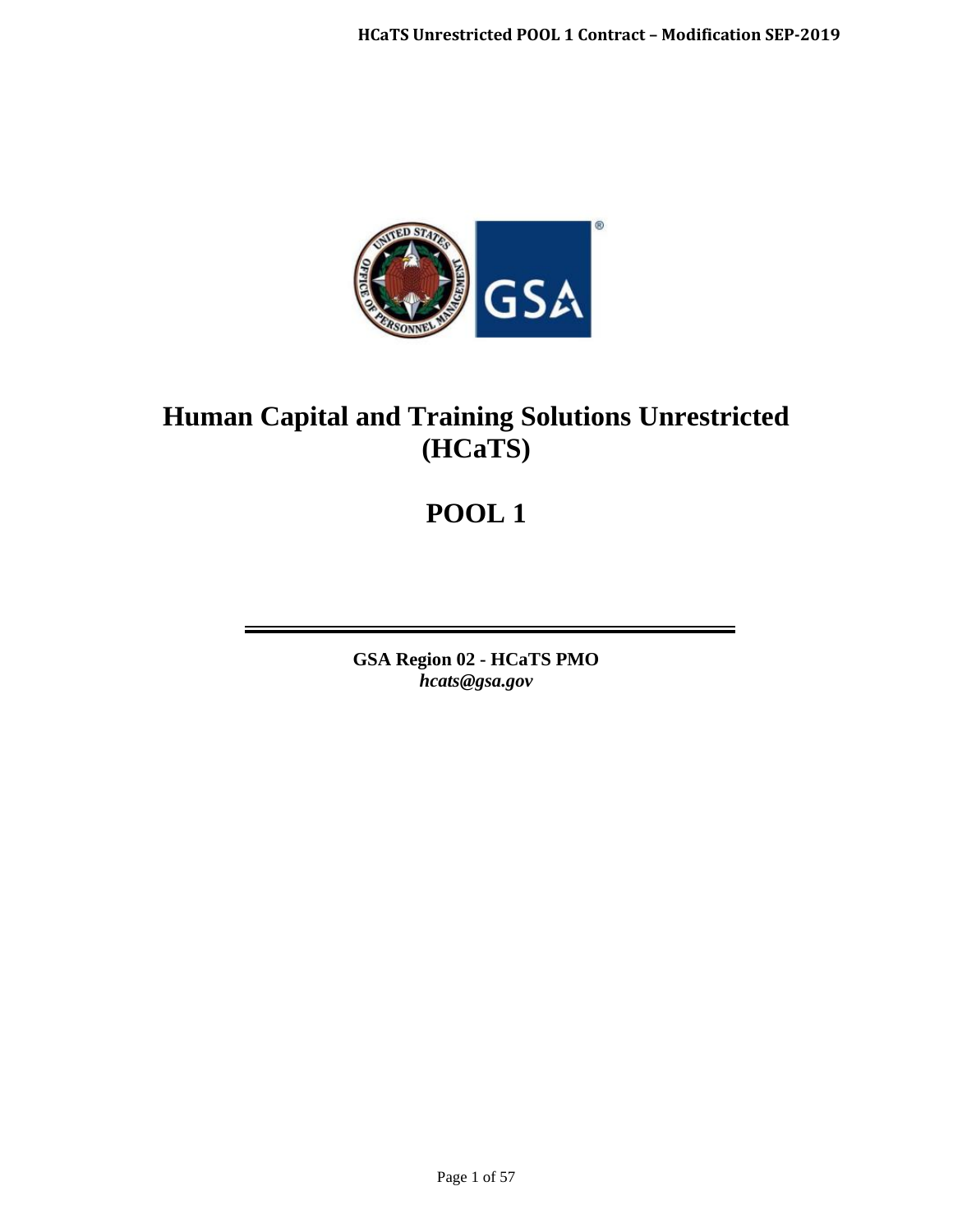# Human Capital and Training Solutions Unrestricted (HCaTS)

# POOL 1

**GSA Region 02 - HCaTS PMO**
***hcats@gsa.gov***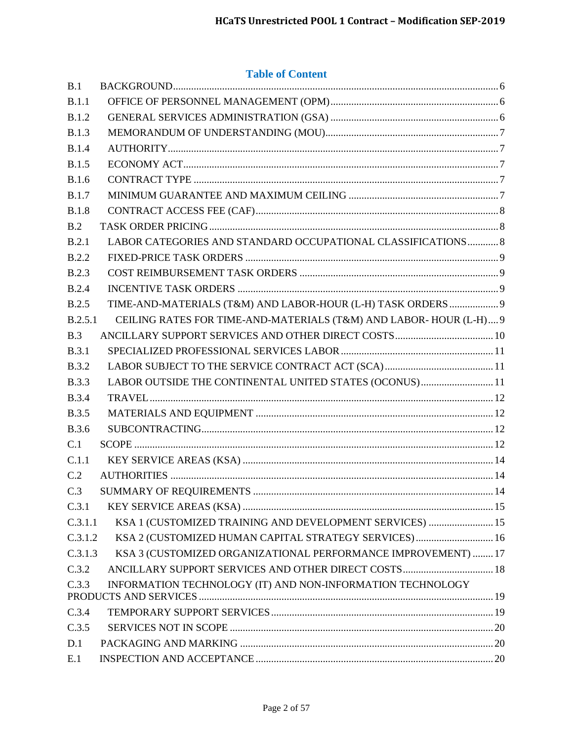## Table of Content

| | | |
|---|---|---|
| B.1 | BACKGROUND | 6 |
| B.1.1 | OFFICE OF PERSONNEL MANAGEMENT (OPM) | 6 |
| B.1.2 | GENERAL SERVICES ADMINISTRATION (GSA) | 6 |
| B.1.3 | MEMORANDUM OF UNDERSTANDING (MOU) | 7 |
| B.1.4 | AUTHORITY | 7 |
| B.1.5 | ECONOMY ACT | 7 |
| B.1.6 | CONTRACT TYPE | 7 |
| B.1.7 | MINIMUM GUARANTEE AND MAXIMUM CEILING | 7 |
| B.1.8 | CONTRACT ACCESS FEE (CAF) | 8 |
| B.2 | TASK ORDER PRICING | 8 |
| B.2.1 | LABOR CATEGORIES AND STANDARD OCCUPATIONAL CLASSIFICATIONS | 8 |
| B.2.2 | FIXED-PRICE TASK ORDERS | 9 |
| B.2.3 | COST REIMBURSEMENT TASK ORDERS | 9 |
| B.2.4 | INCENTIVE TASK ORDERS | 9 |
| B.2.5 | TIME-AND-MATERIALS (T&M) AND LABOR-HOUR (L-H) TASK ORDERS | 9 |
| B.2.5.1 | CEILING RATES FOR TIME-AND-MATERIALS (T&M) AND LABOR- HOUR (L-H) | 9 |
| B.3 | ANCILLARY SUPPORT SERVICES AND OTHER DIRECT COSTS | 10 |
| B.3.1 | SPECIALIZED PROFESSIONAL SERVICES LABOR | 11 |
| B.3.2 | LABOR SUBJECT TO THE SERVICE CONTRACT ACT (SCA) | 11 |
| B.3.3 | LABOR OUTSIDE THE CONTINENTAL UNITED STATES (OCONUS) | 11 |
| B.3.4 | TRAVEL | 12 |
| B.3.5 | MATERIALS AND EQUIPMENT | 12 |
| B.3.6 | SUBCONTRACTING | 12 |
| C.1 | SCOPE | 12 |
| C.1.1 | KEY SERVICE AREAS (KSA) | 14 |
| C.2 | AUTHORITIES | 14 |
| C.3 | SUMMARY OF REQUIREMENTS | 14 |
| C.3.1 | KEY SERVICE AREAS (KSA) | 15 |
| C.3.1.1 | KSA 1 (CUSTOMIZED TRAINING AND DEVELOPMENT SERVICES) | 15 |
| C.3.1.2 | KSA 2 (CUSTOMIZED HUMAN CAPITAL STRATEGY SERVICES) | 16 |
| C.3.1.3 | KSA 3 (CUSTOMIZED ORGANIZATIONAL PERFORMANCE IMPROVEMENT) | 17 |
| C.3.2 | ANCILLARY SUPPORT SERVICES AND OTHER DIRECT COSTS | 18 |
| C.3.3 | INFORMATION TECHNOLOGY (IT) AND NON-INFORMATION TECHNOLOGY PRODUCTS AND SERVICES | 19 |
| C.3.4 | TEMPORARY SUPPORT SERVICES | 19 |
| C.3.5 | SERVICES NOT IN SCOPE | 20 |
| D.1 | PACKAGING AND MARKING | 20 |
| E.1 | INSPECTION AND ACCEPTANCE | 20 |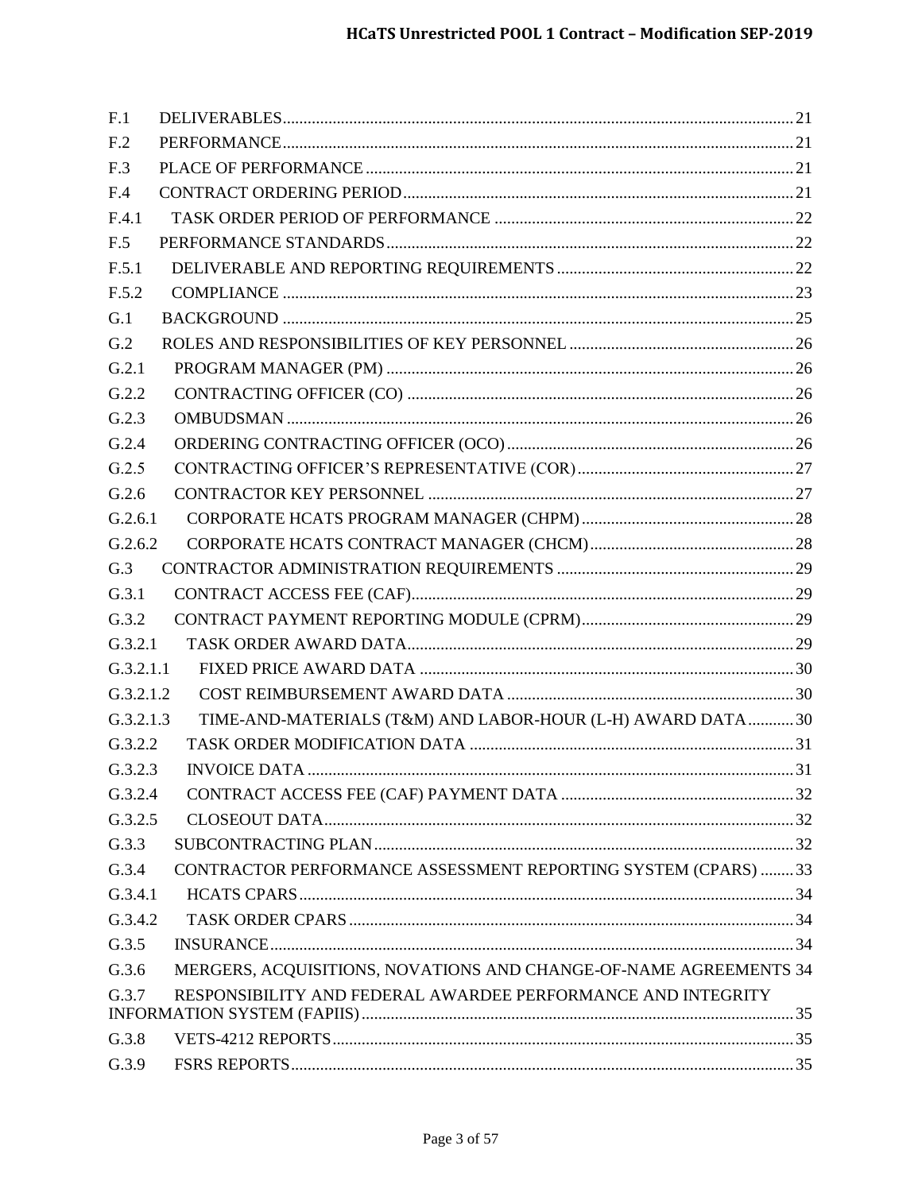F.1 DELIVERABLES ... 21
F.2 PERFORMANCE ... 21
F.3 PLACE OF PERFORMANCE ... 21
F.4 CONTRACT ORDERING PERIOD ... 21
F.4.1 TASK ORDER PERIOD OF PERFORMANCE ... 22
F.5 PERFORMANCE STANDARDS ... 22
F.5.1 DELIVERABLE AND REPORTING REQUIREMENTS ... 22
F.5.2 COMPLIANCE ... 23
G.1 BACKGROUND ... 25
G.2 ROLES AND RESPONSIBILITIES OF KEY PERSONNEL ... 26
G.2.1 PROGRAM MANAGER (PM) ... 26
G.2.2 CONTRACTING OFFICER (CO) ... 26
G.2.3 OMBUDSMAN ... 26
G.2.4 ORDERING CONTRACTING OFFICER (OCO) ... 26
G.2.5 CONTRACTING OFFICER'S REPRESENTATIVE (COR) ... 27
G.2.6 CONTRACTOR KEY PERSONNEL ... 27
G.2.6.1 CORPORATE HCATS PROGRAM MANAGER (CHPM) ... 28
G.2.6.2 CORPORATE HCATS CONTRACT MANAGER (CHCM) ... 28
G.3 CONTRACTOR ADMINISTRATION REQUIREMENTS ... 29
G.3.1 CONTRACT ACCESS FEE (CAF) ... 29
G.3.2 CONTRACT PAYMENT REPORTING MODULE (CPRM) ... 29
G.3.2.1 TASK ORDER AWARD DATA ... 29
G.3.2.1.1 FIXED PRICE AWARD DATA ... 30
G.3.2.1.2 COST REIMBURSEMENT AWARD DATA ... 30
G.3.2.1.3 TIME-AND-MATERIALS (T&M) AND LABOR-HOUR (L-H) AWARD DATA ... 30
G.3.2.2 TASK ORDER MODIFICATION DATA ... 31
G.3.2.3 INVOICE DATA ... 31
G.3.2.4 CONTRACT ACCESS FEE (CAF) PAYMENT DATA ... 32
G.3.2.5 CLOSEOUT DATA ... 32
G.3.3 SUBCONTRACTING PLAN ... 32
G.3.4 CONTRACTOR PERFORMANCE ASSESSMENT REPORTING SYSTEM (CPARS) ... 33
G.3.4.1 HCATS CPARS ... 34
G.3.4.2 TASK ORDER CPARS ... 34
G.3.5 INSURANCE ... 34
G.3.6 MERGERS, ACQUISITIONS, NOVATIONS AND CHANGE-OF-NAME AGREEMENTS 34
G.3.7 RESPONSIBILITY AND FEDERAL AWARDEE PERFORMANCE AND INTEGRITY INFORMATION SYSTEM (FAPIIS) ... 35
G.3.8 VETS-4212 REPORTS ... 35
G.3.9 FSRS REPORTS ... 35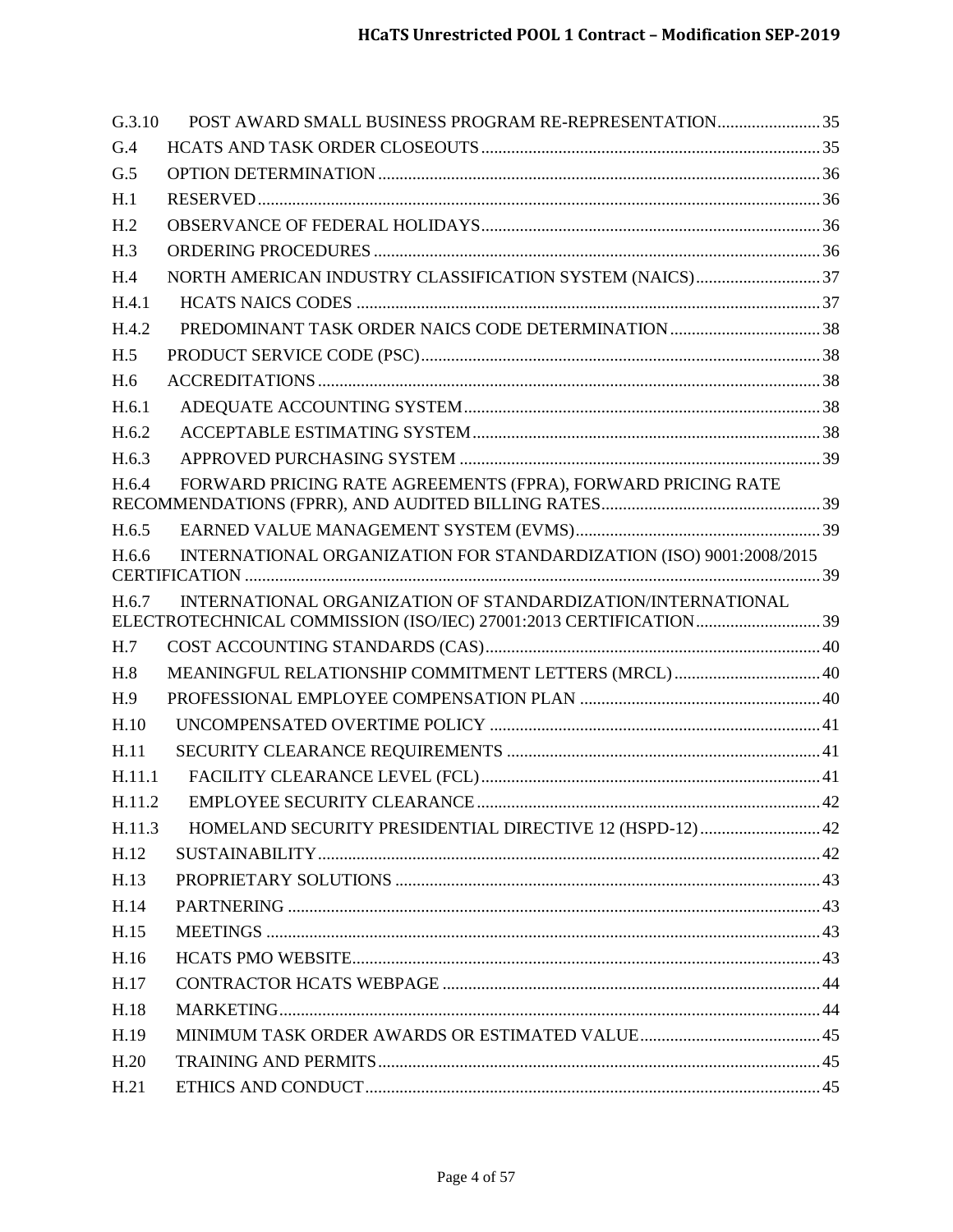| | | |
|---|---|---|
| G.3.10 | POST AWARD SMALL BUSINESS PROGRAM RE-REPRESENTATION | 35 |
| G.4 | HCATS AND TASK ORDER CLOSEOUTS | 35 |
| G.5 | OPTION DETERMINATION | 36 |
| H.1 | RESERVED | 36 |
| H.2 | OBSERVANCE OF FEDERAL HOLIDAYS | 36 |
| H.3 | ORDERING PROCEDURES | 36 |
| H.4 | NORTH AMERICAN INDUSTRY CLASSIFICATION SYSTEM (NAICS) | 37 |
| H.4.1 | HCATS NAICS CODES | 37 |
| H.4.2 | PREDOMINANT TASK ORDER NAICS CODE DETERMINATION | 38 |
| H.5 | PRODUCT SERVICE CODE (PSC) | 38 |
| H.6 | ACCREDITATIONS | 38 |
| H.6.1 | ADEQUATE ACCOUNTING SYSTEM | 38 |
| H.6.2 | ACCEPTABLE ESTIMATING SYSTEM | 38 |
| H.6.3 | APPROVED PURCHASING SYSTEM | 39 |
| H.6.4 | FORWARD PRICING RATE AGREEMENTS (FPRA), FORWARD PRICING RATE RECOMMENDATIONS (FPRR), AND AUDITED BILLING RATES | 39 |
| H.6.5 | EARNED VALUE MANAGEMENT SYSTEM (EVMS) | 39 |
| H.6.6 | INTERNATIONAL ORGANIZATION FOR STANDARDIZATION (ISO) 9001:2008/2015 CERTIFICATION | 39 |
| H.6.7 | INTERNATIONAL ORGANIZATION OF STANDARDIZATION/INTERNATIONAL ELECTROTECHNICAL COMMISSION (ISO/IEC) 27001:2013 CERTIFICATION | 39 |
| H.7 | COST ACCOUNTING STANDARDS (CAS) | 40 |
| H.8 | MEANINGFUL RELATIONSHIP COMMITMENT LETTERS (MRCL) | 40 |
| H.9 | PROFESSIONAL EMPLOYEE COMPENSATION PLAN | 40 |
| H.10 | UNCOMPENSATED OVERTIME POLICY | 41 |
| H.11 | SECURITY CLEARANCE REQUIREMENTS | 41 |
| H.11.1 | FACILITY CLEARANCE LEVEL (FCL) | 41 |
| H.11.2 | EMPLOYEE SECURITY CLEARANCE | 42 |
| H.11.3 | HOMELAND SECURITY PRESIDENTIAL DIRECTIVE 12 (HSPD-12) | 42 |
| H.12 | SUSTAINABILITY | 42 |
| H.13 | PROPRIETARY SOLUTIONS | 43 |
| H.14 | PARTNERING | 43 |
| H.15 | MEETINGS | 43 |
| H.16 | HCATS PMO WEBSITE | 43 |
| H.17 | CONTRACTOR HCATS WEBPAGE | 44 |
| H.18 | MARKETING | 44 |
| H.19 | MINIMUM TASK ORDER AWARDS OR ESTIMATED VALUE | 45 |
| H.20 | TRAINING AND PERMITS | 45 |
| H.21 | ETHICS AND CONDUCT | 45 |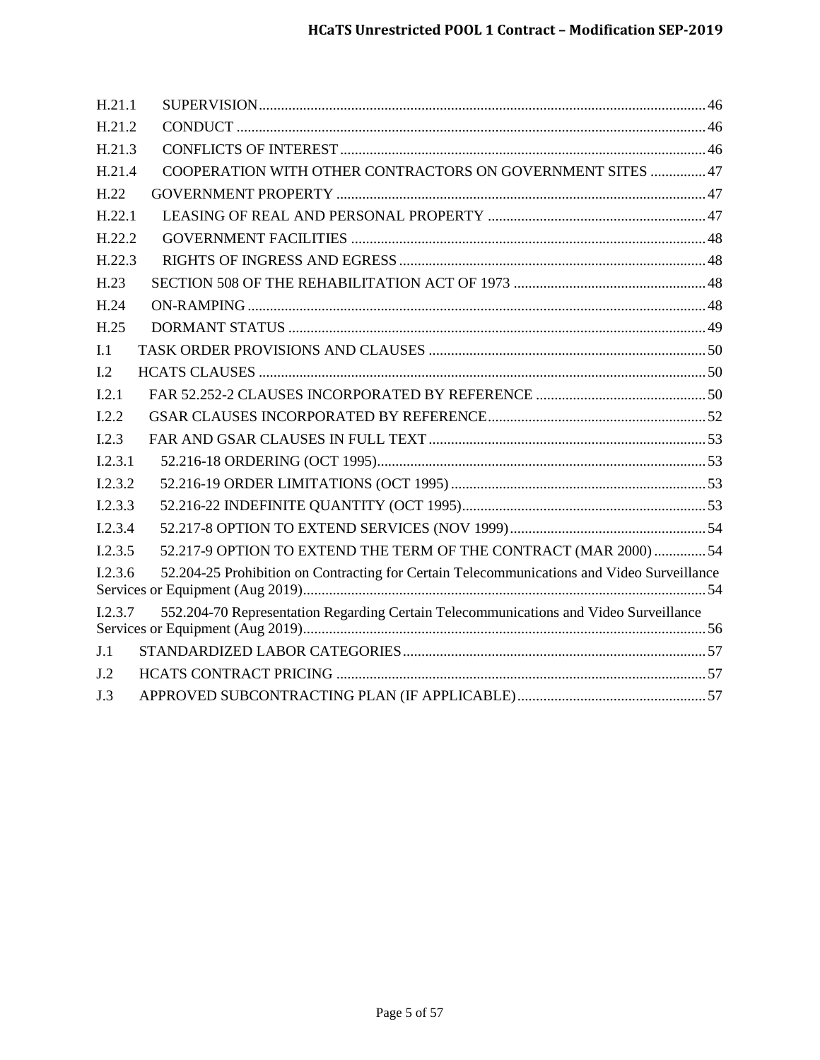H.21.1 SUPERVISION ... 46
H.21.2 CONDUCT ... 46
H.21.3 CONFLICTS OF INTEREST ... 46
H.21.4 COOPERATION WITH OTHER CONTRACTORS ON GOVERNMENT SITES ... 47
H.22 GOVERNMENT PROPERTY ... 47
H.22.1 LEASING OF REAL AND PERSONAL PROPERTY ... 47
H.22.2 GOVERNMENT FACILITIES ... 48
H.22.3 RIGHTS OF INGRESS AND EGRESS ... 48
H.23 SECTION 508 OF THE REHABILITATION ACT OF 1973 ... 48
H.24 ON-RAMPING ... 48
H.25 DORMANT STATUS ... 49
I.1 TASK ORDER PROVISIONS AND CLAUSES ... 50
I.2 HCATS CLAUSES ... 50
I.2.1 FAR 52.252-2 CLAUSES INCORPORATED BY REFERENCE ... 50
I.2.2 GSAR CLAUSES INCORPORATED BY REFERENCE ... 52
I.2.3 FAR AND GSAR CLAUSES IN FULL TEXT ... 53
I.2.3.1 52.216-18 ORDERING (OCT 1995) ... 53
I.2.3.2 52.216-19 ORDER LIMITATIONS (OCT 1995) ... 53
I.2.3.3 52.216-22 INDEFINITE QUANTITY (OCT 1995) ... 53
I.2.3.4 52.217-8 OPTION TO EXTEND SERVICES (NOV 1999) ... 54
I.2.3.5 52.217-9 OPTION TO EXTEND THE TERM OF THE CONTRACT (MAR 2000) ... 54
I.2.3.6 52.204-25 Prohibition on Contracting for Certain Telecommunications and Video Surveillance Services or Equipment (Aug 2019) ... 54
I.2.3.7 552.204-70 Representation Regarding Certain Telecommunications and Video Surveillance Services or Equipment (Aug 2019) ... 56
J.1 STANDARDIZED LABOR CATEGORIES ... 57
J.2 HCATS CONTRACT PRICING ... 57
J.3 APPROVED SUBCONTRACTING PLAN (IF APPLICABLE) ... 57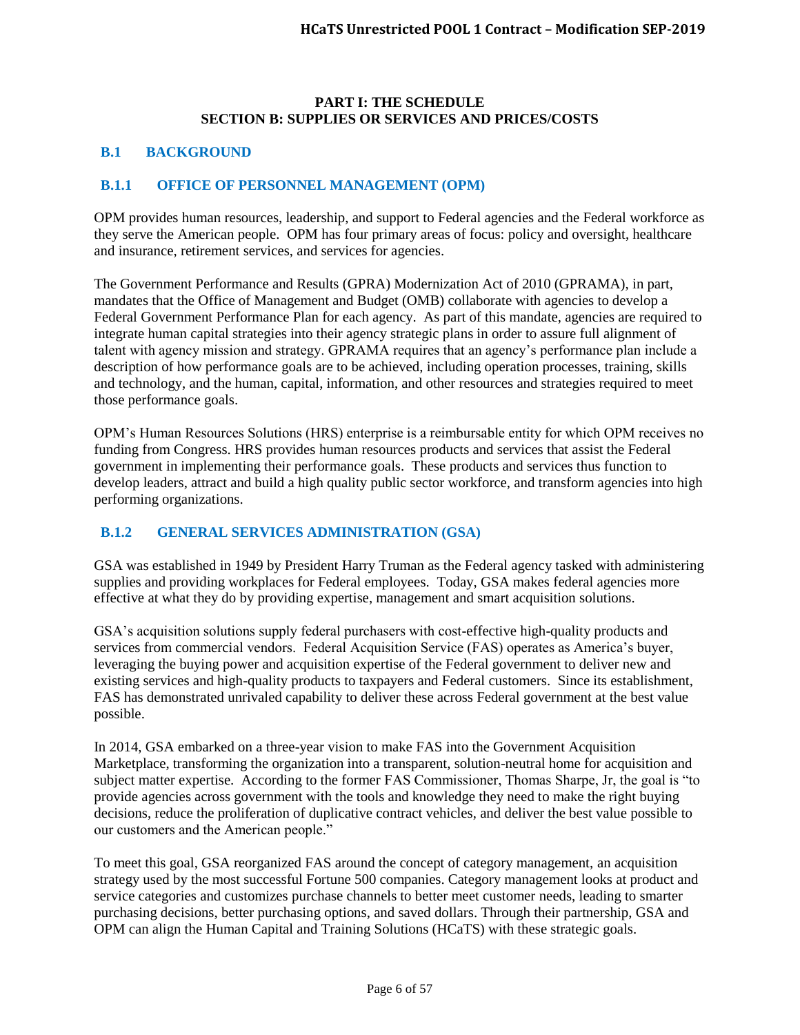**PART I: THE SCHEDULE**
**SECTION B: SUPPLIES OR SERVICES AND PRICES/COSTS**

## B.1 BACKGROUND

### B.1.1 OFFICE OF PERSONNEL MANAGEMENT (OPM)

OPM provides human resources, leadership, and support to Federal agencies and the Federal workforce as they serve the American people. OPM has four primary areas of focus: policy and oversight, healthcare and insurance, retirement services, and services for agencies.

The Government Performance and Results (GPRA) Modernization Act of 2010 (GPRAMA), in part, mandates that the Office of Management and Budget (OMB) collaborate with agencies to develop a Federal Government Performance Plan for each agency. As part of this mandate, agencies are required to integrate human capital strategies into their agency strategic plans in order to assure full alignment of talent with agency mission and strategy. GPRAMA requires that an agency's performance plan include a description of how performance goals are to be achieved, including operation processes, training, skills and technology, and the human, capital, information, and other resources and strategies required to meet those performance goals.

OPM's Human Resources Solutions (HRS) enterprise is a reimbursable entity for which OPM receives no funding from Congress. HRS provides human resources products and services that assist the Federal government in implementing their performance goals. These products and services thus function to develop leaders, attract and build a high quality public sector workforce, and transform agencies into high performing organizations.

### B.1.2 GENERAL SERVICES ADMINISTRATION (GSA)

GSA was established in 1949 by President Harry Truman as the Federal agency tasked with administering supplies and providing workplaces for Federal employees. Today, GSA makes federal agencies more effective at what they do by providing expertise, management and smart acquisition solutions.

GSA's acquisition solutions supply federal purchasers with cost-effective high-quality products and services from commercial vendors. Federal Acquisition Service (FAS) operates as America's buyer, leveraging the buying power and acquisition expertise of the Federal government to deliver new and existing services and high-quality products to taxpayers and Federal customers. Since its establishment, FAS has demonstrated unrivaled capability to deliver these across Federal government at the best value possible.

In 2014, GSA embarked on a three-year vision to make FAS into the Government Acquisition Marketplace, transforming the organization into a transparent, solution-neutral home for acquisition and subject matter expertise. According to the former FAS Commissioner, Thomas Sharpe, Jr, the goal is "to provide agencies across government with the tools and knowledge they need to make the right buying decisions, reduce the proliferation of duplicative contract vehicles, and deliver the best value possible to our customers and the American people."

To meet this goal, GSA reorganized FAS around the concept of category management, an acquisition strategy used by the most successful Fortune 500 companies. Category management looks at product and service categories and customizes purchase channels to better meet customer needs, leading to smarter purchasing decisions, better purchasing options, and saved dollars. Through their partnership, GSA and OPM can align the Human Capital and Training Solutions (HCaTS) with these strategic goals.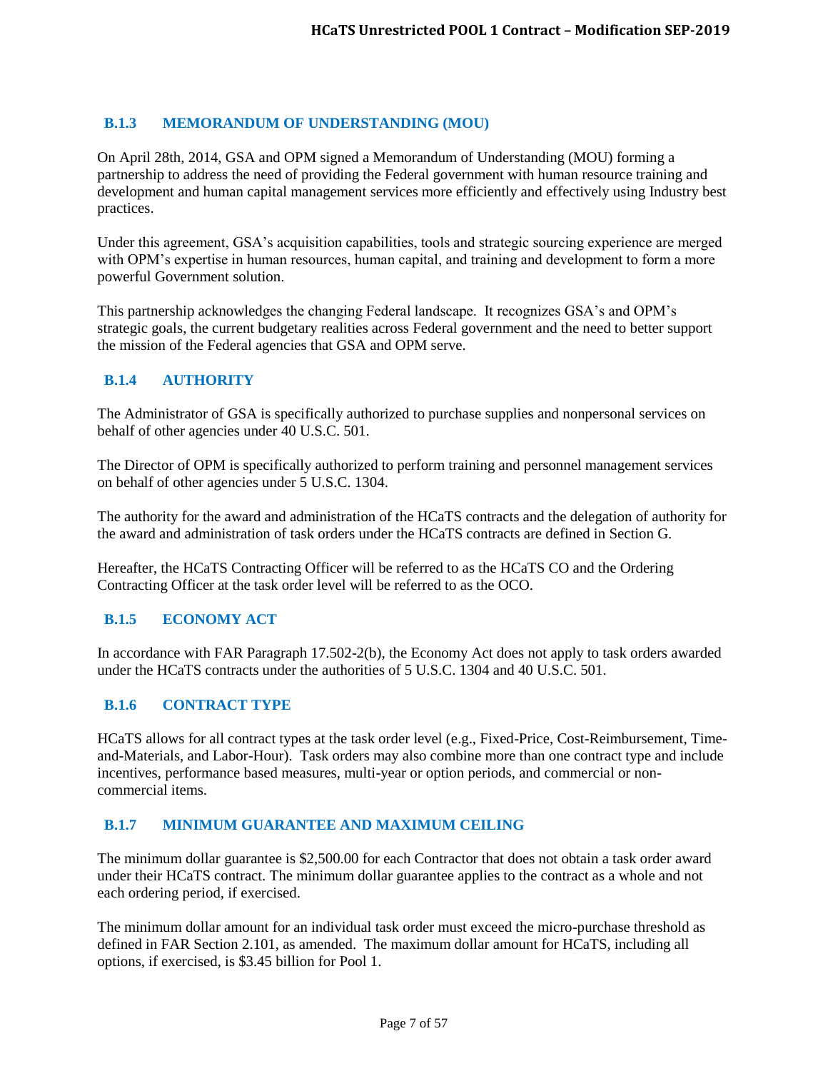### B.1.3 MEMORANDUM OF UNDERSTANDING (MOU)

On April 28th, 2014, GSA and OPM signed a Memorandum of Understanding (MOU) forming a partnership to address the need of providing the Federal government with human resource training and development and human capital management services more efficiently and effectively using Industry best practices.

Under this agreement, GSA's acquisition capabilities, tools and strategic sourcing experience are merged with OPM's expertise in human resources, human capital, and training and development to form a more powerful Government solution.

This partnership acknowledges the changing Federal landscape. It recognizes GSA's and OPM's strategic goals, the current budgetary realities across Federal government and the need to better support the mission of the Federal agencies that GSA and OPM serve.

### B.1.4 AUTHORITY

The Administrator of GSA is specifically authorized to purchase supplies and nonpersonal services on behalf of other agencies under 40 U.S.C. 501.

The Director of OPM is specifically authorized to perform training and personnel management services on behalf of other agencies under 5 U.S.C. 1304.

The authority for the award and administration of the HCaTS contracts and the delegation of authority for the award and administration of task orders under the HCaTS contracts are defined in Section G.

Hereafter, the HCaTS Contracting Officer will be referred to as the HCaTS CO and the Ordering Contracting Officer at the task order level will be referred to as the OCO.

### B.1.5 ECONOMY ACT

In accordance with FAR Paragraph 17.502-2(b), the Economy Act does not apply to task orders awarded under the HCaTS contracts under the authorities of 5 U.S.C. 1304 and 40 U.S.C. 501.

### B.1.6 CONTRACT TYPE

HCaTS allows for all contract types at the task order level (e.g., Fixed-Price, Cost-Reimbursement, Time-and-Materials, and Labor-Hour). Task orders may also combine more than one contract type and include incentives, performance based measures, multi-year or option periods, and commercial or non-commercial items.

### B.1.7 MINIMUM GUARANTEE AND MAXIMUM CEILING

The minimum dollar guarantee is $2,500.00 for each Contractor that does not obtain a task order award under their HCaTS contract. The minimum dollar guarantee applies to the contract as a whole and not each ordering period, if exercised.

The minimum dollar amount for an individual task order must exceed the micro-purchase threshold as defined in FAR Section 2.101, as amended. The maximum dollar amount for HCaTS, including all options, if exercised, is $3.45 billion for Pool 1.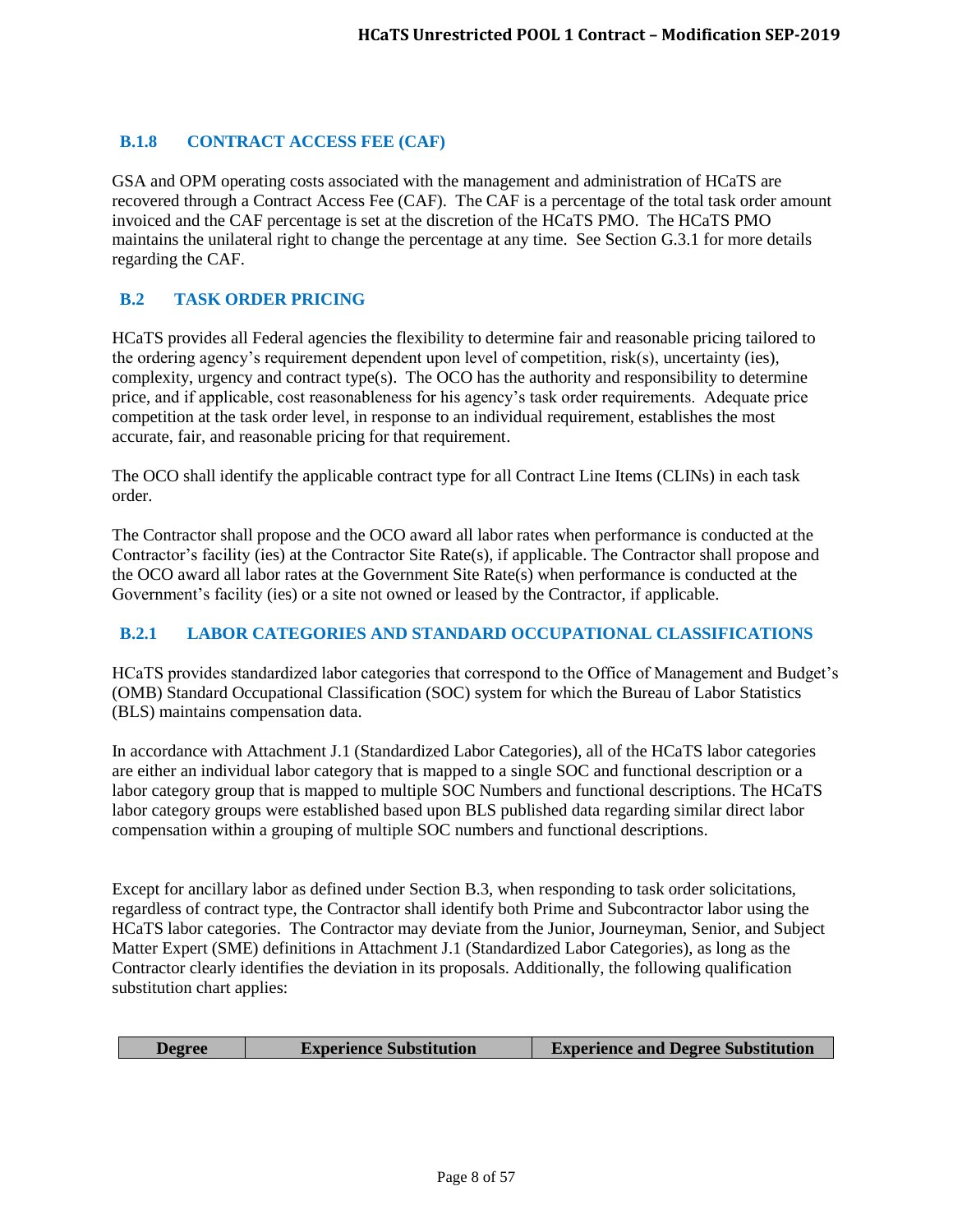### B.1.8 CONTRACT ACCESS FEE (CAF)

GSA and OPM operating costs associated with the management and administration of HCaTS are recovered through a Contract Access Fee (CAF). The CAF is a percentage of the total task order amount invoiced and the CAF percentage is set at the discretion of the HCaTS PMO. The HCaTS PMO maintains the unilateral right to change the percentage at any time. See Section G.3.1 for more details regarding the CAF.

## B.2 TASK ORDER PRICING

HCaTS provides all Federal agencies the flexibility to determine fair and reasonable pricing tailored to the ordering agency's requirement dependent upon level of competition, risk(s), uncertainty (ies), complexity, urgency and contract type(s). The OCO has the authority and responsibility to determine price, and if applicable, cost reasonableness for his agency's task order requirements. Adequate price competition at the task order level, in response to an individual requirement, establishes the most accurate, fair, and reasonable pricing for that requirement.

The OCO shall identify the applicable contract type for all Contract Line Items (CLINs) in each task order.

The Contractor shall propose and the OCO award all labor rates when performance is conducted at the Contractor's facility (ies) at the Contractor Site Rate(s), if applicable. The Contractor shall propose and the OCO award all labor rates at the Government Site Rate(s) when performance is conducted at the Government's facility (ies) or a site not owned or leased by the Contractor, if applicable.

### B.2.1 LABOR CATEGORIES AND STANDARD OCCUPATIONAL CLASSIFICATIONS

HCaTS provides standardized labor categories that correspond to the Office of Management and Budget's (OMB) Standard Occupational Classification (SOC) system for which the Bureau of Labor Statistics (BLS) maintains compensation data.

In accordance with Attachment J.1 (Standardized Labor Categories), all of the HCaTS labor categories are either an individual labor category that is mapped to a single SOC and functional description or a labor category group that is mapped to multiple SOC Numbers and functional descriptions. The HCaTS labor category groups were established based upon BLS published data regarding similar direct labor compensation within a grouping of multiple SOC numbers and functional descriptions.

Except for ancillary labor as defined under Section B.3, when responding to task order solicitations, regardless of contract type, the Contractor shall identify both Prime and Subcontractor labor using the HCaTS labor categories. The Contractor may deviate from the Junior, Journeyman, Senior, and Subject Matter Expert (SME) definitions in Attachment J.1 (Standardized Labor Categories), as long as the Contractor clearly identifies the deviation in its proposals. Additionally, the following qualification substitution chart applies:

| Degree | Experience Substitution | Experience and Degree Substitution |
|---|---|---|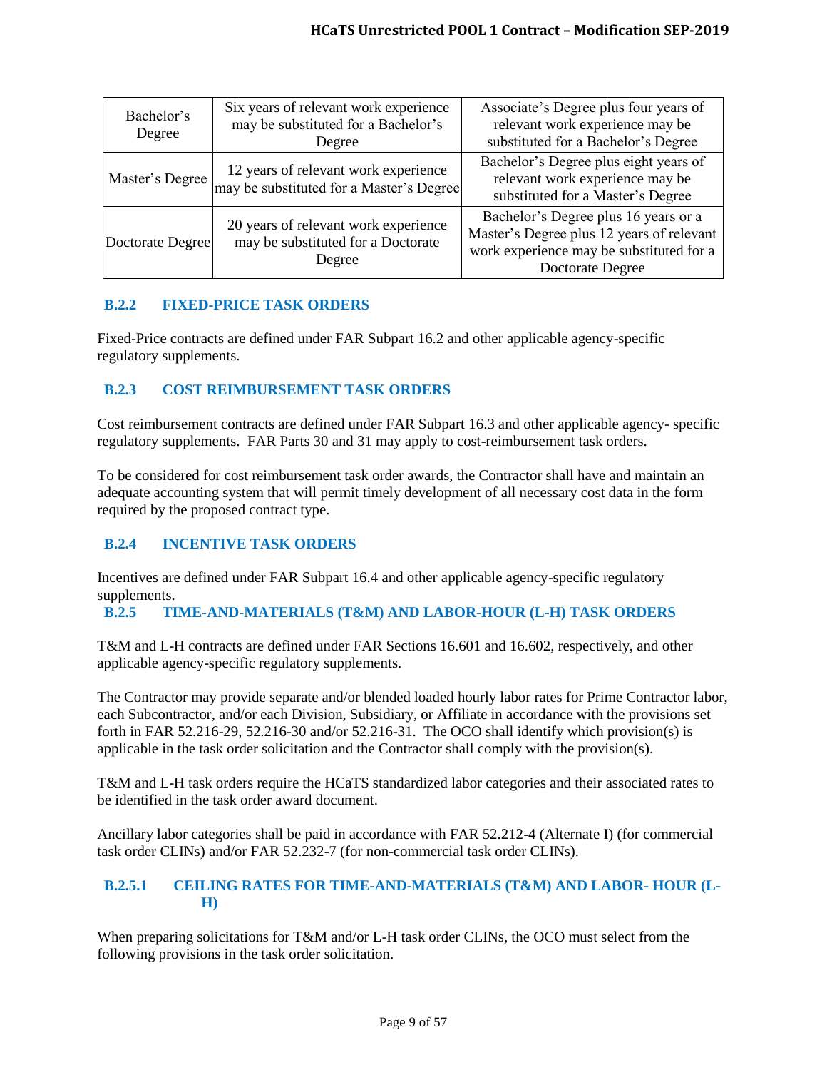| Bachelor's Degree | Six years of relevant work experience may be substituted for a Bachelor's Degree | Associate's Degree plus four years of relevant work experience may be substituted for a Bachelor's Degree |
|---|---|---|
| Master's Degree | 12 years of relevant work experience may be substituted for a Master's Degree | Bachelor's Degree plus eight years of relevant work experience may be substituted for a Master's Degree |
| Doctorate Degree | 20 years of relevant work experience may be substituted for a Doctorate Degree | Bachelor's Degree plus 16 years or a Master's Degree plus 12 years of relevant work experience may be substituted for a Doctorate Degree |

### B.2.2 FIXED-PRICE TASK ORDERS

Fixed-Price contracts are defined under FAR Subpart 16.2 and other applicable agency-specific regulatory supplements.

### B.2.3 COST REIMBURSEMENT TASK ORDERS

Cost reimbursement contracts are defined under FAR Subpart 16.3 and other applicable agency- specific regulatory supplements. FAR Parts 30 and 31 may apply to cost-reimbursement task orders.

To be considered for cost reimbursement task order awards, the Contractor shall have and maintain an adequate accounting system that will permit timely development of all necessary cost data in the form required by the proposed contract type.

### B.2.4 INCENTIVE TASK ORDERS

Incentives are defined under FAR Subpart 16.4 and other applicable agency-specific regulatory supplements.

### B.2.5 TIME-AND-MATERIALS (T&M) AND LABOR-HOUR (L-H) TASK ORDERS

T&M and L-H contracts are defined under FAR Sections 16.601 and 16.602, respectively, and other applicable agency-specific regulatory supplements.

The Contractor may provide separate and/or blended loaded hourly labor rates for Prime Contractor labor, each Subcontractor, and/or each Division, Subsidiary, or Affiliate in accordance with the provisions set forth in FAR 52.216-29, 52.216-30 and/or 52.216-31. The OCO shall identify which provision(s) is applicable in the task order solicitation and the Contractor shall comply with the provision(s).

T&M and L-H task orders require the HCaTS standardized labor categories and their associated rates to be identified in the task order award document.

Ancillary labor categories shall be paid in accordance with FAR 52.212-4 (Alternate I) (for commercial task order CLINs) and/or FAR 52.232-7 (for non-commercial task order CLINs).

#### B.2.5.1 CEILING RATES FOR TIME-AND-MATERIALS (T&M) AND LABOR- HOUR (L-H)

When preparing solicitations for T&M and/or L-H task order CLINs, the OCO must select from the following provisions in the task order solicitation.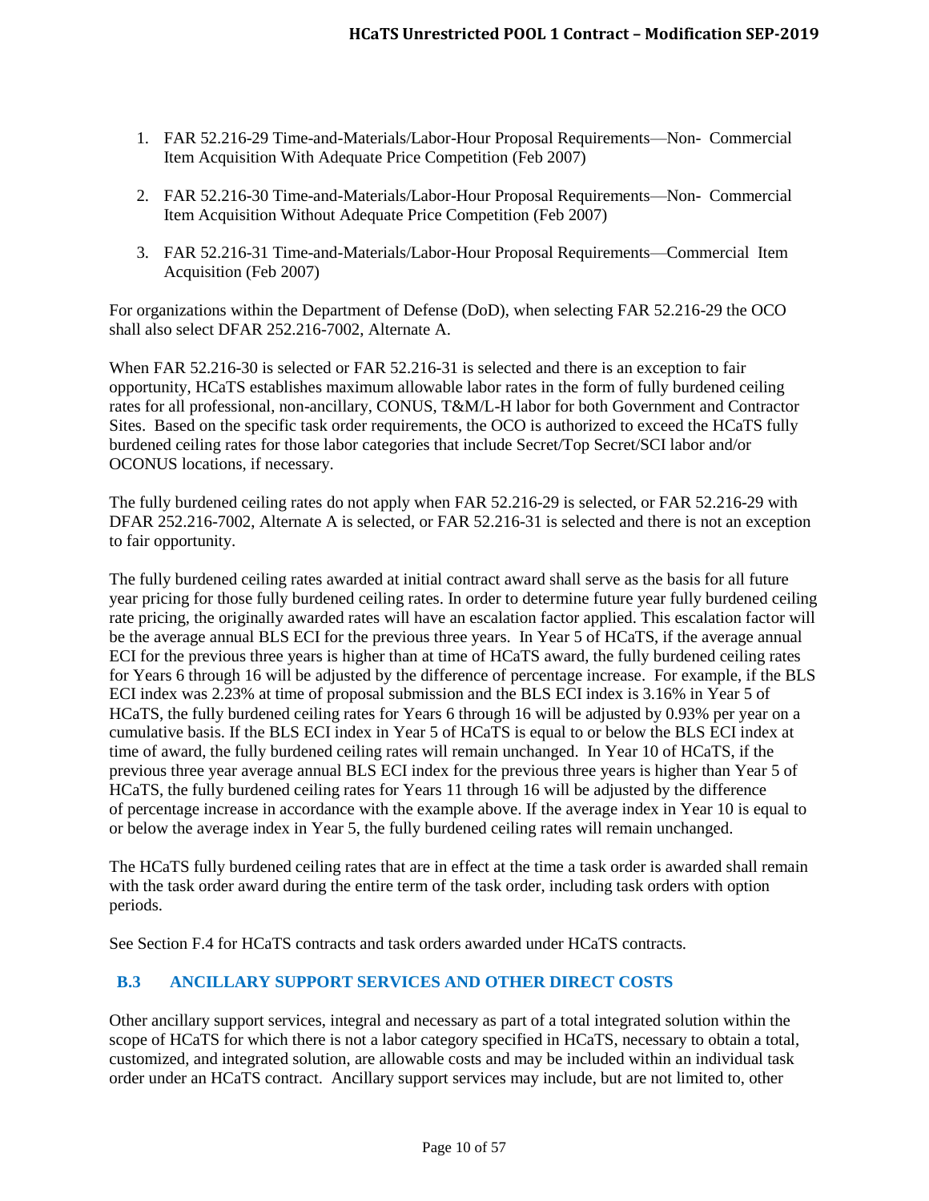1. FAR 52.216-29 Time-and-Materials/Labor-Hour Proposal Requirements—Non- Commercial Item Acquisition With Adequate Price Competition (Feb 2007)

2. FAR 52.216-30 Time-and-Materials/Labor-Hour Proposal Requirements—Non- Commercial Item Acquisition Without Adequate Price Competition (Feb 2007)

3. FAR 52.216-31 Time-and-Materials/Labor-Hour Proposal Requirements—Commercial Item Acquisition (Feb 2007)

For organizations within the Department of Defense (DoD), when selecting FAR 52.216-29 the OCO shall also select DFAR 252.216-7002, Alternate A.

When FAR 52.216-30 is selected or FAR 52.216-31 is selected and there is an exception to fair opportunity, HCaTS establishes maximum allowable labor rates in the form of fully burdened ceiling rates for all professional, non-ancillary, CONUS, T&M/L-H labor for both Government and Contractor Sites. Based on the specific task order requirements, the OCO is authorized to exceed the HCaTS fully burdened ceiling rates for those labor categories that include Secret/Top Secret/SCI labor and/or OCONUS locations, if necessary.

The fully burdened ceiling rates do not apply when FAR 52.216-29 is selected, or FAR 52.216-29 with DFAR 252.216-7002, Alternate A is selected, or FAR 52.216-31 is selected and there is not an exception to fair opportunity.

The fully burdened ceiling rates awarded at initial contract award shall serve as the basis for all future year pricing for those fully burdened ceiling rates. In order to determine future year fully burdened ceiling rate pricing, the originally awarded rates will have an escalation factor applied. This escalation factor will be the average annual BLS ECI for the previous three years. In Year 5 of HCaTS, if the average annual ECI for the previous three years is higher than at time of HCaTS award, the fully burdened ceiling rates for Years 6 through 16 will be adjusted by the difference of percentage increase. For example, if the BLS ECI index was 2.23% at time of proposal submission and the BLS ECI index is 3.16% in Year 5 of HCaTS, the fully burdened ceiling rates for Years 6 through 16 will be adjusted by 0.93% per year on a cumulative basis. If the BLS ECI index in Year 5 of HCaTS is equal to or below the BLS ECI index at time of award, the fully burdened ceiling rates will remain unchanged. In Year 10 of HCaTS, if the previous three year average annual BLS ECI index for the previous three years is higher than Year 5 of HCaTS, the fully burdened ceiling rates for Years 11 through 16 will be adjusted by the difference of percentage increase in accordance with the example above. If the average index in Year 10 is equal to or below the average index in Year 5, the fully burdened ceiling rates will remain unchanged.

The HCaTS fully burdened ceiling rates that are in effect at the time a task order is awarded shall remain with the task order award during the entire term of the task order, including task orders with option periods.

See Section F.4 for HCaTS contracts and task orders awarded under HCaTS contracts.

## B.3 ANCILLARY SUPPORT SERVICES AND OTHER DIRECT COSTS

Other ancillary support services, integral and necessary as part of a total integrated solution within the scope of HCaTS for which there is not a labor category specified in HCaTS, necessary to obtain a total, customized, and integrated solution, are allowable costs and may be included within an individual task order under an HCaTS contract. Ancillary support services may include, but are not limited to, other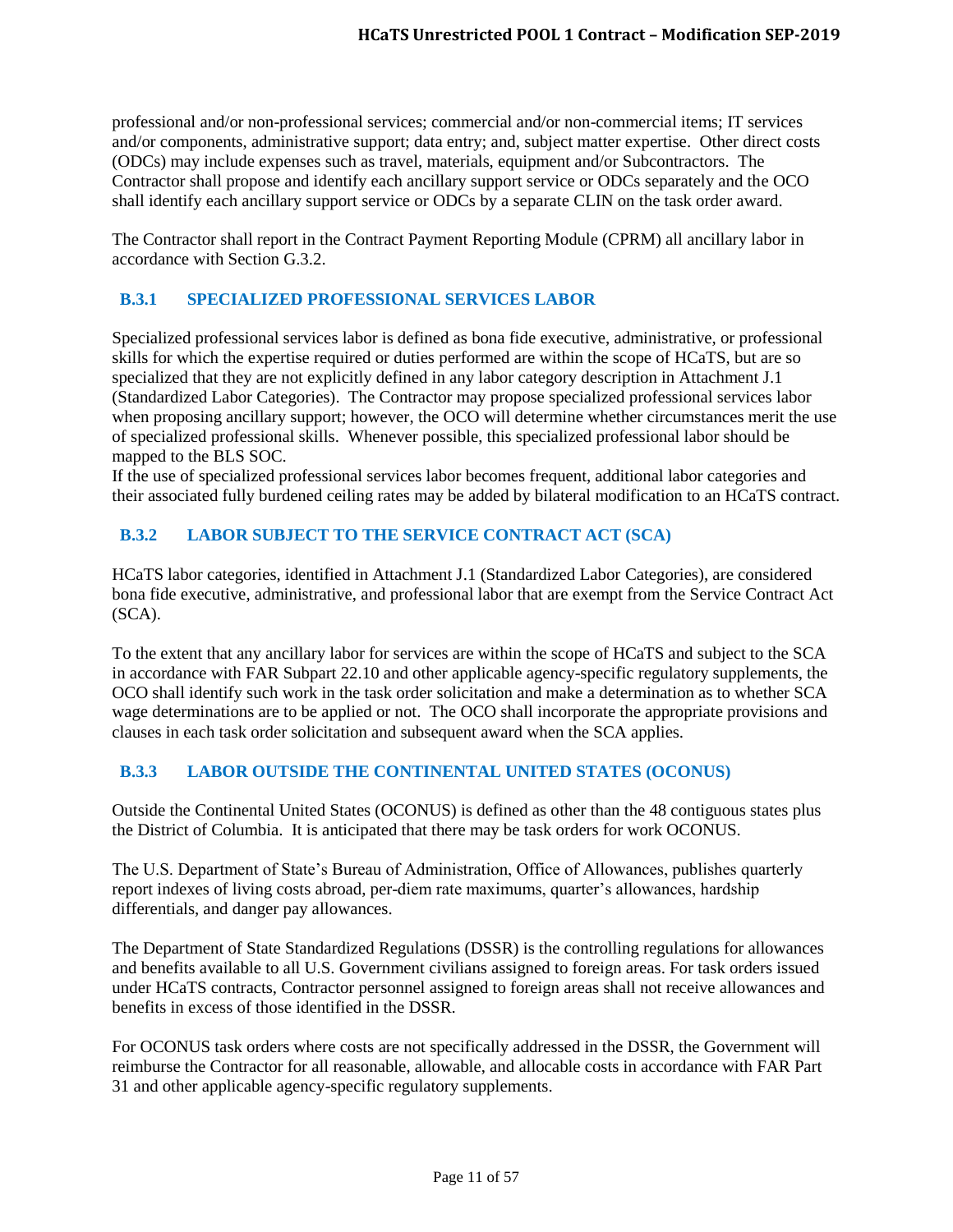professional and/or non-professional services; commercial and/or non-commercial items; IT services and/or components, administrative support; data entry; and, subject matter expertise. Other direct costs (ODCs) may include expenses such as travel, materials, equipment and/or Subcontractors. The Contractor shall propose and identify each ancillary support service or ODCs separately and the OCO shall identify each ancillary support service or ODCs by a separate CLIN on the task order award.

The Contractor shall report in the Contract Payment Reporting Module (CPRM) all ancillary labor in accordance with Section G.3.2.

### B.3.1 SPECIALIZED PROFESSIONAL SERVICES LABOR

Specialized professional services labor is defined as bona fide executive, administrative, or professional skills for which the expertise required or duties performed are within the scope of HCaTS, but are so specialized that they are not explicitly defined in any labor category description in Attachment J.1 (Standardized Labor Categories). The Contractor may propose specialized professional services labor when proposing ancillary support; however, the OCO will determine whether circumstances merit the use of specialized professional skills. Whenever possible, this specialized professional labor should be mapped to the BLS SOC.

If the use of specialized professional services labor becomes frequent, additional labor categories and their associated fully burdened ceiling rates may be added by bilateral modification to an HCaTS contract.

### B.3.2 LABOR SUBJECT TO THE SERVICE CONTRACT ACT (SCA)

HCaTS labor categories, identified in Attachment J.1 (Standardized Labor Categories), are considered bona fide executive, administrative, and professional labor that are exempt from the Service Contract Act (SCA).

To the extent that any ancillary labor for services are within the scope of HCaTS and subject to the SCA in accordance with FAR Subpart 22.10 and other applicable agency-specific regulatory supplements, the OCO shall identify such work in the task order solicitation and make a determination as to whether SCA wage determinations are to be applied or not. The OCO shall incorporate the appropriate provisions and clauses in each task order solicitation and subsequent award when the SCA applies.

### B.3.3 LABOR OUTSIDE THE CONTINENTAL UNITED STATES (OCONUS)

Outside the Continental United States (OCONUS) is defined as other than the 48 contiguous states plus the District of Columbia. It is anticipated that there may be task orders for work OCONUS.

The U.S. Department of State's Bureau of Administration, Office of Allowances, publishes quarterly report indexes of living costs abroad, per-diem rate maximums, quarter's allowances, hardship differentials, and danger pay allowances.

The Department of State Standardized Regulations (DSSR) is the controlling regulations for allowances and benefits available to all U.S. Government civilians assigned to foreign areas. For task orders issued under HCaTS contracts, Contractor personnel assigned to foreign areas shall not receive allowances and benefits in excess of those identified in the DSSR.

For OCONUS task orders where costs are not specifically addressed in the DSSR, the Government will reimburse the Contractor for all reasonable, allowable, and allocable costs in accordance with FAR Part 31 and other applicable agency-specific regulatory supplements.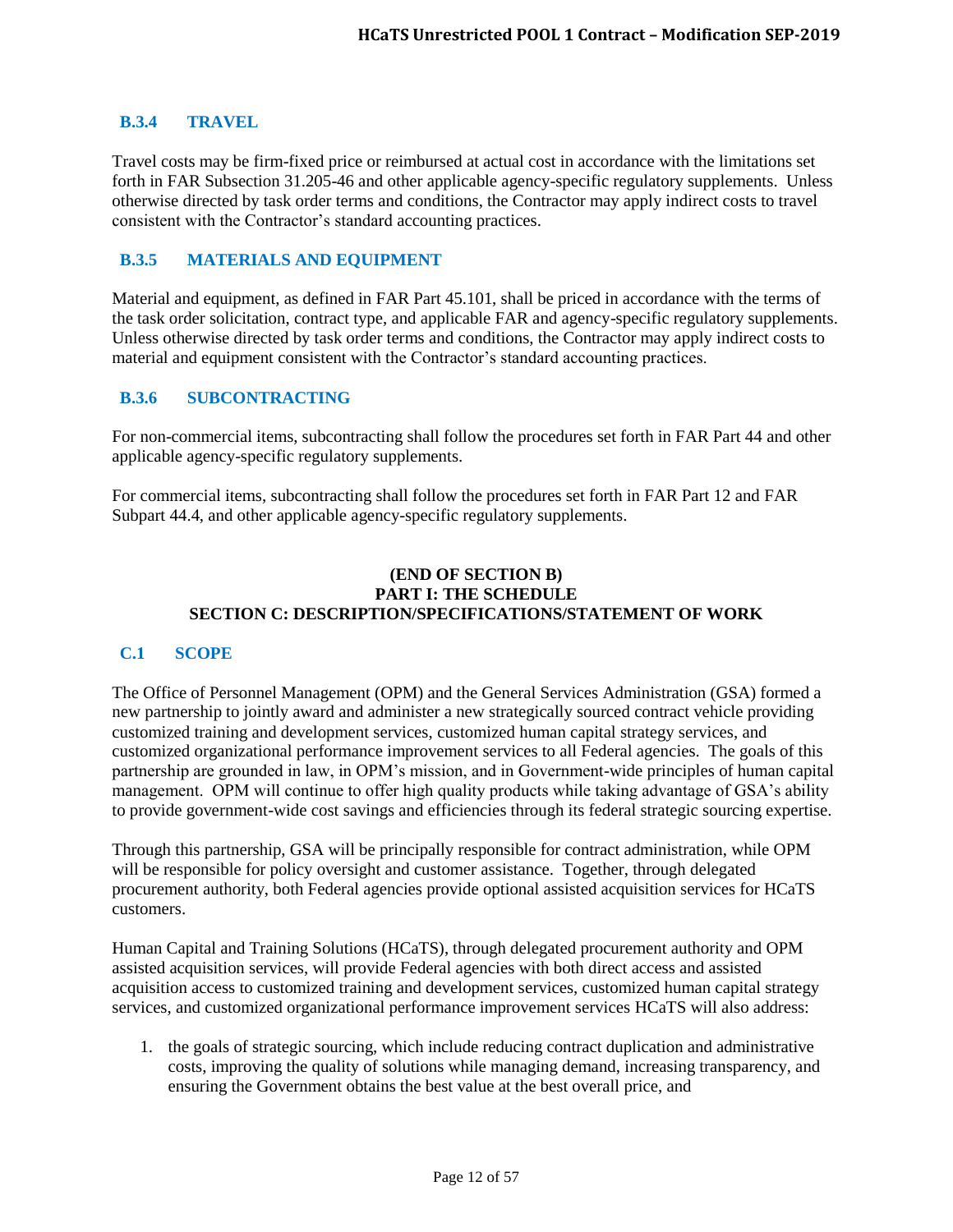### B.3.4 TRAVEL

Travel costs may be firm-fixed price or reimbursed at actual cost in accordance with the limitations set forth in FAR Subsection 31.205-46 and other applicable agency-specific regulatory supplements. Unless otherwise directed by task order terms and conditions, the Contractor may apply indirect costs to travel consistent with the Contractor's standard accounting practices.

### B.3.5 MATERIALS AND EQUIPMENT

Material and equipment, as defined in FAR Part 45.101, shall be priced in accordance with the terms of the task order solicitation, contract type, and applicable FAR and agency-specific regulatory supplements. Unless otherwise directed by task order terms and conditions, the Contractor may apply indirect costs to material and equipment consistent with the Contractor's standard accounting practices.

### B.3.6 SUBCONTRACTING

For non-commercial items, subcontracting shall follow the procedures set forth in FAR Part 44 and other applicable agency-specific regulatory supplements.

For commercial items, subcontracting shall follow the procedures set forth in FAR Part 12 and FAR Subpart 44.4, and other applicable agency-specific regulatory supplements.

**(END OF SECTION B)**

**PART I: THE SCHEDULE**

**SECTION C: DESCRIPTION/SPECIFICATIONS/STATEMENT OF WORK**

## C.1 SCOPE

The Office of Personnel Management (OPM) and the General Services Administration (GSA) formed a new partnership to jointly award and administer a new strategically sourced contract vehicle providing customized training and development services, customized human capital strategy services, and customized organizational performance improvement services to all Federal agencies. The goals of this partnership are grounded in law, in OPM's mission, and in Government-wide principles of human capital management. OPM will continue to offer high quality products while taking advantage of GSA's ability to provide government-wide cost savings and efficiencies through its federal strategic sourcing expertise.

Through this partnership, GSA will be principally responsible for contract administration, while OPM will be responsible for policy oversight and customer assistance. Together, through delegated procurement authority, both Federal agencies provide optional assisted acquisition services for HCaTS customers.

Human Capital and Training Solutions (HCaTS), through delegated procurement authority and OPM assisted acquisition services, will provide Federal agencies with both direct access and assisted acquisition access to customized training and development services, customized human capital strategy services, and customized organizational performance improvement services HCaTS will also address:

1. the goals of strategic sourcing, which include reducing contract duplication and administrative costs, improving the quality of solutions while managing demand, increasing transparency, and ensuring the Government obtains the best value at the best overall price, and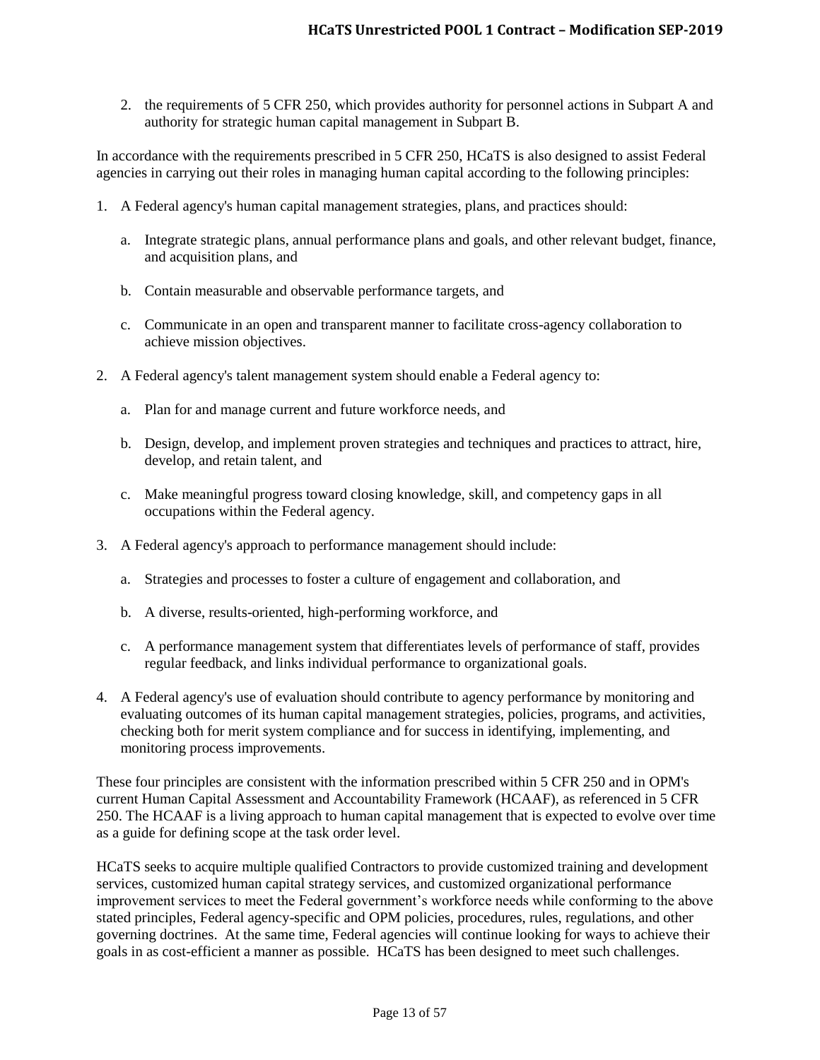2. the requirements of 5 CFR 250, which provides authority for personnel actions in Subpart A and authority for strategic human capital management in Subpart B.

In accordance with the requirements prescribed in 5 CFR 250, HCaTS is also designed to assist Federal agencies in carrying out their roles in managing human capital according to the following principles:

1. A Federal agency's human capital management strategies, plans, and practices should:

   a. Integrate strategic plans, annual performance plans and goals, and other relevant budget, finance, and acquisition plans, and

   b. Contain measurable and observable performance targets, and

   c. Communicate in an open and transparent manner to facilitate cross-agency collaboration to achieve mission objectives.

2. A Federal agency's talent management system should enable a Federal agency to:

   a. Plan for and manage current and future workforce needs, and

   b. Design, develop, and implement proven strategies and techniques and practices to attract, hire, develop, and retain talent, and

   c. Make meaningful progress toward closing knowledge, skill, and competency gaps in all occupations within the Federal agency.

3. A Federal agency's approach to performance management should include:

   a. Strategies and processes to foster a culture of engagement and collaboration, and

   b. A diverse, results-oriented, high-performing workforce, and

   c. A performance management system that differentiates levels of performance of staff, provides regular feedback, and links individual performance to organizational goals.

4. A Federal agency's use of evaluation should contribute to agency performance by monitoring and evaluating outcomes of its human capital management strategies, policies, programs, and activities, checking both for merit system compliance and for success in identifying, implementing, and monitoring process improvements.

These four principles are consistent with the information prescribed within 5 CFR 250 and in OPM's current Human Capital Assessment and Accountability Framework (HCAAF), as referenced in 5 CFR 250. The HCAAF is a living approach to human capital management that is expected to evolve over time as a guide for defining scope at the task order level.

HCaTS seeks to acquire multiple qualified Contractors to provide customized training and development services, customized human capital strategy services, and customized organizational performance improvement services to meet the Federal government's workforce needs while conforming to the above stated principles, Federal agency-specific and OPM policies, procedures, rules, regulations, and other governing doctrines. At the same time, Federal agencies will continue looking for ways to achieve their goals in as cost-efficient a manner as possible. HCaTS has been designed to meet such challenges.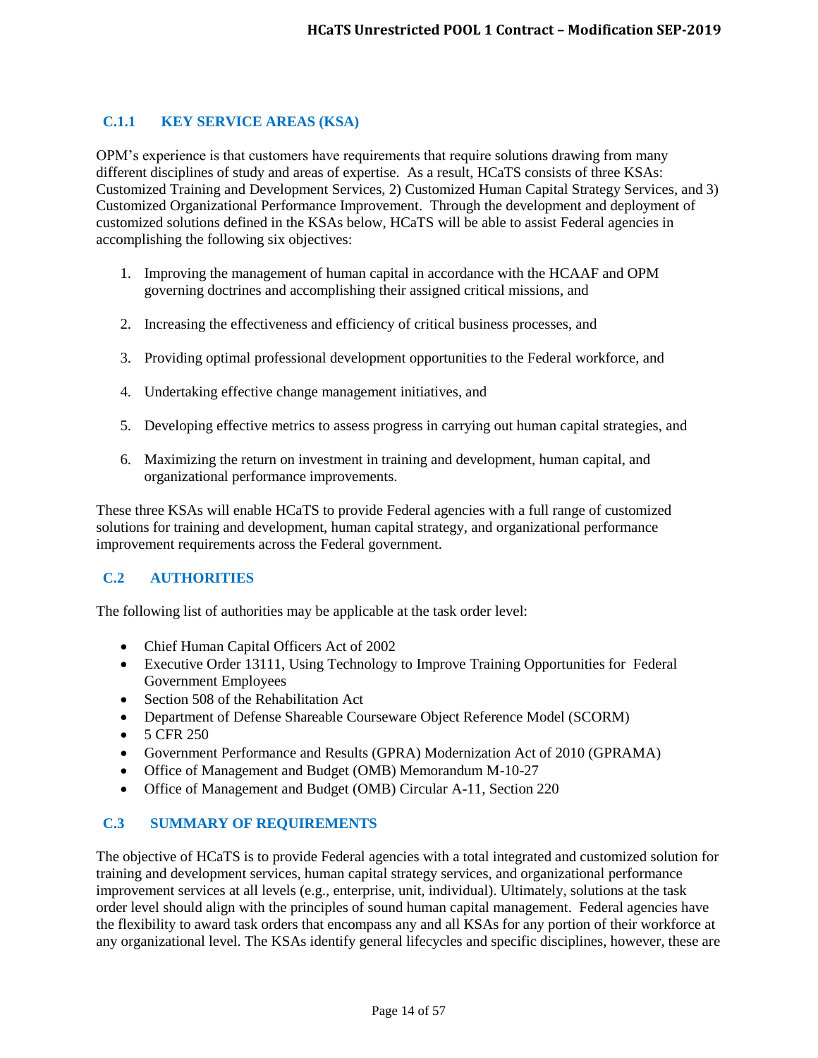### C.1.1 KEY SERVICE AREAS (KSA)

OPM's experience is that customers have requirements that require solutions drawing from many different disciplines of study and areas of expertise. As a result, HCaTS consists of three KSAs: Customized Training and Development Services, 2) Customized Human Capital Strategy Services, and 3) Customized Organizational Performance Improvement. Through the development and deployment of customized solutions defined in the KSAs below, HCaTS will be able to assist Federal agencies in accomplishing the following six objectives:

1. Improving the management of human capital in accordance with the HCAAF and OPM governing doctrines and accomplishing their assigned critical missions, and
2. Increasing the effectiveness and efficiency of critical business processes, and
3. Providing optimal professional development opportunities to the Federal workforce, and
4. Undertaking effective change management initiatives, and
5. Developing effective metrics to assess progress in carrying out human capital strategies, and
6. Maximizing the return on investment in training and development, human capital, and organizational performance improvements.

These three KSAs will enable HCaTS to provide Federal agencies with a full range of customized solutions for training and development, human capital strategy, and organizational performance improvement requirements across the Federal government.

## C.2 AUTHORITIES

The following list of authorities may be applicable at the task order level:

- Chief Human Capital Officers Act of 2002
- Executive Order 13111, Using Technology to Improve Training Opportunities for Federal Government Employees
- Section 508 of the Rehabilitation Act
- Department of Defense Shareable Courseware Object Reference Model (SCORM)
- 5 CFR 250
- Government Performance and Results (GPRA) Modernization Act of 2010 (GPRAMA)
- Office of Management and Budget (OMB) Memorandum M-10-27
- Office of Management and Budget (OMB) Circular A-11, Section 220

## C.3 SUMMARY OF REQUIREMENTS

The objective of HCaTS is to provide Federal agencies with a total integrated and customized solution for training and development services, human capital strategy services, and organizational performance improvement services at all levels (e.g., enterprise, unit, individual). Ultimately, solutions at the task order level should align with the principles of sound human capital management. Federal agencies have the flexibility to award task orders that encompass any and all KSAs for any portion of their workforce at any organizational level. The KSAs identify general lifecycles and specific disciplines, however, these are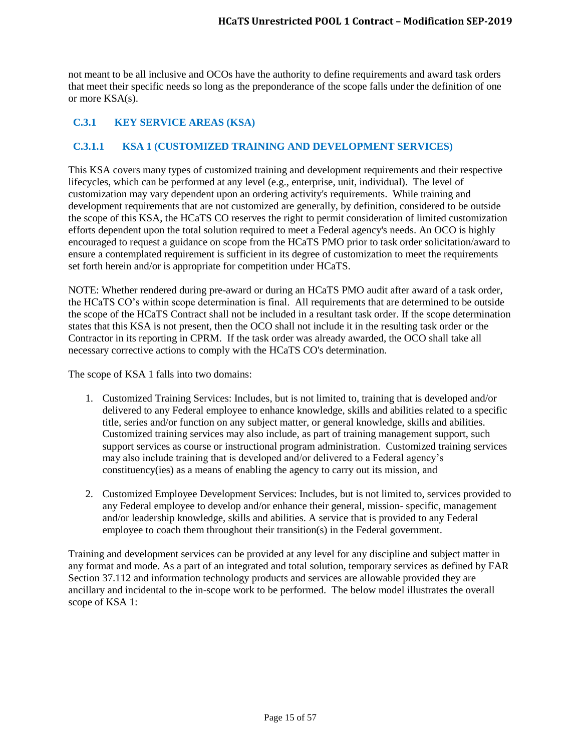not meant to be all inclusive and OCOs have the authority to define requirements and award task orders that meet their specific needs so long as the preponderance of the scope falls under the definition of one or more KSA(s).

### C.3.1 KEY SERVICE AREAS (KSA)

#### C.3.1.1 KSA 1 (CUSTOMIZED TRAINING AND DEVELOPMENT SERVICES)

This KSA covers many types of customized training and development requirements and their respective lifecycles, which can be performed at any level (e.g., enterprise, unit, individual). The level of customization may vary dependent upon an ordering activity's requirements. While training and development requirements that are not customized are generally, by definition, considered to be outside the scope of this KSA, the HCaTS CO reserves the right to permit consideration of limited customization efforts dependent upon the total solution required to meet a Federal agency's needs. An OCO is highly encouraged to request a guidance on scope from the HCaTS PMO prior to task order solicitation/award to ensure a contemplated requirement is sufficient in its degree of customization to meet the requirements set forth herein and/or is appropriate for competition under HCaTS.

NOTE: Whether rendered during pre-award or during an HCaTS PMO audit after award of a task order, the HCaTS CO's within scope determination is final. All requirements that are determined to be outside the scope of the HCaTS Contract shall not be included in a resultant task order. If the scope determination states that this KSA is not present, then the OCO shall not include it in the resulting task order or the Contractor in its reporting in CPRM. If the task order was already awarded, the OCO shall take all necessary corrective actions to comply with the HCaTS CO's determination.

The scope of KSA 1 falls into two domains:

1. Customized Training Services: Includes, but is not limited to, training that is developed and/or delivered to any Federal employee to enhance knowledge, skills and abilities related to a specific title, series and/or function on any subject matter, or general knowledge, skills and abilities. Customized training services may also include, as part of training management support, such support services as course or instructional program administration. Customized training services may also include training that is developed and/or delivered to a Federal agency's constituency(ies) as a means of enabling the agency to carry out its mission, and

2. Customized Employee Development Services: Includes, but is not limited to, services provided to any Federal employee to develop and/or enhance their general, mission- specific, management and/or leadership knowledge, skills and abilities. A service that is provided to any Federal employee to coach them throughout their transition(s) in the Federal government.

Training and development services can be provided at any level for any discipline and subject matter in any format and mode. As a part of an integrated and total solution, temporary services as defined by FAR Section 37.112 and information technology products and services are allowable provided they are ancillary and incidental to the in-scope work to be performed. The below model illustrates the overall scope of KSA 1: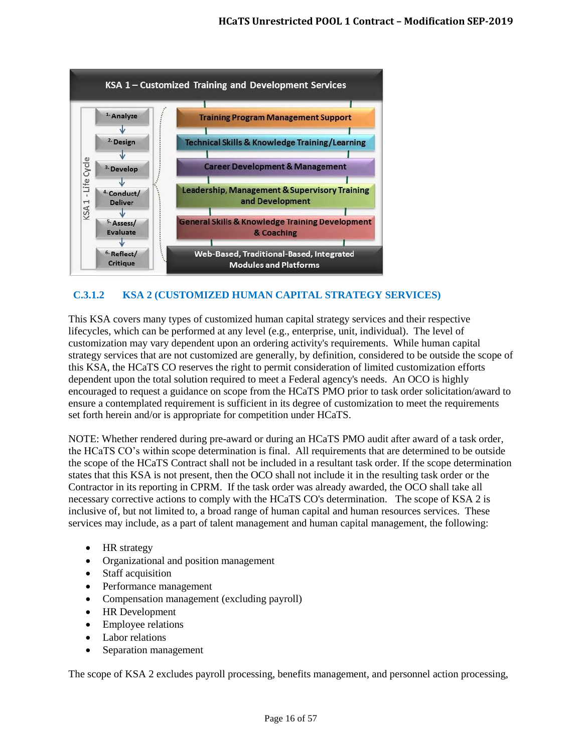KSA 1 – Customized Training and Development Services

KSA 1 - Life Cycle

1. Analyze
2. Design
3. Develop
4. Conduct/ Deliver
5. Assess/ Evaluate
6. Reflect/ Critique

- Training Program Management Support
- Technical Skills & Knowledge Training/Learning
- Career Development & Management
- Leadership, Management & Supervisory Training and Development
- General Skills & Knowledge Training Development & Coaching
- Web-Based, Traditional-Based, Integrated Modules and Platforms

### C.3.1.2 KSA 2 (CUSTOMIZED HUMAN CAPITAL STRATEGY SERVICES)

This KSA covers many types of customized human capital strategy services and their respective lifecycles, which can be performed at any level (e.g., enterprise, unit, individual). The level of customization may vary dependent upon an ordering activity's requirements. While human capital strategy services that are not customized are generally, by definition, considered to be outside the scope of this KSA, the HCaTS CO reserves the right to permit consideration of limited customization efforts dependent upon the total solution required to meet a Federal agency's needs. An OCO is highly encouraged to request a guidance on scope from the HCaTS PMO prior to task order solicitation/award to ensure a contemplated requirement is sufficient in its degree of customization to meet the requirements set forth herein and/or is appropriate for competition under HCaTS.

NOTE: Whether rendered during pre-award or during an HCaTS PMO audit after award of a task order, the HCaTS CO's within scope determination is final. All requirements that are determined to be outside the scope of the HCaTS Contract shall not be included in a resultant task order. If the scope determination states that this KSA is not present, then the OCO shall not include it in the resulting task order or the Contractor in its reporting in CPRM. If the task order was already awarded, the OCO shall take all necessary corrective actions to comply with the HCaTS CO's determination. The scope of KSA 2 is inclusive of, but not limited to, a broad range of human capital and human resources services. These services may include, as a part of talent management and human capital management, the following:

- HR strategy
- Organizational and position management
- Staff acquisition
- Performance management
- Compensation management (excluding payroll)
- HR Development
- Employee relations
- Labor relations
- Separation management

The scope of KSA 2 excludes payroll processing, benefits management, and personnel action processing,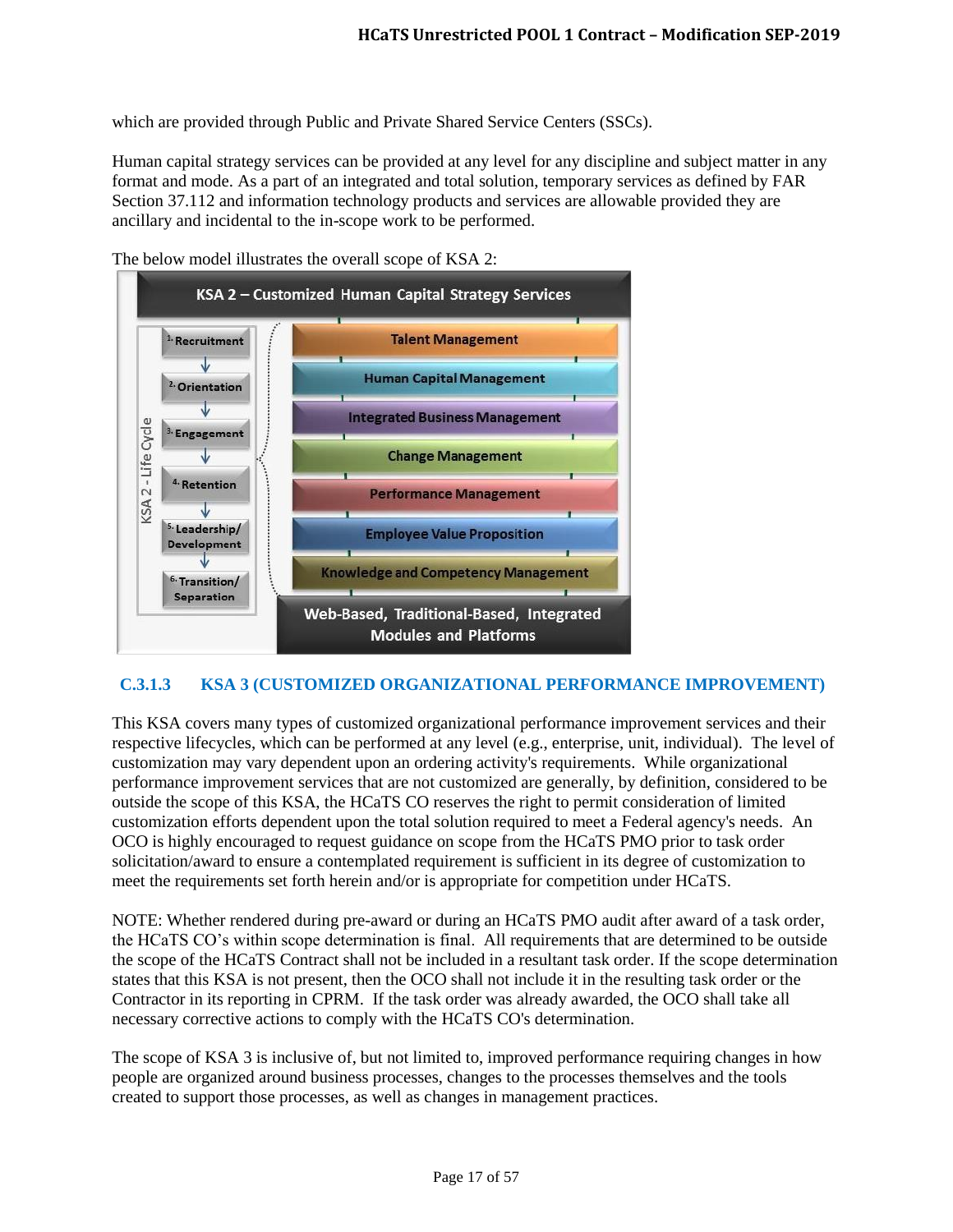which are provided through Public and Private Shared Service Centers (SSCs).

Human capital strategy services can be provided at any level for any discipline and subject matter in any format and mode. As a part of an integrated and total solution, temporary services as defined by FAR Section 37.112 and information technology products and services are allowable provided they are ancillary and incidental to the in-scope work to be performed.

The below model illustrates the overall scope of KSA 2:

**KSA 2 – Customized Human Capital Strategy Services**

KSA 2 - Life Cycle:

1. Recruitment
2. Orientation
3. Engagement
4. Retention
5. Leadership/ Development
6. Transition/ Separation

- Talent Management
- Human Capital Management
- Integrated Business Management
- Change Management
- Performance Management
- Employee Value Proposition
- Knowledge and Competency Management

**Web-Based, Traditional-Based, Integrated Modules and Platforms**

### C.3.1.3 KSA 3 (CUSTOMIZED ORGANIZATIONAL PERFORMANCE IMPROVEMENT)

This KSA covers many types of customized organizational performance improvement services and their respective lifecycles, which can be performed at any level (e.g., enterprise, unit, individual). The level of customization may vary dependent upon an ordering activity's requirements. While organizational performance improvement services that are not customized are generally, by definition, considered to be outside the scope of this KSA, the HCaTS CO reserves the right to permit consideration of limited customization efforts dependent upon the total solution required to meet a Federal agency's needs. An OCO is highly encouraged to request guidance on scope from the HCaTS PMO prior to task order solicitation/award to ensure a contemplated requirement is sufficient in its degree of customization to meet the requirements set forth herein and/or is appropriate for competition under HCaTS.

NOTE: Whether rendered during pre-award or during an HCaTS PMO audit after award of a task order, the HCaTS CO's within scope determination is final. All requirements that are determined to be outside the scope of the HCaTS Contract shall not be included in a resultant task order. If the scope determination states that this KSA is not present, then the OCO shall not include it in the resulting task order or the Contractor in its reporting in CPRM. If the task order was already awarded, the OCO shall take all necessary corrective actions to comply with the HCaTS CO's determination.

The scope of KSA 3 is inclusive of, but not limited to, improved performance requiring changes in how people are organized around business processes, changes to the processes themselves and the tools created to support those processes, as well as changes in management practices.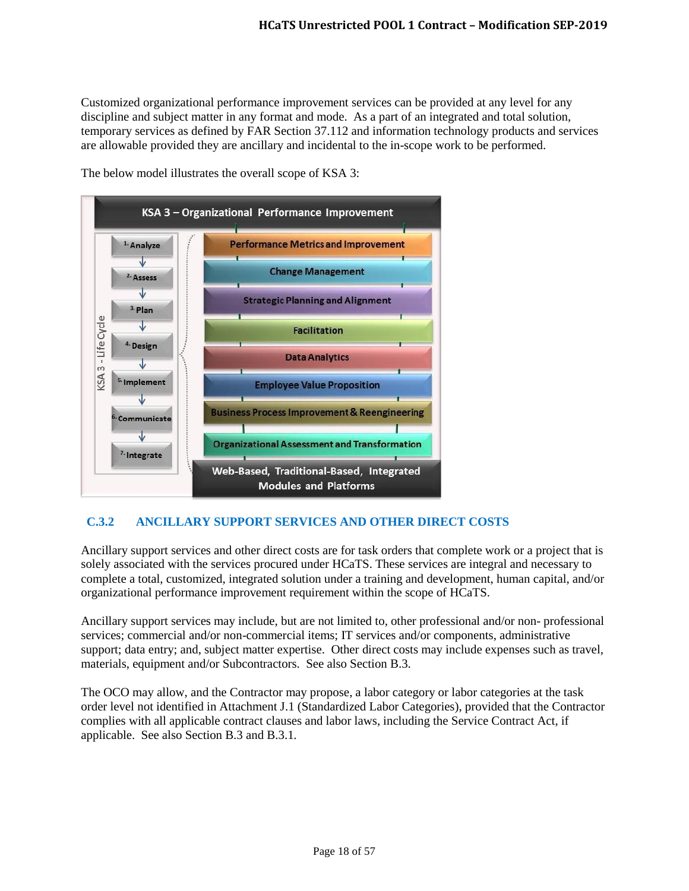Customized organizational performance improvement services can be provided at any level for any discipline and subject matter in any format and mode. As a part of an integrated and total solution, temporary services as defined by FAR Section 37.112 and information technology products and services are allowable provided they are ancillary and incidental to the in-scope work to be performed.

The below model illustrates the overall scope of KSA 3:

**KSA 3 – Organizational Performance Improvement**

KSA 3 - Life Cycle:

1. Analyze
2. Assess
3. Plan
4. Design
5. Implement
6. Communicate
7. Integrate

- Performance Metrics and Improvement
- Change Management
- Strategic Planning and Alignment
- Facilitation
- Data Analytics
- Employee Value Proposition
- Business Process Improvement & Reengineering
- Organizational Assessment and Transformation

Web-Based, Traditional-Based, Integrated Modules and Platforms

## C.3.2 ANCILLARY SUPPORT SERVICES AND OTHER DIRECT COSTS

Ancillary support services and other direct costs are for task orders that complete work or a project that is solely associated with the services procured under HCaTS. These services are integral and necessary to complete a total, customized, integrated solution under a training and development, human capital, and/or organizational performance improvement requirement within the scope of HCaTS.

Ancillary support services may include, but are not limited to, other professional and/or non- professional services; commercial and/or non-commercial items; IT services and/or components, administrative support; data entry; and, subject matter expertise. Other direct costs may include expenses such as travel, materials, equipment and/or Subcontractors. See also Section B.3.

The OCO may allow, and the Contractor may propose, a labor category or labor categories at the task order level not identified in Attachment J.1 (Standardized Labor Categories), provided that the Contractor complies with all applicable contract clauses and labor laws, including the Service Contract Act, if applicable. See also Section B.3 and B.3.1.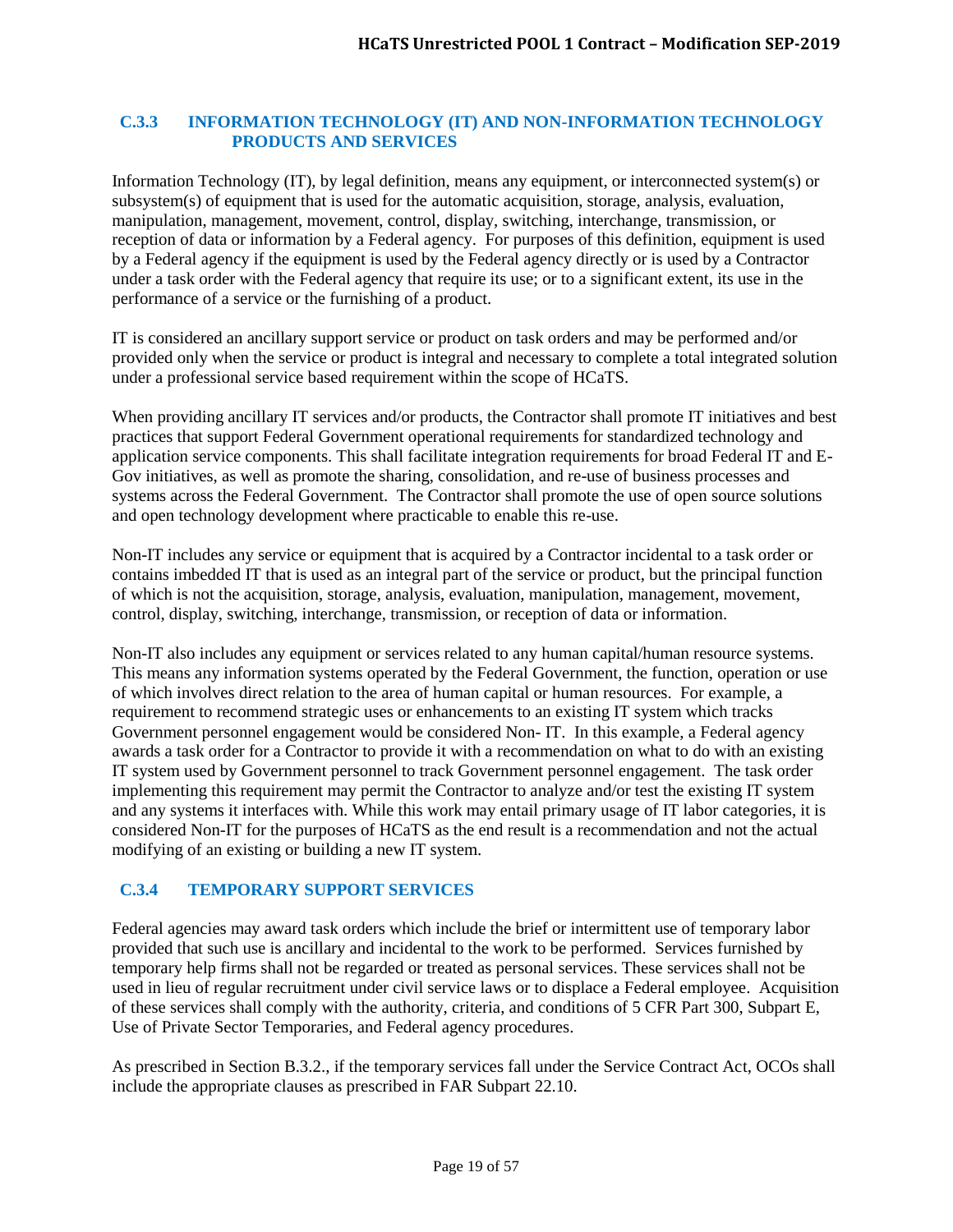### C.3.3 INFORMATION TECHNOLOGY (IT) AND NON-INFORMATION TECHNOLOGY PRODUCTS AND SERVICES

Information Technology (IT), by legal definition, means any equipment, or interconnected system(s) or subsystem(s) of equipment that is used for the automatic acquisition, storage, analysis, evaluation, manipulation, management, movement, control, display, switching, interchange, transmission, or reception of data or information by a Federal agency. For purposes of this definition, equipment is used by a Federal agency if the equipment is used by the Federal agency directly or is used by a Contractor under a task order with the Federal agency that require its use; or to a significant extent, its use in the performance of a service or the furnishing of a product.

IT is considered an ancillary support service or product on task orders and may be performed and/or provided only when the service or product is integral and necessary to complete a total integrated solution under a professional service based requirement within the scope of HCaTS.

When providing ancillary IT services and/or products, the Contractor shall promote IT initiatives and best practices that support Federal Government operational requirements for standardized technology and application service components. This shall facilitate integration requirements for broad Federal IT and E-Gov initiatives, as well as promote the sharing, consolidation, and re-use of business processes and systems across the Federal Government. The Contractor shall promote the use of open source solutions and open technology development where practicable to enable this re-use.

Non-IT includes any service or equipment that is acquired by a Contractor incidental to a task order or contains imbedded IT that is used as an integral part of the service or product, but the principal function of which is not the acquisition, storage, analysis, evaluation, manipulation, management, movement, control, display, switching, interchange, transmission, or reception of data or information.

Non-IT also includes any equipment or services related to any human capital/human resource systems. This means any information systems operated by the Federal Government, the function, operation or use of which involves direct relation to the area of human capital or human resources. For example, a requirement to recommend strategic uses or enhancements to an existing IT system which tracks Government personnel engagement would be considered Non- IT. In this example, a Federal agency awards a task order for a Contractor to provide it with a recommendation on what to do with an existing IT system used by Government personnel to track Government personnel engagement. The task order implementing this requirement may permit the Contractor to analyze and/or test the existing IT system and any systems it interfaces with. While this work may entail primary usage of IT labor categories, it is considered Non-IT for the purposes of HCaTS as the end result is a recommendation and not the actual modifying of an existing or building a new IT system.

### C.3.4 TEMPORARY SUPPORT SERVICES

Federal agencies may award task orders which include the brief or intermittent use of temporary labor provided that such use is ancillary and incidental to the work to be performed. Services furnished by temporary help firms shall not be regarded or treated as personal services. These services shall not be used in lieu of regular recruitment under civil service laws or to displace a Federal employee. Acquisition of these services shall comply with the authority, criteria, and conditions of 5 CFR Part 300, Subpart E, Use of Private Sector Temporaries, and Federal agency procedures.

As prescribed in Section B.3.2., if the temporary services fall under the Service Contract Act, OCOs shall include the appropriate clauses as prescribed in FAR Subpart 22.10.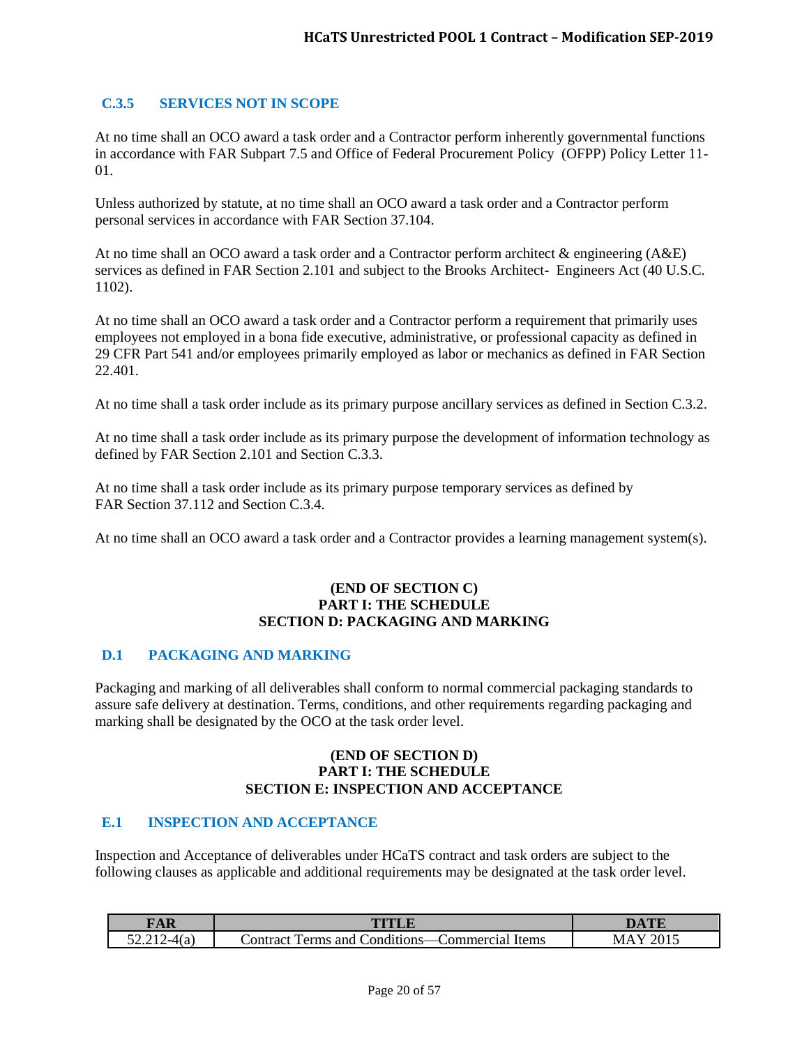### C.3.5 SERVICES NOT IN SCOPE

At no time shall an OCO award a task order and a Contractor perform inherently governmental functions in accordance with FAR Subpart 7.5 and Office of Federal Procurement Policy (OFPP) Policy Letter 11-01.

Unless authorized by statute, at no time shall an OCO award a task order and a Contractor perform personal services in accordance with FAR Section 37.104.

At no time shall an OCO award a task order and a Contractor perform architect & engineering (A&E) services as defined in FAR Section 2.101 and subject to the Brooks Architect- Engineers Act (40 U.S.C. 1102).

At no time shall an OCO award a task order and a Contractor perform a requirement that primarily uses employees not employed in a bona fide executive, administrative, or professional capacity as defined in 29 CFR Part 541 and/or employees primarily employed as labor or mechanics as defined in FAR Section 22.401.

At no time shall a task order include as its primary purpose ancillary services as defined in Section C.3.2.

At no time shall a task order include as its primary purpose the development of information technology as defined by FAR Section 2.101 and Section C.3.3.

At no time shall a task order include as its primary purpose temporary services as defined by FAR Section 37.112 and Section C.3.4.

At no time shall an OCO award a task order and a Contractor provides a learning management system(s).

**(END OF SECTION C)**
**PART I: THE SCHEDULE**
**SECTION D: PACKAGING AND MARKING**

### D.1 PACKAGING AND MARKING

Packaging and marking of all deliverables shall conform to normal commercial packaging standards to assure safe delivery at destination. Terms, conditions, and other requirements regarding packaging and marking shall be designated by the OCO at the task order level.

**(END OF SECTION D)**
**PART I: THE SCHEDULE**
**SECTION E: INSPECTION AND ACCEPTANCE**

### E.1 INSPECTION AND ACCEPTANCE

Inspection and Acceptance of deliverables under HCaTS contract and task orders are subject to the following clauses as applicable and additional requirements may be designated at the task order level.

| FAR | TITLE | DATE |
|---|---|---|
| 52.212-4(a) | Contract Terms and Conditions—Commercial Items | MAY 2015 |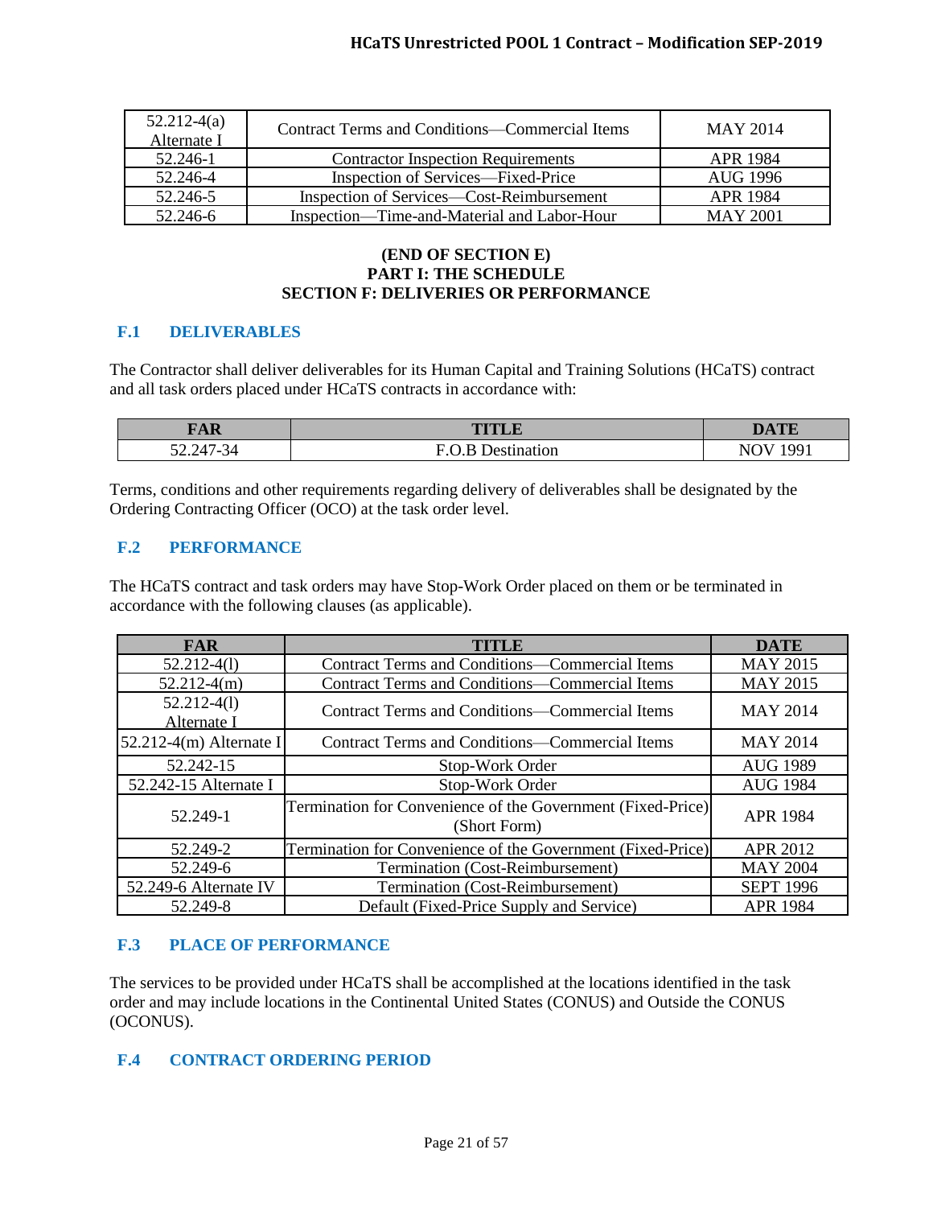| 52.212-4(a) Alternate I | Contract Terms and Conditions—Commercial Items | MAY 2014 |
|---|---|---|
| 52.246-1 | Contractor Inspection Requirements | APR 1984 |
| 52.246-4 | Inspection of Services—Fixed-Price | AUG 1996 |
| 52.246-5 | Inspection of Services—Cost-Reimbursement | APR 1984 |
| 52.246-6 | Inspection—Time-and-Material and Labor-Hour | MAY 2001 |

**(END OF SECTION E)**
**PART I: THE SCHEDULE**
**SECTION F: DELIVERIES OR PERFORMANCE**

## F.1 DELIVERABLES

The Contractor shall deliver deliverables for its Human Capital and Training Solutions (HCaTS) contract and all task orders placed under HCaTS contracts in accordance with:

| FAR | TITLE | DATE |
|---|---|---|
| 52.247-34 | F.O.B Destination | NOV 1991 |

Terms, conditions and other requirements regarding delivery of deliverables shall be designated by the Ordering Contracting Officer (OCO) at the task order level.

## F.2 PERFORMANCE

The HCaTS contract and task orders may have Stop-Work Order placed on them or be terminated in accordance with the following clauses (as applicable).

| FAR | TITLE | DATE |
|---|---|---|
| 52.212-4(l) | Contract Terms and Conditions—Commercial Items | MAY 2015 |
| 52.212-4(m) | Contract Terms and Conditions—Commercial Items | MAY 2015 |
| 52.212-4(l) Alternate I | Contract Terms and Conditions—Commercial Items | MAY 2014 |
| 52.212-4(m) Alternate I | Contract Terms and Conditions—Commercial Items | MAY 2014 |
| 52.242-15 | Stop-Work Order | AUG 1989 |
| 52.242-15 Alternate I | Stop-Work Order | AUG 1984 |
| 52.249-1 | Termination for Convenience of the Government (Fixed-Price) (Short Form) | APR 1984 |
| 52.249-2 | Termination for Convenience of the Government (Fixed-Price) | APR 2012 |
| 52.249-6 | Termination (Cost-Reimbursement) | MAY 2004 |
| 52.249-6 Alternate IV | Termination (Cost-Reimbursement) | SEPT 1996 |
| 52.249-8 | Default (Fixed-Price Supply and Service) | APR 1984 |

## F.3 PLACE OF PERFORMANCE

The services to be provided under HCaTS shall be accomplished at the locations identified in the task order and may include locations in the Continental United States (CONUS) and Outside the CONUS (OCONUS).

## F.4 CONTRACT ORDERING PERIOD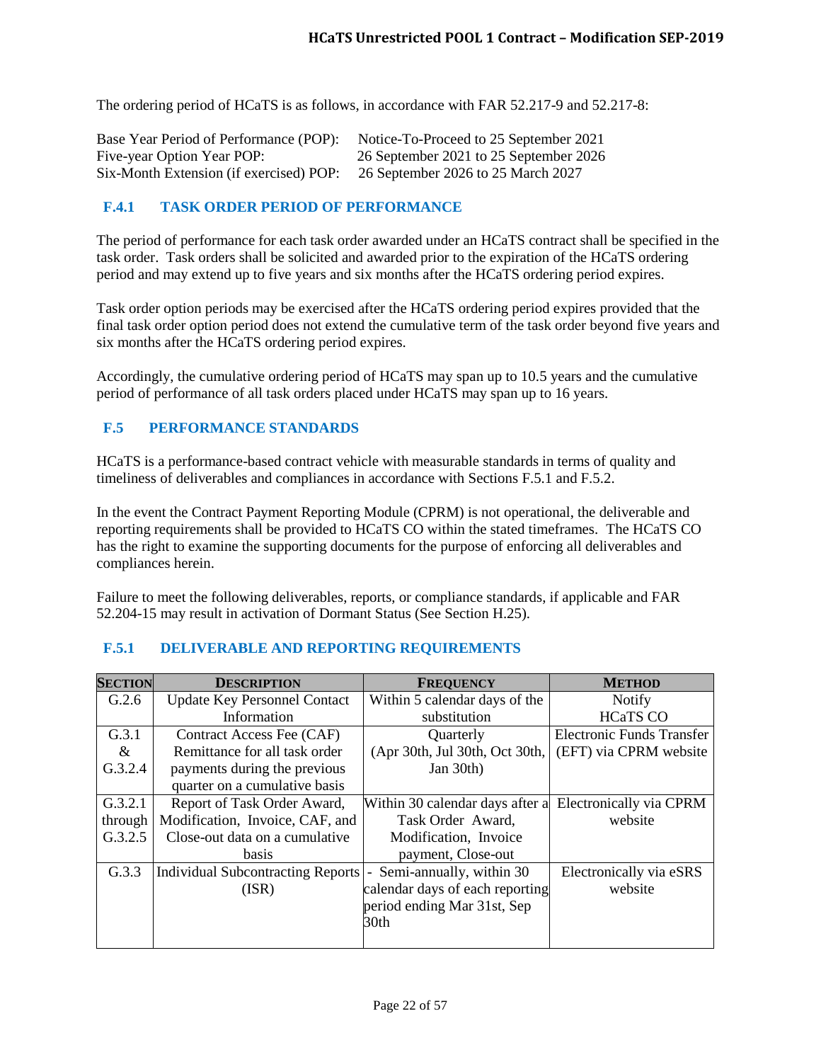The ordering period of HCaTS is as follows, in accordance with FAR 52.217-9 and 52.217-8:

Base Year Period of Performance (POP): Notice-To-Proceed to 25 September 2021
Five-year Option Year POP: 26 September 2021 to 25 September 2026
Six-Month Extension (if exercised) POP: 26 September 2026 to 25 March 2027

### F.4.1 TASK ORDER PERIOD OF PERFORMANCE

The period of performance for each task order awarded under an HCaTS contract shall be specified in the task order. Task orders shall be solicited and awarded prior to the expiration of the HCaTS ordering period and may extend up to five years and six months after the HCaTS ordering period expires.

Task order option periods may be exercised after the HCaTS ordering period expires provided that the final task order option period does not extend the cumulative term of the task order beyond five years and six months after the HCaTS ordering period expires.

Accordingly, the cumulative ordering period of HCaTS may span up to 10.5 years and the cumulative period of performance of all task orders placed under HCaTS may span up to 16 years.

## F.5 PERFORMANCE STANDARDS

HCaTS is a performance-based contract vehicle with measurable standards in terms of quality and timeliness of deliverables and compliances in accordance with Sections F.5.1 and F.5.2.

In the event the Contract Payment Reporting Module (CPRM) is not operational, the deliverable and reporting requirements shall be provided to HCaTS CO within the stated timeframes. The HCaTS CO has the right to examine the supporting documents for the purpose of enforcing all deliverables and compliances herein.

Failure to meet the following deliverables, reports, or compliance standards, if applicable and FAR 52.204-15 may result in activation of Dormant Status (See Section H.25).

### F.5.1 DELIVERABLE AND REPORTING REQUIREMENTS

| SECTION | DESCRIPTION | FREQUENCY | METHOD |
|---|---|---|---|
| G.2.6 | Update Key Personnel Contact Information | Within 5 calendar days of the substitution | Notify HCaTS CO |
| G.3.1 & G.3.2.4 | Contract Access Fee (CAF) Remittance for all task order payments during the previous quarter on a cumulative basis | Quarterly (Apr 30th, Jul 30th, Oct 30th, Jan 30th) | Electronic Funds Transfer (EFT) via CPRM website |
| G.3.2.1 through G.3.2.5 | Report of Task Order Award, Modification, Invoice, CAF, and Close-out data on a cumulative basis | Within 30 calendar days after a Task Order Award, Modification, Invoice payment, Close-out | Electronically via CPRM website |
| G.3.3 | Individual Subcontracting Reports (ISR) | - Semi-annually, within 30 calendar days of each reporting period ending Mar 31st, Sep 30th | Electronically via eSRS website |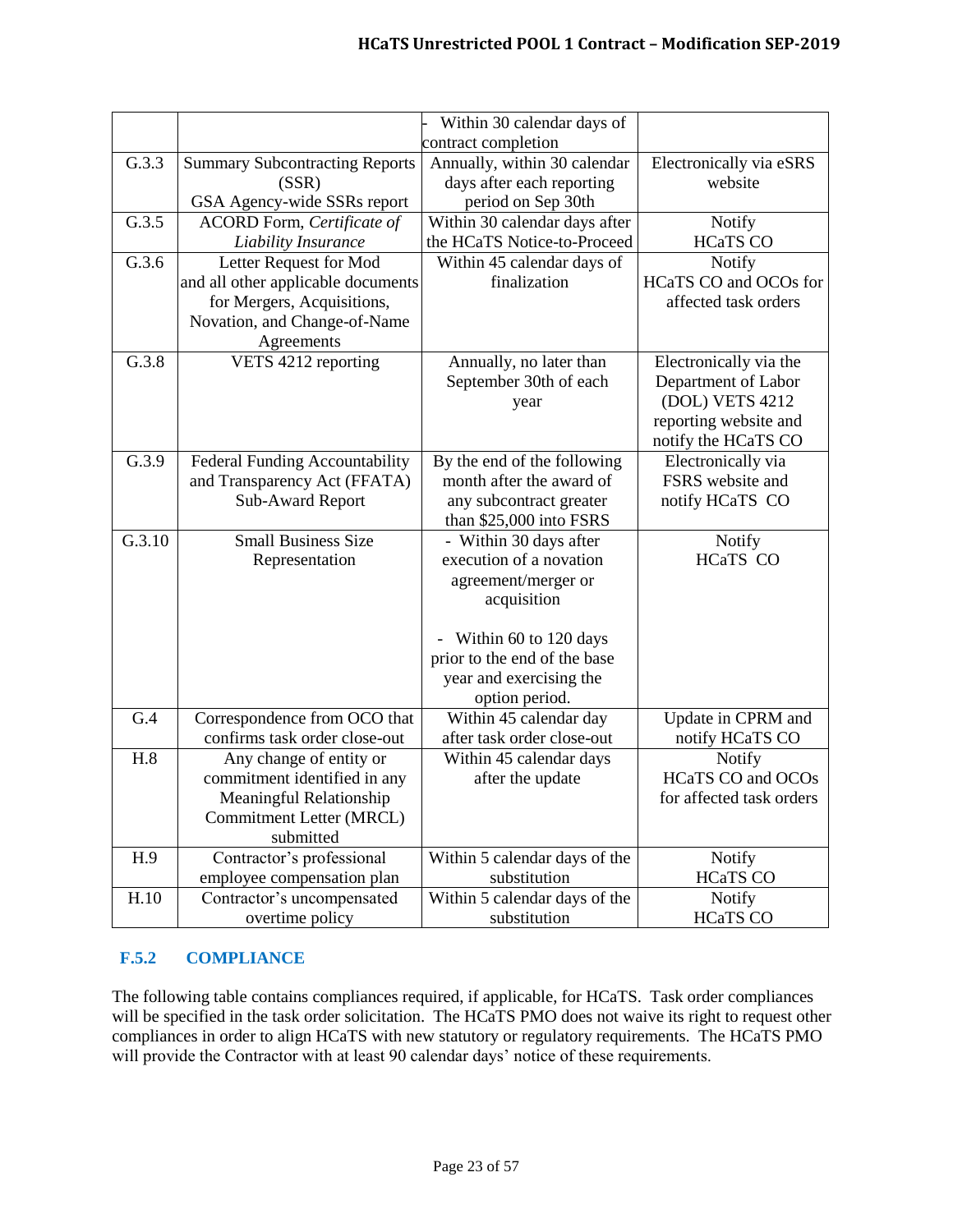| | | - Within 30 calendar days of contract completion | |
|---|---|---|---|
| G.3.3 | Summary Subcontracting Reports (SSR)<br>GSA Agency-wide SSRs report | Annually, within 30 calendar days after each reporting period on Sep 30th | Electronically via eSRS website |
| G.3.5 | ACORD Form, *Certificate of Liability Insurance* | Within 30 calendar days after the HCaTS Notice-to-Proceed | Notify HCaTS CO |
| G.3.6 | Letter Request for Mod and all other applicable documents for Mergers, Acquisitions, Novation, and Change-of-Name Agreements | Within 45 calendar days of finalization | Notify HCaTS CO and OCOs for affected task orders |
| G.3.8 | VETS 4212 reporting | Annually, no later than September 30th of each year | Electronically via the Department of Labor (DOL) VETS 4212 reporting website and notify the HCaTS CO |
| G.3.9 | Federal Funding Accountability and Transparency Act (FFATA) Sub-Award Report | By the end of the following month after the award of any subcontract greater than $25,000 into FSRS | Electronically via FSRS website and notify HCaTS CO |
| G.3.10 | Small Business Size Representation | - Within 30 days after execution of a novation agreement/merger or acquisition<br><br>- Within 60 to 120 days prior to the end of the base year and exercising the option period. | Notify HCaTS CO |
| G.4 | Correspondence from OCO that confirms task order close-out | Within 45 calendar day after task order close-out | Update in CPRM and notify HCaTS CO |
| H.8 | Any change of entity or commitment identified in any Meaningful Relationship Commitment Letter (MRCL) submitted | Within 45 calendar days after the update | Notify HCaTS CO and OCOs for affected task orders |
| H.9 | Contractor's professional employee compensation plan | Within 5 calendar days of the substitution | Notify HCaTS CO |
| H.10 | Contractor's uncompensated overtime policy | Within 5 calendar days of the substitution | Notify HCaTS CO |

### F.5.2 COMPLIANCE

The following table contains compliances required, if applicable, for HCaTS. Task order compliances will be specified in the task order solicitation. The HCaTS PMO does not waive its right to request other compliances in order to align HCaTS with new statutory or regulatory requirements. The HCaTS PMO will provide the Contractor with at least 90 calendar days' notice of these requirements.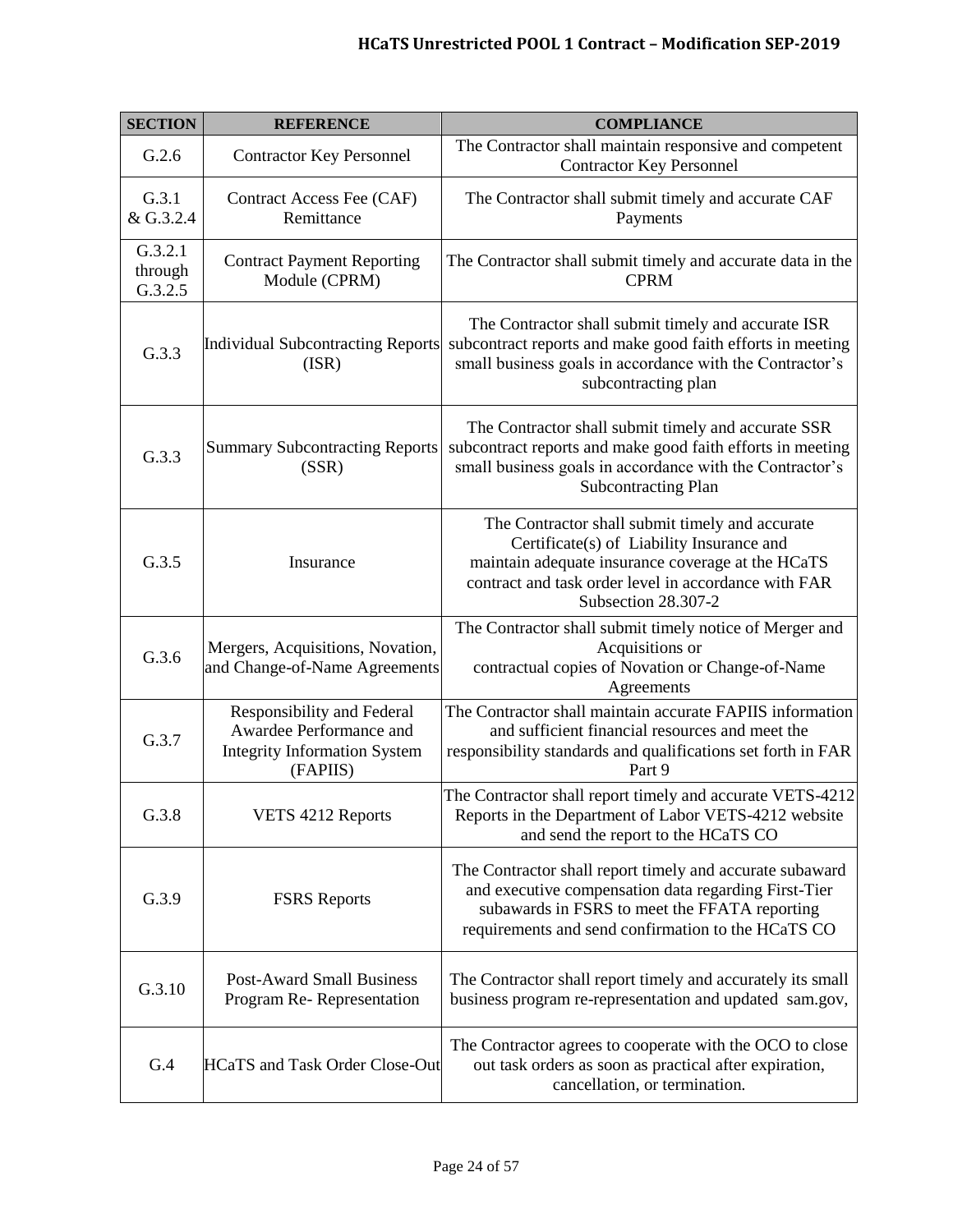| SECTION | REFERENCE | COMPLIANCE |
|---|---|---|
| G.2.6 | Contractor Key Personnel | The Contractor shall maintain responsive and competent Contractor Key Personnel |
| G.3.1 & G.3.2.4 | Contract Access Fee (CAF) Remittance | The Contractor shall submit timely and accurate CAF Payments |
| G.3.2.1 through G.3.2.5 | Contract Payment Reporting Module (CPRM) | The Contractor shall submit timely and accurate data in the CPRM |
| G.3.3 | Individual Subcontracting Reports (ISR) | The Contractor shall submit timely and accurate ISR subcontract reports and make good faith efforts in meeting small business goals in accordance with the Contractor's subcontracting plan |
| G.3.3 | Summary Subcontracting Reports (SSR) | The Contractor shall submit timely and accurate SSR subcontract reports and make good faith efforts in meeting small business goals in accordance with the Contractor's Subcontracting Plan |
| G.3.5 | Insurance | The Contractor shall submit timely and accurate Certificate(s) of Liability Insurance and maintain adequate insurance coverage at the HCaTS contract and task order level in accordance with FAR Subsection 28.307-2 |
| G.3.6 | Mergers, Acquisitions, Novation, and Change-of-Name Agreements | The Contractor shall submit timely notice of Merger and Acquisitions or contractual copies of Novation or Change-of-Name Agreements |
| G.3.7 | Responsibility and Federal Awardee Performance and Integrity Information System (FAPIIS) | The Contractor shall maintain accurate FAPIIS information and sufficient financial resources and meet the responsibility standards and qualifications set forth in FAR Part 9 |
| G.3.8 | VETS 4212 Reports | The Contractor shall report timely and accurate VETS-4212 Reports in the Department of Labor VETS-4212 website and send the report to the HCaTS CO |
| G.3.9 | FSRS Reports | The Contractor shall report timely and accurate subaward and executive compensation data regarding First-Tier subawards in FSRS to meet the FFATA reporting requirements and send confirmation to the HCaTS CO |
| G.3.10 | Post-Award Small Business Program Re- Representation | The Contractor shall report timely and accurately its small business program re-representation and updated sam.gov, |
| G.4 | HCaTS and Task Order Close-Out | The Contractor agrees to cooperate with the OCO to close out task orders as soon as practical after expiration, cancellation, or termination. |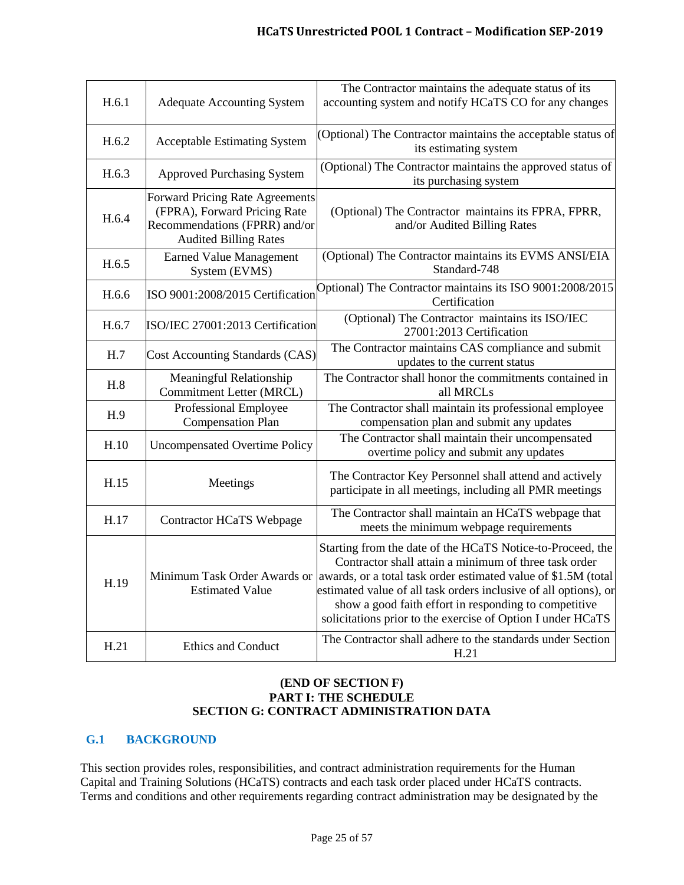| H.6.1 | Adequate Accounting System | The Contractor maintains the adequate status of its accounting system and notify HCaTS CO for any changes |
|---|---|---|
| H.6.2 | Acceptable Estimating System | (Optional) The Contractor maintains the acceptable status of its estimating system |
| H.6.3 | Approved Purchasing System | (Optional) The Contractor maintains the approved status of its purchasing system |
| H.6.4 | Forward Pricing Rate Agreements (FPRA), Forward Pricing Rate Recommendations (FPRR) and/or Audited Billing Rates | (Optional) The Contractor maintains its FPRA, FPRR, and/or Audited Billing Rates |
| H.6.5 | Earned Value Management System (EVMS) | (Optional) The Contractor maintains its EVMS ANSI/EIA Standard-748 |
| H.6.6 | ISO 9001:2008/2015 Certification | Optional) The Contractor maintains its ISO 9001:2008/2015 Certification |
| H.6.7 | ISO/IEC 27001:2013 Certification | (Optional) The Contractor maintains its ISO/IEC 27001:2013 Certification |
| H.7 | Cost Accounting Standards (CAS) | The Contractor maintains CAS compliance and submit updates to the current status |
| H.8 | Meaningful Relationship Commitment Letter (MRCL) | The Contractor shall honor the commitments contained in all MRCLs |
| H.9 | Professional Employee Compensation Plan | The Contractor shall maintain its professional employee compensation plan and submit any updates |
| H.10 | Uncompensated Overtime Policy | The Contractor shall maintain their uncompensated overtime policy and submit any updates |
| H.15 | Meetings | The Contractor Key Personnel shall attend and actively participate in all meetings, including all PMR meetings |
| H.17 | Contractor HCaTS Webpage | The Contractor shall maintain an HCaTS webpage that meets the minimum webpage requirements |
| H.19 | Minimum Task Order Awards or Estimated Value | Starting from the date of the HCaTS Notice-to-Proceed, the Contractor shall attain a minimum of three task order awards, or a total task order estimated value of $1.5M (total estimated value of all task orders inclusive of all options), or show a good faith effort in responding to competitive solicitations prior to the exercise of Option I under HCaTS |
| H.21 | Ethics and Conduct | The Contractor shall adhere to the standards under Section H.21 |

**(END OF SECTION F)**
**PART I: THE SCHEDULE**
**SECTION G: CONTRACT ADMINISTRATION DATA**

## G.1 BACKGROUND

This section provides roles, responsibilities, and contract administration requirements for the Human Capital and Training Solutions (HCaTS) contracts and each task order placed under HCaTS contracts. Terms and conditions and other requirements regarding contract administration may be designated by the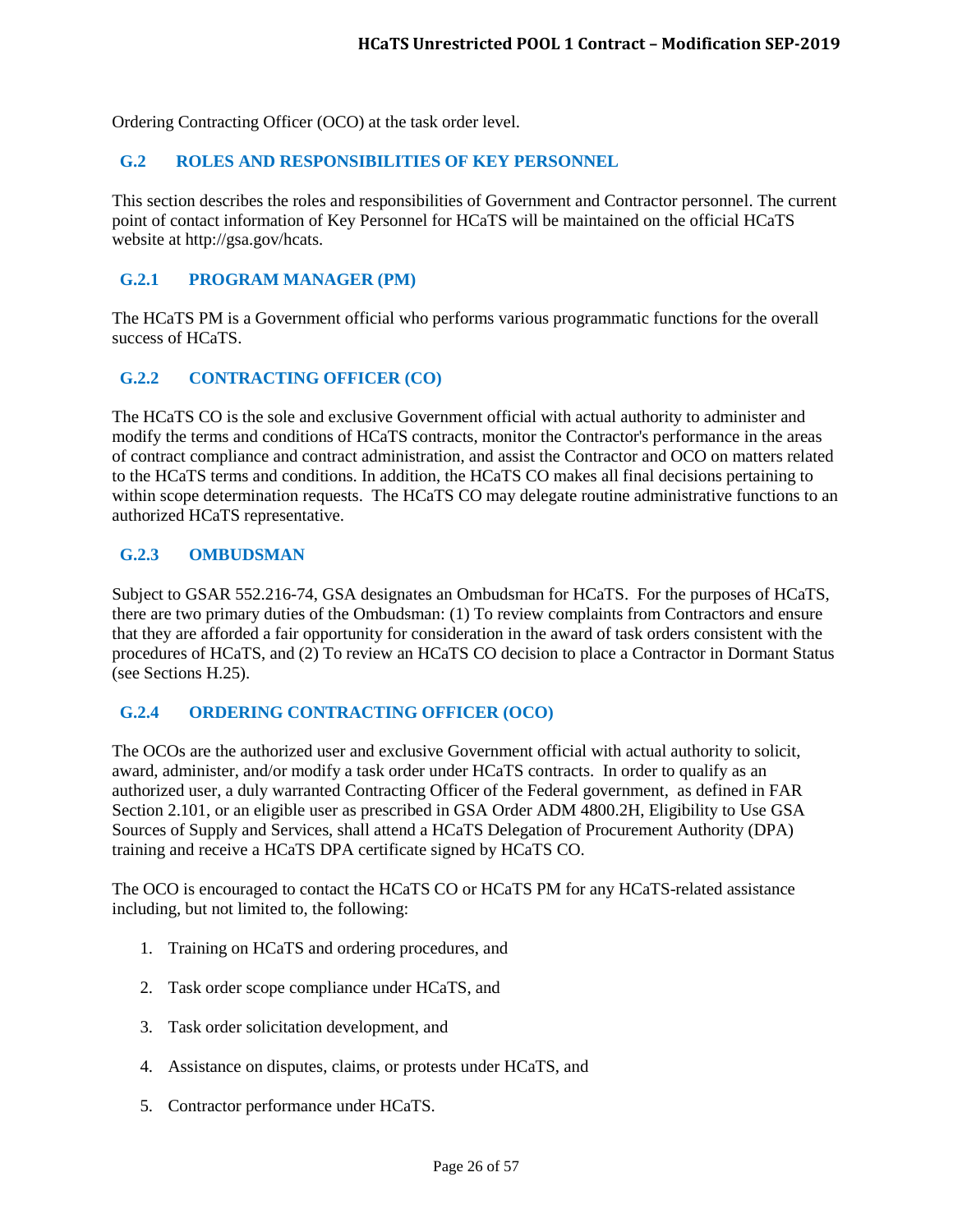Ordering Contracting Officer (OCO) at the task order level.

## G.2 ROLES AND RESPONSIBILITIES OF KEY PERSONNEL

This section describes the roles and responsibilities of Government and Contractor personnel. The current point of contact information of Key Personnel for HCaTS will be maintained on the official HCaTS website at http://gsa.gov/hcats.

### G.2.1 PROGRAM MANAGER (PM)

The HCaTS PM is a Government official who performs various programmatic functions for the overall success of HCaTS.

### G.2.2 CONTRACTING OFFICER (CO)

The HCaTS CO is the sole and exclusive Government official with actual authority to administer and modify the terms and conditions of HCaTS contracts, monitor the Contractor's performance in the areas of contract compliance and contract administration, and assist the Contractor and OCO on matters related to the HCaTS terms and conditions. In addition, the HCaTS CO makes all final decisions pertaining to within scope determination requests. The HCaTS CO may delegate routine administrative functions to an authorized HCaTS representative.

### G.2.3 OMBUDSMAN

Subject to GSAR 552.216-74, GSA designates an Ombudsman for HCaTS. For the purposes of HCaTS, there are two primary duties of the Ombudsman: (1) To review complaints from Contractors and ensure that they are afforded a fair opportunity for consideration in the award of task orders consistent with the procedures of HCaTS, and (2) To review an HCaTS CO decision to place a Contractor in Dormant Status (see Sections H.25).

### G.2.4 ORDERING CONTRACTING OFFICER (OCO)

The OCOs are the authorized user and exclusive Government official with actual authority to solicit, award, administer, and/or modify a task order under HCaTS contracts. In order to qualify as an authorized user, a duly warranted Contracting Officer of the Federal government, as defined in FAR Section 2.101, or an eligible user as prescribed in GSA Order ADM 4800.2H, Eligibility to Use GSA Sources of Supply and Services, shall attend a HCaTS Delegation of Procurement Authority (DPA) training and receive a HCaTS DPA certificate signed by HCaTS CO.

The OCO is encouraged to contact the HCaTS CO or HCaTS PM for any HCaTS-related assistance including, but not limited to, the following:

1. Training on HCaTS and ordering procedures, and
2. Task order scope compliance under HCaTS, and
3. Task order solicitation development, and
4. Assistance on disputes, claims, or protests under HCaTS, and
5. Contractor performance under HCaTS.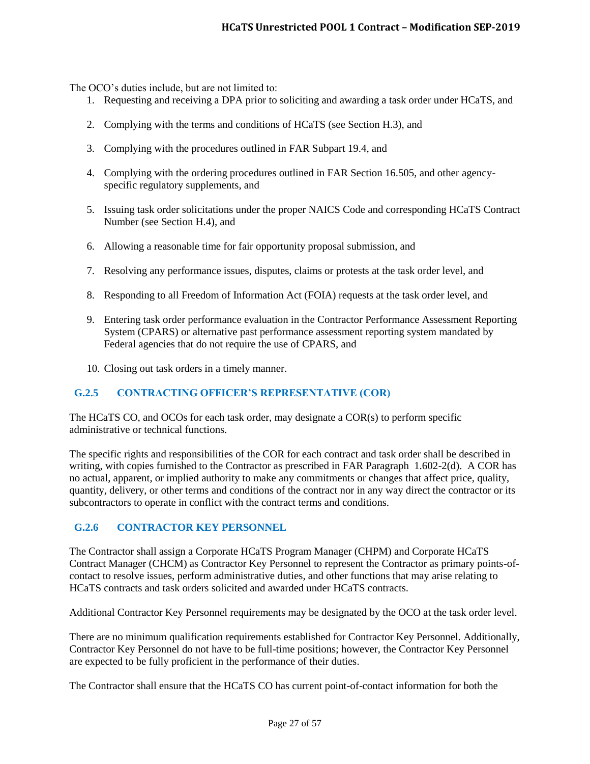The OCO's duties include, but are not limited to:

1. Requesting and receiving a DPA prior to soliciting and awarding a task order under HCaTS, and
2. Complying with the terms and conditions of HCaTS (see Section H.3), and
3. Complying with the procedures outlined in FAR Subpart 19.4, and
4. Complying with the ordering procedures outlined in FAR Section 16.505, and other agency-specific regulatory supplements, and
5. Issuing task order solicitations under the proper NAICS Code and corresponding HCaTS Contract Number (see Section H.4), and
6. Allowing a reasonable time for fair opportunity proposal submission, and
7. Resolving any performance issues, disputes, claims or protests at the task order level, and
8. Responding to all Freedom of Information Act (FOIA) requests at the task order level, and
9. Entering task order performance evaluation in the Contractor Performance Assessment Reporting System (CPARS) or alternative past performance assessment reporting system mandated by Federal agencies that do not require the use of CPARS, and
10. Closing out task orders in a timely manner.

### G.2.5 CONTRACTING OFFICER'S REPRESENTATIVE (COR)

The HCaTS CO, and OCOs for each task order, may designate a COR(s) to perform specific administrative or technical functions.

The specific rights and responsibilities of the COR for each contract and task order shall be described in writing, with copies furnished to the Contractor as prescribed in FAR Paragraph 1.602-2(d). A COR has no actual, apparent, or implied authority to make any commitments or changes that affect price, quality, quantity, delivery, or other terms and conditions of the contract nor in any way direct the contractor or its subcontractors to operate in conflict with the contract terms and conditions.

### G.2.6 CONTRACTOR KEY PERSONNEL

The Contractor shall assign a Corporate HCaTS Program Manager (CHPM) and Corporate HCaTS Contract Manager (CHCM) as Contractor Key Personnel to represent the Contractor as primary points-of-contact to resolve issues, perform administrative duties, and other functions that may arise relating to HCaTS contracts and task orders solicited and awarded under HCaTS contracts.

Additional Contractor Key Personnel requirements may be designated by the OCO at the task order level.

There are no minimum qualification requirements established for Contractor Key Personnel. Additionally, Contractor Key Personnel do not have to be full-time positions; however, the Contractor Key Personnel are expected to be fully proficient in the performance of their duties.

The Contractor shall ensure that the HCaTS CO has current point-of-contact information for both the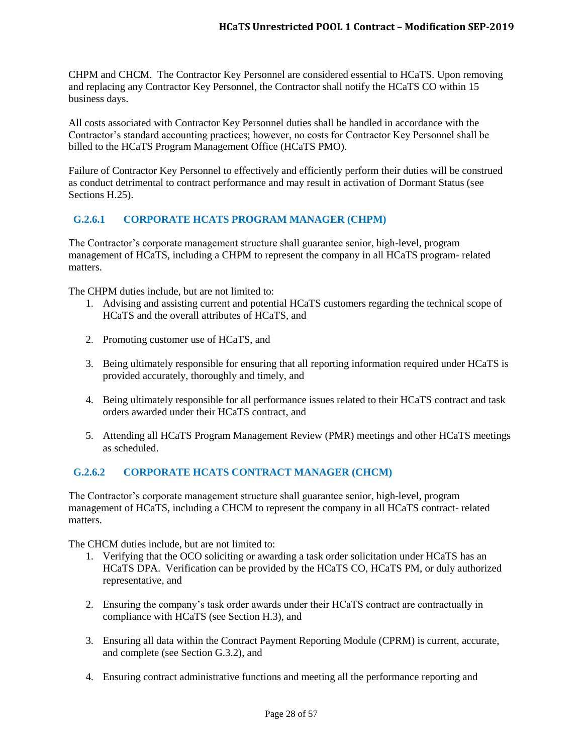CHPM and CHCM. The Contractor Key Personnel are considered essential to HCaTS. Upon removing and replacing any Contractor Key Personnel, the Contractor shall notify the HCaTS CO within 15 business days.

All costs associated with Contractor Key Personnel duties shall be handled in accordance with the Contractor's standard accounting practices; however, no costs for Contractor Key Personnel shall be billed to the HCaTS Program Management Office (HCaTS PMO).

Failure of Contractor Key Personnel to effectively and efficiently perform their duties will be construed as conduct detrimental to contract performance and may result in activation of Dormant Status (see Sections H.25).

### G.2.6.1 CORPORATE HCATS PROGRAM MANAGER (CHPM)

The Contractor's corporate management structure shall guarantee senior, high-level, program management of HCaTS, including a CHPM to represent the company in all HCaTS program- related matters.

The CHPM duties include, but are not limited to:

1. Advising and assisting current and potential HCaTS customers regarding the technical scope of HCaTS and the overall attributes of HCaTS, and
2. Promoting customer use of HCaTS, and
3. Being ultimately responsible for ensuring that all reporting information required under HCaTS is provided accurately, thoroughly and timely, and
4. Being ultimately responsible for all performance issues related to their HCaTS contract and task orders awarded under their HCaTS contract, and
5. Attending all HCaTS Program Management Review (PMR) meetings and other HCaTS meetings as scheduled.

### G.2.6.2 CORPORATE HCATS CONTRACT MANAGER (CHCM)

The Contractor's corporate management structure shall guarantee senior, high-level, program management of HCaTS, including a CHCM to represent the company in all HCaTS contract- related matters.

The CHCM duties include, but are not limited to:

1. Verifying that the OCO soliciting or awarding a task order solicitation under HCaTS has an HCaTS DPA. Verification can be provided by the HCaTS CO, HCaTS PM, or duly authorized representative, and
2. Ensuring the company's task order awards under their HCaTS contract are contractually in compliance with HCaTS (see Section H.3), and
3. Ensuring all data within the Contract Payment Reporting Module (CPRM) is current, accurate, and complete (see Section G.3.2), and
4. Ensuring contract administrative functions and meeting all the performance reporting and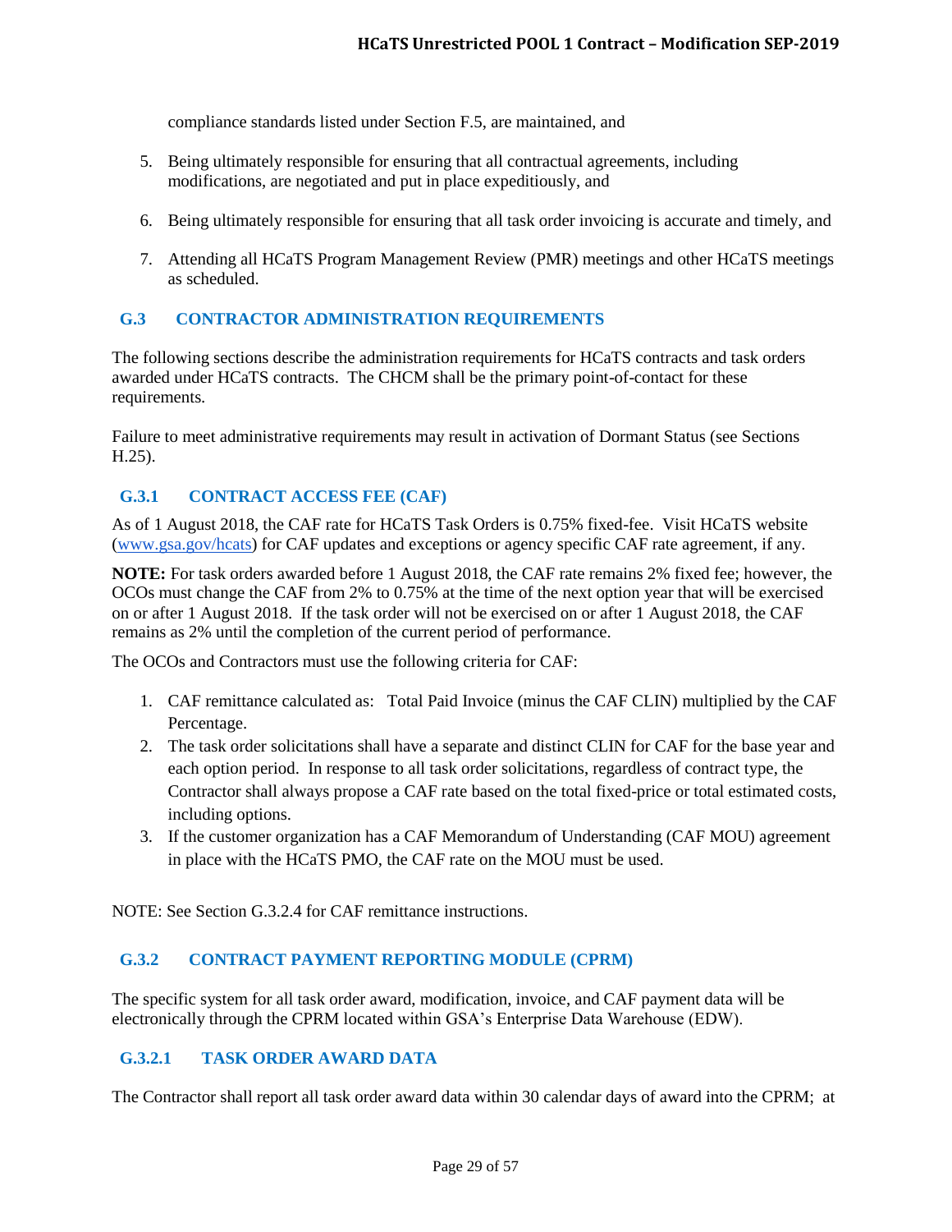compliance standards listed under Section F.5, are maintained, and

5. Being ultimately responsible for ensuring that all contractual agreements, including modifications, are negotiated and put in place expeditiously, and

6. Being ultimately responsible for ensuring that all task order invoicing is accurate and timely, and

7. Attending all HCaTS Program Management Review (PMR) meetings and other HCaTS meetings as scheduled.

## G.3 CONTRACTOR ADMINISTRATION REQUIREMENTS

The following sections describe the administration requirements for HCaTS contracts and task orders awarded under HCaTS contracts. The CHCM shall be the primary point-of-contact for these requirements.

Failure to meet administrative requirements may result in activation of Dormant Status (see Sections H.25).

### G.3.1 CONTRACT ACCESS FEE (CAF)

As of 1 August 2018, the CAF rate for HCaTS Task Orders is 0.75% fixed-fee. Visit HCaTS website (www.gsa.gov/hcats) for CAF updates and exceptions or agency specific CAF rate agreement, if any.

**NOTE:** For task orders awarded before 1 August 2018, the CAF rate remains 2% fixed fee; however, the OCOs must change the CAF from 2% to 0.75% at the time of the next option year that will be exercised on or after 1 August 2018. If the task order will not be exercised on or after 1 August 2018, the CAF remains as 2% until the completion of the current period of performance.

The OCOs and Contractors must use the following criteria for CAF:

1. CAF remittance calculated as: Total Paid Invoice (minus the CAF CLIN) multiplied by the CAF Percentage.
2. The task order solicitations shall have a separate and distinct CLIN for CAF for the base year and each option period. In response to all task order solicitations, regardless of contract type, the Contractor shall always propose a CAF rate based on the total fixed-price or total estimated costs, including options.
3. If the customer organization has a CAF Memorandum of Understanding (CAF MOU) agreement in place with the HCaTS PMO, the CAF rate on the MOU must be used.

NOTE: See Section G.3.2.4 for CAF remittance instructions.

### G.3.2 CONTRACT PAYMENT REPORTING MODULE (CPRM)

The specific system for all task order award, modification, invoice, and CAF payment data will be electronically through the CPRM located within GSA's Enterprise Data Warehouse (EDW).

#### G.3.2.1 TASK ORDER AWARD DATA

The Contractor shall report all task order award data within 30 calendar days of award into the CPRM; at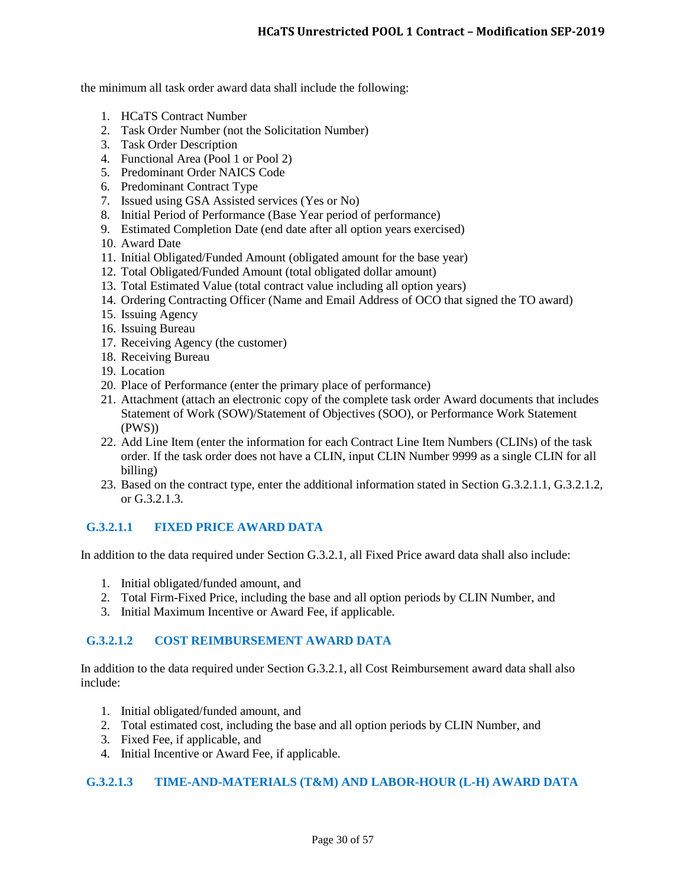the minimum all task order award data shall include the following:

1. HCaTS Contract Number
2. Task Order Number (not the Solicitation Number)
3. Task Order Description
4. Functional Area (Pool 1 or Pool 2)
5. Predominant Order NAICS Code
6. Predominant Contract Type
7. Issued using GSA Assisted services (Yes or No)
8. Initial Period of Performance (Base Year period of performance)
9. Estimated Completion Date (end date after all option years exercised)
10. Award Date
11. Initial Obligated/Funded Amount (obligated amount for the base year)
12. Total Obligated/Funded Amount (total obligated dollar amount)
13. Total Estimated Value (total contract value including all option years)
14. Ordering Contracting Officer (Name and Email Address of OCO that signed the TO award)
15. Issuing Agency
16. Issuing Bureau
17. Receiving Agency (the customer)
18. Receiving Bureau
19. Location
20. Place of Performance (enter the primary place of performance)
21. Attachment (attach an electronic copy of the complete task order Award documents that includes Statement of Work (SOW)/Statement of Objectives (SOO), or Performance Work Statement (PWS))
22. Add Line Item (enter the information for each Contract Line Item Numbers (CLINs) of the task order. If the task order does not have a CLIN, input CLIN Number 9999 as a single CLIN for all billing)
23. Based on the contract type, enter the additional information stated in Section G.3.2.1.1, G.3.2.1.2, or G.3.2.1.3.

#### G.3.2.1.1 FIXED PRICE AWARD DATA

In addition to the data required under Section G.3.2.1, all Fixed Price award data shall also include:

1. Initial obligated/funded amount, and
2. Total Firm-Fixed Price, including the base and all option periods by CLIN Number, and
3. Initial Maximum Incentive or Award Fee, if applicable.

#### G.3.2.1.2 COST REIMBURSEMENT AWARD DATA

In addition to the data required under Section G.3.2.1, all Cost Reimbursement award data shall also include:

1. Initial obligated/funded amount, and
2. Total estimated cost, including the base and all option periods by CLIN Number, and
3. Fixed Fee, if applicable, and
4. Initial Incentive or Award Fee, if applicable.

#### G.3.2.1.3 TIME-AND-MATERIALS (T&M) AND LABOR-HOUR (L-H) AWARD DATA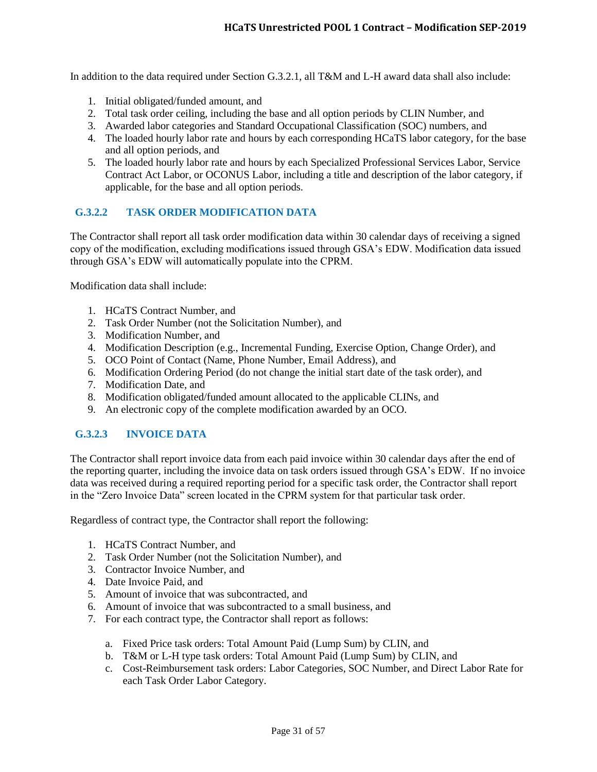In addition to the data required under Section G.3.2.1, all T&M and L-H award data shall also include:

1. Initial obligated/funded amount, and
2. Total task order ceiling, including the base and all option periods by CLIN Number, and
3. Awarded labor categories and Standard Occupational Classification (SOC) numbers, and
4. The loaded hourly labor rate and hours by each corresponding HCaTS labor category, for the base and all option periods, and
5. The loaded hourly labor rate and hours by each Specialized Professional Services Labor, Service Contract Act Labor, or OCONUS Labor, including a title and description of the labor category, if applicable, for the base and all option periods.

### G.3.2.2 TASK ORDER MODIFICATION DATA

The Contractor shall report all task order modification data within 30 calendar days of receiving a signed copy of the modification, excluding modifications issued through GSA's EDW. Modification data issued through GSA's EDW will automatically populate into the CPRM.

Modification data shall include:

1. HCaTS Contract Number, and
2. Task Order Number (not the Solicitation Number), and
3. Modification Number, and
4. Modification Description (e.g., Incremental Funding, Exercise Option, Change Order), and
5. OCO Point of Contact (Name, Phone Number, Email Address), and
6. Modification Ordering Period (do not change the initial start date of the task order), and
7. Modification Date, and
8. Modification obligated/funded amount allocated to the applicable CLINs, and
9. An electronic copy of the complete modification awarded by an OCO.

### G.3.2.3 INVOICE DATA

The Contractor shall report invoice data from each paid invoice within 30 calendar days after the end of the reporting quarter, including the invoice data on task orders issued through GSA's EDW. If no invoice data was received during a required reporting period for a specific task order, the Contractor shall report in the "Zero Invoice Data" screen located in the CPRM system for that particular task order.

Regardless of contract type, the Contractor shall report the following:

1. HCaTS Contract Number, and
2. Task Order Number (not the Solicitation Number), and
3. Contractor Invoice Number, and
4. Date Invoice Paid, and
5. Amount of invoice that was subcontracted, and
6. Amount of invoice that was subcontracted to a small business, and
7. For each contract type, the Contractor shall report as follows:
   a. Fixed Price task orders: Total Amount Paid (Lump Sum) by CLIN, and
   b. T&M or L-H type task orders: Total Amount Paid (Lump Sum) by CLIN, and
   c. Cost-Reimbursement task orders: Labor Categories, SOC Number, and Direct Labor Rate for each Task Order Labor Category.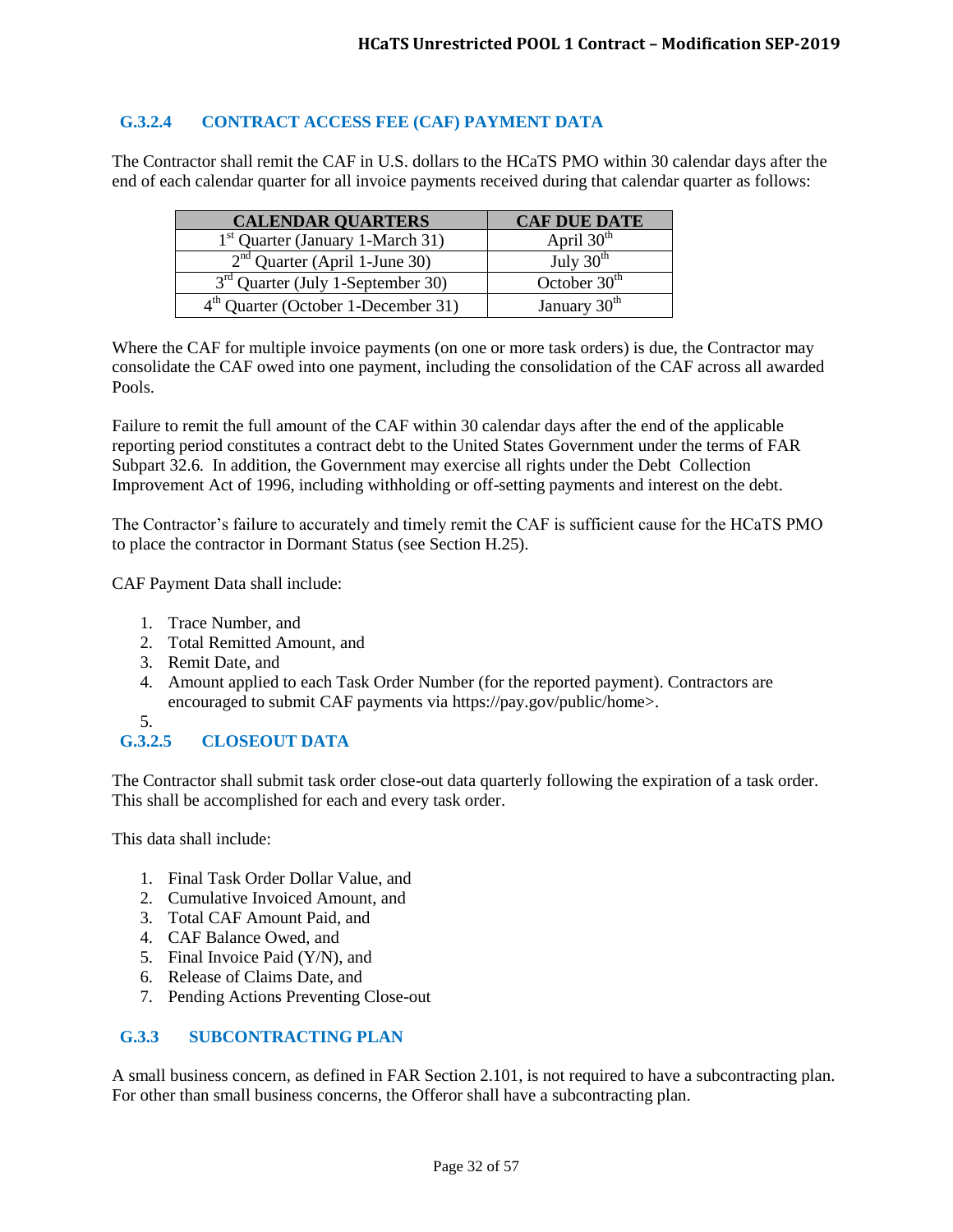### G.3.2.4 CONTRACT ACCESS FEE (CAF) PAYMENT DATA

The Contractor shall remit the CAF in U.S. dollars to the HCaTS PMO within 30 calendar days after the end of each calendar quarter for all invoice payments received during that calendar quarter as follows:

| CALENDAR QUARTERS | CAF DUE DATE |
|---|---|
| 1st Quarter (January 1-March 31) | April 30th |
| 2nd Quarter (April 1-June 30) | July 30th |
| 3rd Quarter (July 1-September 30) | October 30th |
| 4th Quarter (October 1-December 31) | January 30th |

Where the CAF for multiple invoice payments (on one or more task orders) is due, the Contractor may consolidate the CAF owed into one payment, including the consolidation of the CAF across all awarded Pools.

Failure to remit the full amount of the CAF within 30 calendar days after the end of the applicable reporting period constitutes a contract debt to the United States Government under the terms of FAR Subpart 32.6. In addition, the Government may exercise all rights under the Debt Collection Improvement Act of 1996, including withholding or off-setting payments and interest on the debt.

The Contractor's failure to accurately and timely remit the CAF is sufficient cause for the HCaTS PMO to place the contractor in Dormant Status (see Section H.25).

CAF Payment Data shall include:

1. Trace Number, and
2. Total Remitted Amount, and
3. Remit Date, and
4. Amount applied to each Task Order Number (for the reported payment). Contractors are encouraged to submit CAF payments via https://pay.gov/public/home>.
5.

### G.3.2.5 CLOSEOUT DATA

The Contractor shall submit task order close-out data quarterly following the expiration of a task order. This shall be accomplished for each and every task order.

This data shall include:

1. Final Task Order Dollar Value, and
2. Cumulative Invoiced Amount, and
3. Total CAF Amount Paid, and
4. CAF Balance Owed, and
5. Final Invoice Paid (Y/N), and
6. Release of Claims Date, and
7. Pending Actions Preventing Close-out

### G.3.3 SUBCONTRACTING PLAN

A small business concern, as defined in FAR Section 2.101, is not required to have a subcontracting plan. For other than small business concerns, the Offeror shall have a subcontracting plan.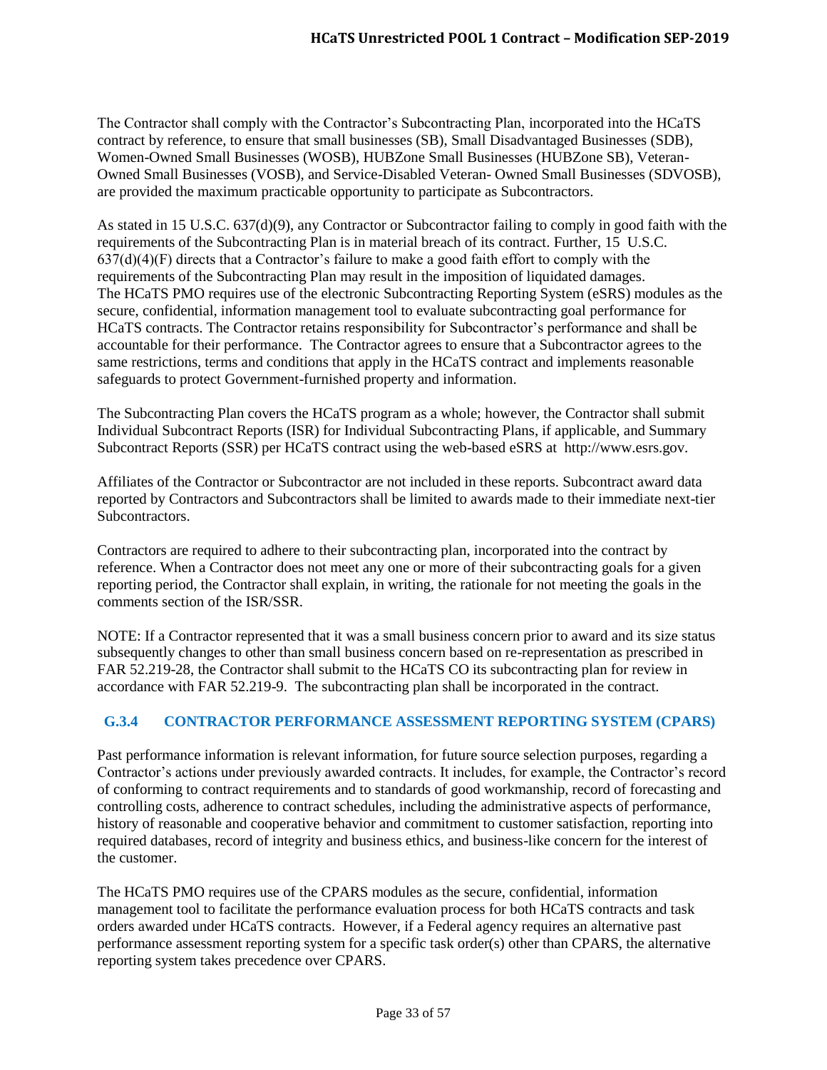The Contractor shall comply with the Contractor's Subcontracting Plan, incorporated into the HCaTS contract by reference, to ensure that small businesses (SB), Small Disadvantaged Businesses (SDB), Women-Owned Small Businesses (WOSB), HUBZone Small Businesses (HUBZone SB), Veteran-Owned Small Businesses (VOSB), and Service-Disabled Veteran- Owned Small Businesses (SDVOSB), are provided the maximum practicable opportunity to participate as Subcontractors.

As stated in 15 U.S.C. 637(d)(9), any Contractor or Subcontractor failing to comply in good faith with the requirements of the Subcontracting Plan is in material breach of its contract. Further, 15 U.S.C. 637(d)(4)(F) directs that a Contractor's failure to make a good faith effort to comply with the requirements of the Subcontracting Plan may result in the imposition of liquidated damages. The HCaTS PMO requires use of the electronic Subcontracting Reporting System (eSRS) modules as the secure, confidential, information management tool to evaluate subcontracting goal performance for HCaTS contracts. The Contractor retains responsibility for Subcontractor's performance and shall be accountable for their performance. The Contractor agrees to ensure that a Subcontractor agrees to the same restrictions, terms and conditions that apply in the HCaTS contract and implements reasonable safeguards to protect Government-furnished property and information.

The Subcontracting Plan covers the HCaTS program as a whole; however, the Contractor shall submit Individual Subcontract Reports (ISR) for Individual Subcontracting Plans, if applicable, and Summary Subcontract Reports (SSR) per HCaTS contract using the web-based eSRS at http://www.esrs.gov.

Affiliates of the Contractor or Subcontractor are not included in these reports. Subcontract award data reported by Contractors and Subcontractors shall be limited to awards made to their immediate next-tier Subcontractors.

Contractors are required to adhere to their subcontracting plan, incorporated into the contract by reference. When a Contractor does not meet any one or more of their subcontracting goals for a given reporting period, the Contractor shall explain, in writing, the rationale for not meeting the goals in the comments section of the ISR/SSR.

NOTE: If a Contractor represented that it was a small business concern prior to award and its size status subsequently changes to other than small business concern based on re-representation as prescribed in FAR 52.219-28, the Contractor shall submit to the HCaTS CO its subcontracting plan for review in accordance with FAR 52.219-9. The subcontracting plan shall be incorporated in the contract.

### G.3.4 CONTRACTOR PERFORMANCE ASSESSMENT REPORTING SYSTEM (CPARS)

Past performance information is relevant information, for future source selection purposes, regarding a Contractor's actions under previously awarded contracts. It includes, for example, the Contractor's record of conforming to contract requirements and to standards of good workmanship, record of forecasting and controlling costs, adherence to contract schedules, including the administrative aspects of performance, history of reasonable and cooperative behavior and commitment to customer satisfaction, reporting into required databases, record of integrity and business ethics, and business-like concern for the interest of the customer.

The HCaTS PMO requires use of the CPARS modules as the secure, confidential, information management tool to facilitate the performance evaluation process for both HCaTS contracts and task orders awarded under HCaTS contracts. However, if a Federal agency requires an alternative past performance assessment reporting system for a specific task order(s) other than CPARS, the alternative reporting system takes precedence over CPARS.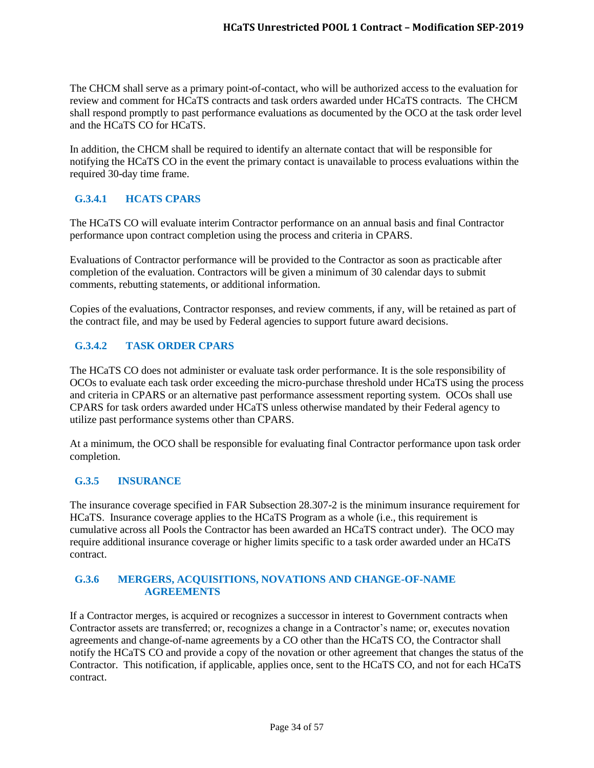The CHCM shall serve as a primary point-of-contact, who will be authorized access to the evaluation for review and comment for HCaTS contracts and task orders awarded under HCaTS contracts. The CHCM shall respond promptly to past performance evaluations as documented by the OCO at the task order level and the HCaTS CO for HCaTS.

In addition, the CHCM shall be required to identify an alternate contact that will be responsible for notifying the HCaTS CO in the event the primary contact is unavailable to process evaluations within the required 30-day time frame.

#### G.3.4.1 HCATS CPARS

The HCaTS CO will evaluate interim Contractor performance on an annual basis and final Contractor performance upon contract completion using the process and criteria in CPARS.

Evaluations of Contractor performance will be provided to the Contractor as soon as practicable after completion of the evaluation. Contractors will be given a minimum of 30 calendar days to submit comments, rebutting statements, or additional information.

Copies of the evaluations, Contractor responses, and review comments, if any, will be retained as part of the contract file, and may be used by Federal agencies to support future award decisions.

#### G.3.4.2 TASK ORDER CPARS

The HCaTS CO does not administer or evaluate task order performance. It is the sole responsibility of OCOs to evaluate each task order exceeding the micro-purchase threshold under HCaTS using the process and criteria in CPARS or an alternative past performance assessment reporting system. OCOs shall use CPARS for task orders awarded under HCaTS unless otherwise mandated by their Federal agency to utilize past performance systems other than CPARS.

At a minimum, the OCO shall be responsible for evaluating final Contractor performance upon task order completion.

### G.3.5 INSURANCE

The insurance coverage specified in FAR Subsection 28.307-2 is the minimum insurance requirement for HCaTS. Insurance coverage applies to the HCaTS Program as a whole (i.e., this requirement is cumulative across all Pools the Contractor has been awarded an HCaTS contract under). The OCO may require additional insurance coverage or higher limits specific to a task order awarded under an HCaTS contract.

### G.3.6 MERGERS, ACQUISITIONS, NOVATIONS AND CHANGE-OF-NAME AGREEMENTS

If a Contractor merges, is acquired or recognizes a successor in interest to Government contracts when Contractor assets are transferred; or, recognizes a change in a Contractor's name; or, executes novation agreements and change-of-name agreements by a CO other than the HCaTS CO, the Contractor shall notify the HCaTS CO and provide a copy of the novation or other agreement that changes the status of the Contractor. This notification, if applicable, applies once, sent to the HCaTS CO, and not for each HCaTS contract.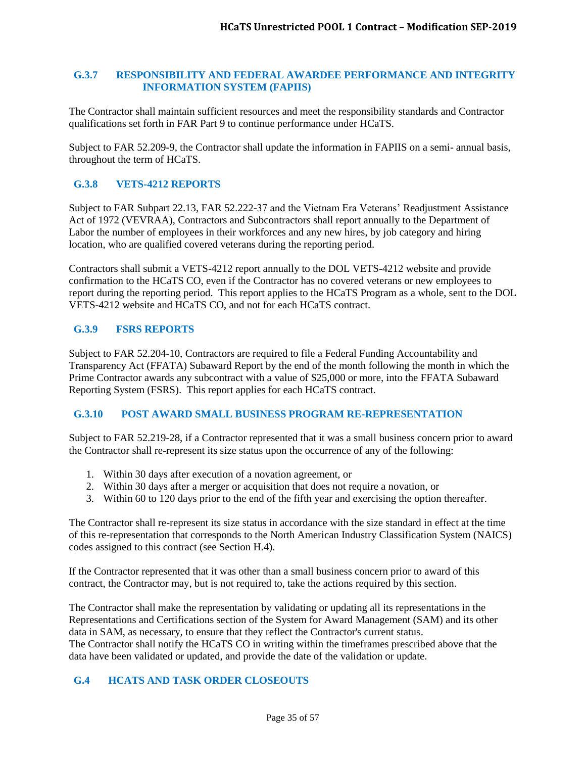### G.3.7 RESPONSIBILITY AND FEDERAL AWARDEE PERFORMANCE AND INTEGRITY INFORMATION SYSTEM (FAPIIS)

The Contractor shall maintain sufficient resources and meet the responsibility standards and Contractor qualifications set forth in FAR Part 9 to continue performance under HCaTS.

Subject to FAR 52.209-9, the Contractor shall update the information in FAPIIS on a semi- annual basis, throughout the term of HCaTS.

### G.3.8 VETS-4212 REPORTS

Subject to FAR Subpart 22.13, FAR 52.222-37 and the Vietnam Era Veterans' Readjustment Assistance Act of 1972 (VEVRAA), Contractors and Subcontractors shall report annually to the Department of Labor the number of employees in their workforces and any new hires, by job category and hiring location, who are qualified covered veterans during the reporting period.

Contractors shall submit a VETS-4212 report annually to the DOL VETS-4212 website and provide confirmation to the HCaTS CO, even if the Contractor has no covered veterans or new employees to report during the reporting period. This report applies to the HCaTS Program as a whole, sent to the DOL VETS-4212 website and HCaTS CO, and not for each HCaTS contract.

### G.3.9 FSRS REPORTS

Subject to FAR 52.204-10, Contractors are required to file a Federal Funding Accountability and Transparency Act (FFATA) Subaward Report by the end of the month following the month in which the Prime Contractor awards any subcontract with a value of $25,000 or more, into the FFATA Subaward Reporting System (FSRS). This report applies for each HCaTS contract.

### G.3.10 POST AWARD SMALL BUSINESS PROGRAM RE-REPRESENTATION

Subject to FAR 52.219-28, if a Contractor represented that it was a small business concern prior to award the Contractor shall re-represent its size status upon the occurrence of any of the following:

1. Within 30 days after execution of a novation agreement, or
2. Within 30 days after a merger or acquisition that does not require a novation, or
3. Within 60 to 120 days prior to the end of the fifth year and exercising the option thereafter.

The Contractor shall re-represent its size status in accordance with the size standard in effect at the time of this re-representation that corresponds to the North American Industry Classification System (NAICS) codes assigned to this contract (see Section H.4).

If the Contractor represented that it was other than a small business concern prior to award of this contract, the Contractor may, but is not required to, take the actions required by this section.

The Contractor shall make the representation by validating or updating all its representations in the Representations and Certifications section of the System for Award Management (SAM) and its other data in SAM, as necessary, to ensure that they reflect the Contractor's current status.
The Contractor shall notify the HCaTS CO in writing within the timeframes prescribed above that the data have been validated or updated, and provide the date of the validation or update.

## G.4 HCATS AND TASK ORDER CLOSEOUTS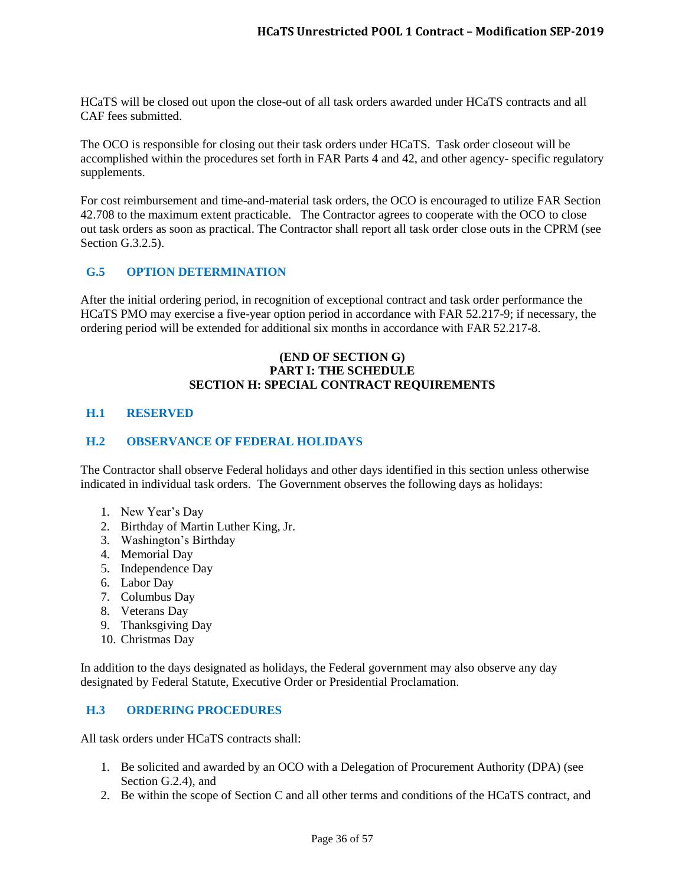HCaTS will be closed out upon the close-out of all task orders awarded under HCaTS contracts and all CAF fees submitted.

The OCO is responsible for closing out their task orders under HCaTS. Task order closeout will be accomplished within the procedures set forth in FAR Parts 4 and 42, and other agency- specific regulatory supplements.

For cost reimbursement and time-and-material task orders, the OCO is encouraged to utilize FAR Section 42.708 to the maximum extent practicable. The Contractor agrees to cooperate with the OCO to close out task orders as soon as practical. The Contractor shall report all task order close outs in the CPRM (see Section G.3.2.5).

## G.5 OPTION DETERMINATION

After the initial ordering period, in recognition of exceptional contract and task order performance the HCaTS PMO may exercise a five-year option period in accordance with FAR 52.217-9; if necessary, the ordering period will be extended for additional six months in accordance with FAR 52.217-8.

**(END OF SECTION G)**
**PART I: THE SCHEDULE**
**SECTION H: SPECIAL CONTRACT REQUIREMENTS**

## H.1 RESERVED

## H.2 OBSERVANCE OF FEDERAL HOLIDAYS

The Contractor shall observe Federal holidays and other days identified in this section unless otherwise indicated in individual task orders. The Government observes the following days as holidays:

1. New Year's Day
2. Birthday of Martin Luther King, Jr.
3. Washington's Birthday
4. Memorial Day
5. Independence Day
6. Labor Day
7. Columbus Day
8. Veterans Day
9. Thanksgiving Day
10. Christmas Day

In addition to the days designated as holidays, the Federal government may also observe any day designated by Federal Statute, Executive Order or Presidential Proclamation.

## H.3 ORDERING PROCEDURES

All task orders under HCaTS contracts shall:

1. Be solicited and awarded by an OCO with a Delegation of Procurement Authority (DPA) (see Section G.2.4), and
2. Be within the scope of Section C and all other terms and conditions of the HCaTS contract, and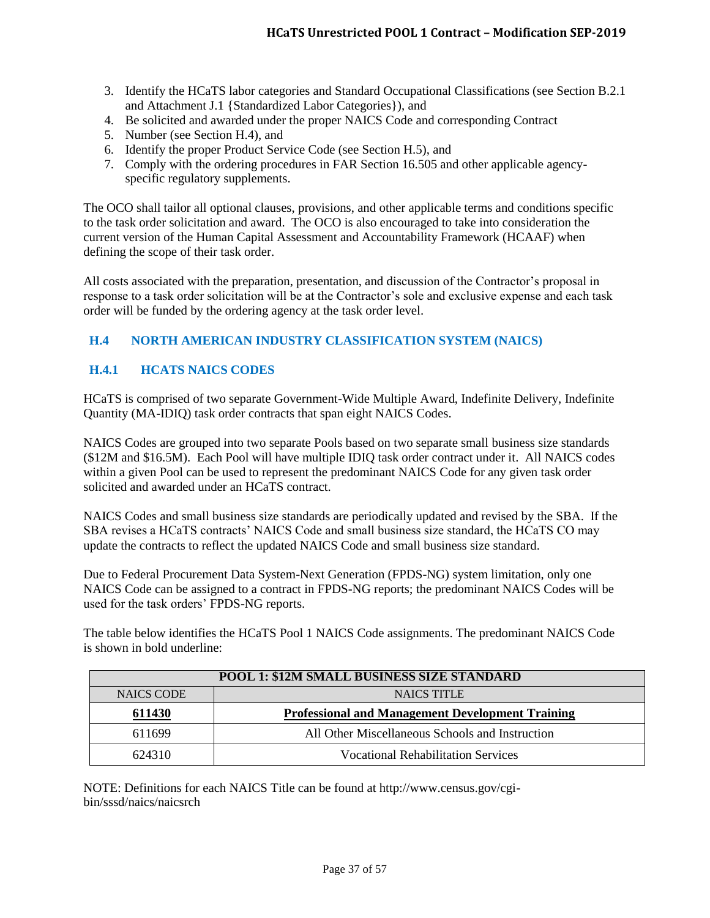3. Identify the HCaTS labor categories and Standard Occupational Classifications (see Section B.2.1 and Attachment J.1 {Standardized Labor Categories}), and
4. Be solicited and awarded under the proper NAICS Code and corresponding Contract
5. Number (see Section H.4), and
6. Identify the proper Product Service Code (see Section H.5), and
7. Comply with the ordering procedures in FAR Section 16.505 and other applicable agency-specific regulatory supplements.

The OCO shall tailor all optional clauses, provisions, and other applicable terms and conditions specific to the task order solicitation and award. The OCO is also encouraged to take into consideration the current version of the Human Capital Assessment and Accountability Framework (HCAAF) when defining the scope of their task order.

All costs associated with the preparation, presentation, and discussion of the Contractor's proposal in response to a task order solicitation will be at the Contractor's sole and exclusive expense and each task order will be funded by the ordering agency at the task order level.

## H.4 NORTH AMERICAN INDUSTRY CLASSIFICATION SYSTEM (NAICS)

### H.4.1 HCATS NAICS CODES

HCaTS is comprised of two separate Government-Wide Multiple Award, Indefinite Delivery, Indefinite Quantity (MA-IDIQ) task order contracts that span eight NAICS Codes.

NAICS Codes are grouped into two separate Pools based on two separate small business size standards ($12M and $16.5M). Each Pool will have multiple IDIQ task order contract under it. All NAICS codes within a given Pool can be used to represent the predominant NAICS Code for any given task order solicited and awarded under an HCaTS contract.

NAICS Codes and small business size standards are periodically updated and revised by the SBA. If the SBA revises a HCaTS contracts' NAICS Code and small business size standard, the HCaTS CO may update the contracts to reflect the updated NAICS Code and small business size standard.

Due to Federal Procurement Data System-Next Generation (FPDS-NG) system limitation, only one NAICS Code can be assigned to a contract in FPDS-NG reports; the predominant NAICS Codes will be used for the task orders' FPDS-NG reports.

The table below identifies the HCaTS Pool 1 NAICS Code assignments. The predominant NAICS Code is shown in bold underline:

| POOL 1: $12M SMALL BUSINESS SIZE STANDARD | |
|---|---|
| NAICS CODE | NAICS TITLE |
| **<u>611430</u>** | **<u>Professional and Management Development Training</u>** |
| 611699 | All Other Miscellaneous Schools and Instruction |
| 624310 | Vocational Rehabilitation Services |

NOTE: Definitions for each NAICS Title can be found at http://www.census.gov/cgi-bin/sssd/naics/naicsrch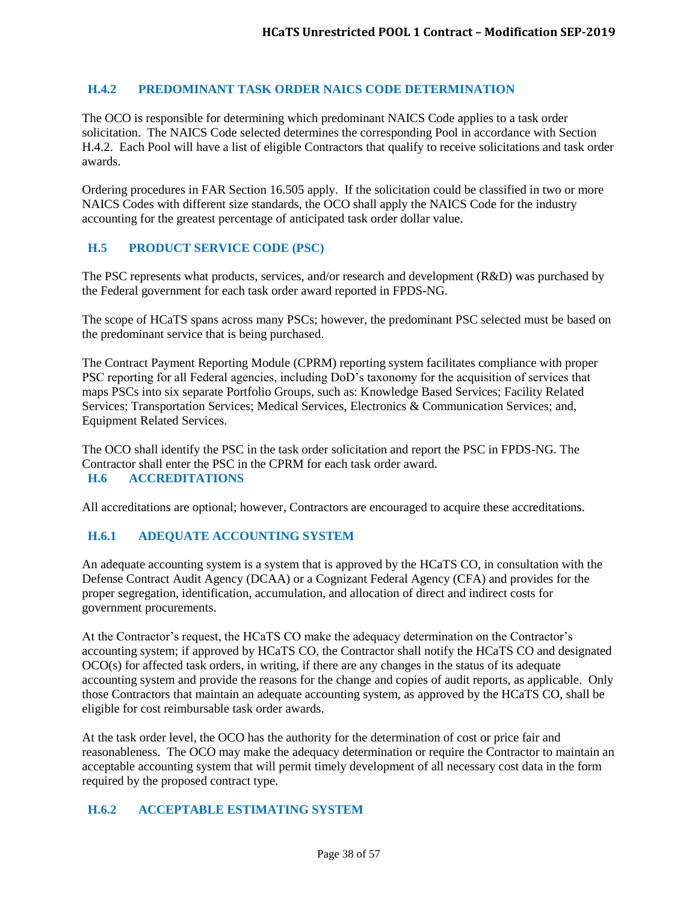### H.4.2 PREDOMINANT TASK ORDER NAICS CODE DETERMINATION

The OCO is responsible for determining which predominant NAICS Code applies to a task order solicitation. The NAICS Code selected determines the corresponding Pool in accordance with Section H.4.2. Each Pool will have a list of eligible Contractors that qualify to receive solicitations and task order awards.

Ordering procedures in FAR Section 16.505 apply. If the solicitation could be classified in two or more NAICS Codes with different size standards, the OCO shall apply the NAICS Code for the industry accounting for the greatest percentage of anticipated task order dollar value.

## H.5 PRODUCT SERVICE CODE (PSC)

The PSC represents what products, services, and/or research and development (R&D) was purchased by the Federal government for each task order award reported in FPDS-NG.

The scope of HCaTS spans across many PSCs; however, the predominant PSC selected must be based on the predominant service that is being purchased.

The Contract Payment Reporting Module (CPRM) reporting system facilitates compliance with proper PSC reporting for all Federal agencies, including DoD's taxonomy for the acquisition of services that maps PSCs into six separate Portfolio Groups, such as: Knowledge Based Services; Facility Related Services; Transportation Services; Medical Services, Electronics & Communication Services; and, Equipment Related Services.

The OCO shall identify the PSC in the task order solicitation and report the PSC in FPDS-NG. The Contractor shall enter the PSC in the CPRM for each task order award.

## H.6 ACCREDITATIONS

All accreditations are optional; however, Contractors are encouraged to acquire these accreditations.

### H.6.1 ADEQUATE ACCOUNTING SYSTEM

An adequate accounting system is a system that is approved by the HCaTS CO, in consultation with the Defense Contract Audit Agency (DCAA) or a Cognizant Federal Agency (CFA) and provides for the proper segregation, identification, accumulation, and allocation of direct and indirect costs for government procurements.

At the Contractor's request, the HCaTS CO make the adequacy determination on the Contractor's accounting system; if approved by HCaTS CO, the Contractor shall notify the HCaTS CO and designated OCO(s) for affected task orders, in writing, if there are any changes in the status of its adequate accounting system and provide the reasons for the change and copies of audit reports, as applicable. Only those Contractors that maintain an adequate accounting system, as approved by the HCaTS CO, shall be eligible for cost reimbursable task order awards.

At the task order level, the OCO has the authority for the determination of cost or price fair and reasonableness. The OCO may make the adequacy determination or require the Contractor to maintain an acceptable accounting system that will permit timely development of all necessary cost data in the form required by the proposed contract type.

### H.6.2 ACCEPTABLE ESTIMATING SYSTEM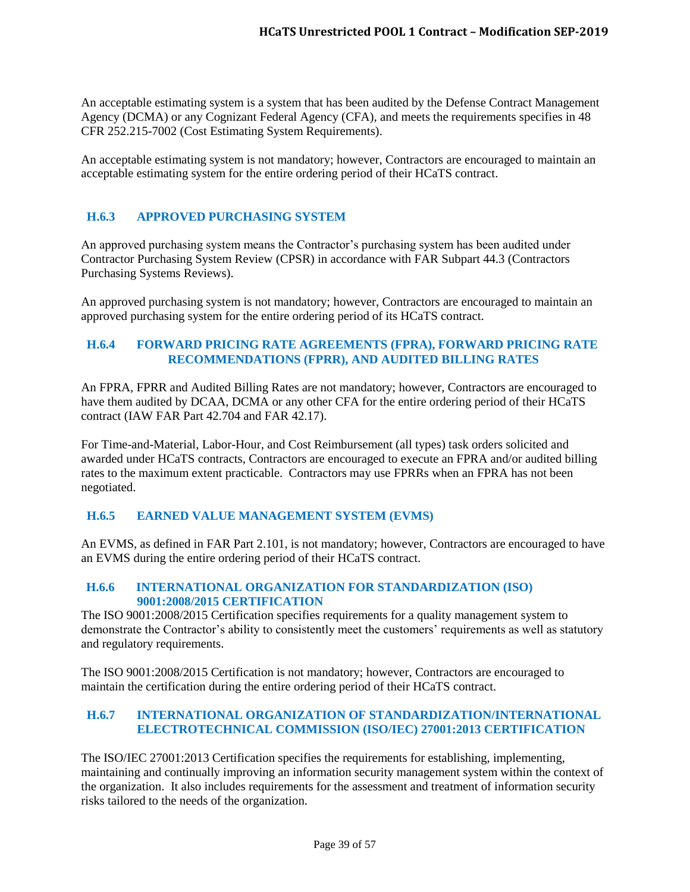An acceptable estimating system is a system that has been audited by the Defense Contract Management Agency (DCMA) or any Cognizant Federal Agency (CFA), and meets the requirements specifies in 48 CFR 252.215-7002 (Cost Estimating System Requirements).

An acceptable estimating system is not mandatory; however, Contractors are encouraged to maintain an acceptable estimating system for the entire ordering period of their HCaTS contract.

### H.6.3 APPROVED PURCHASING SYSTEM

An approved purchasing system means the Contractor's purchasing system has been audited under Contractor Purchasing System Review (CPSR) in accordance with FAR Subpart 44.3 (Contractors Purchasing Systems Reviews).

An approved purchasing system is not mandatory; however, Contractors are encouraged to maintain an approved purchasing system for the entire ordering period of its HCaTS contract.

### H.6.4 FORWARD PRICING RATE AGREEMENTS (FPRA), FORWARD PRICING RATE RECOMMENDATIONS (FPRR), AND AUDITED BILLING RATES

An FPRA, FPRR and Audited Billing Rates are not mandatory; however, Contractors are encouraged to have them audited by DCAA, DCMA or any other CFA for the entire ordering period of their HCaTS contract (IAW FAR Part 42.704 and FAR 42.17).

For Time-and-Material, Labor-Hour, and Cost Reimbursement (all types) task orders solicited and awarded under HCaTS contracts, Contractors are encouraged to execute an FPRA and/or audited billing rates to the maximum extent practicable. Contractors may use FPRRs when an FPRA has not been negotiated.

### H.6.5 EARNED VALUE MANAGEMENT SYSTEM (EVMS)

An EVMS, as defined in FAR Part 2.101, is not mandatory; however, Contractors are encouraged to have an EVMS during the entire ordering period of their HCaTS contract.

### H.6.6 INTERNATIONAL ORGANIZATION FOR STANDARDIZATION (ISO) 9001:2008/2015 CERTIFICATION

The ISO 9001:2008/2015 Certification specifies requirements for a quality management system to demonstrate the Contractor's ability to consistently meet the customers' requirements as well as statutory and regulatory requirements.

The ISO 9001:2008/2015 Certification is not mandatory; however, Contractors are encouraged to maintain the certification during the entire ordering period of their HCaTS contract.

### H.6.7 INTERNATIONAL ORGANIZATION OF STANDARDIZATION/INTERNATIONAL ELECTROTECHNICAL COMMISSION (ISO/IEC) 27001:2013 CERTIFICATION

The ISO/IEC 27001:2013 Certification specifies the requirements for establishing, implementing, maintaining and continually improving an information security management system within the context of the organization. It also includes requirements for the assessment and treatment of information security risks tailored to the needs of the organization.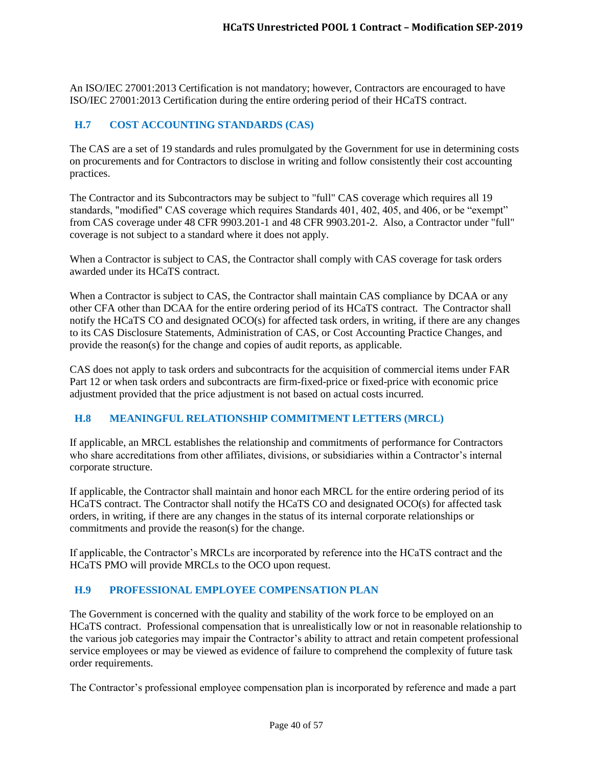An ISO/IEC 27001:2013 Certification is not mandatory; however, Contractors are encouraged to have ISO/IEC 27001:2013 Certification during the entire ordering period of their HCaTS contract.

## H.7 COST ACCOUNTING STANDARDS (CAS)

The CAS are a set of 19 standards and rules promulgated by the Government for use in determining costs on procurements and for Contractors to disclose in writing and follow consistently their cost accounting practices.

The Contractor and its Subcontractors may be subject to "full" CAS coverage which requires all 19 standards, "modified" CAS coverage which requires Standards 401, 402, 405, and 406, or be "exempt" from CAS coverage under 48 CFR 9903.201-1 and 48 CFR 9903.201-2. Also, a Contractor under "full" coverage is not subject to a standard where it does not apply.

When a Contractor is subject to CAS, the Contractor shall comply with CAS coverage for task orders awarded under its HCaTS contract.

When a Contractor is subject to CAS, the Contractor shall maintain CAS compliance by DCAA or any other CFA other than DCAA for the entire ordering period of its HCaTS contract. The Contractor shall notify the HCaTS CO and designated OCO(s) for affected task orders, in writing, if there are any changes to its CAS Disclosure Statements, Administration of CAS, or Cost Accounting Practice Changes, and provide the reason(s) for the change and copies of audit reports, as applicable.

CAS does not apply to task orders and subcontracts for the acquisition of commercial items under FAR Part 12 or when task orders and subcontracts are firm-fixed-price or fixed-price with economic price adjustment provided that the price adjustment is not based on actual costs incurred.

## H.8 MEANINGFUL RELATIONSHIP COMMITMENT LETTERS (MRCL)

If applicable, an MRCL establishes the relationship and commitments of performance for Contractors who share accreditations from other affiliates, divisions, or subsidiaries within a Contractor's internal corporate structure.

If applicable, the Contractor shall maintain and honor each MRCL for the entire ordering period of its HCaTS contract. The Contractor shall notify the HCaTS CO and designated OCO(s) for affected task orders, in writing, if there are any changes in the status of its internal corporate relationships or commitments and provide the reason(s) for the change.

If applicable, the Contractor's MRCLs are incorporated by reference into the HCaTS contract and the HCaTS PMO will provide MRCLs to the OCO upon request.

## H.9 PROFESSIONAL EMPLOYEE COMPENSATION PLAN

The Government is concerned with the quality and stability of the work force to be employed on an HCaTS contract. Professional compensation that is unrealistically low or not in reasonable relationship to the various job categories may impair the Contractor's ability to attract and retain competent professional service employees or may be viewed as evidence of failure to comprehend the complexity of future task order requirements.

The Contractor's professional employee compensation plan is incorporated by reference and made a part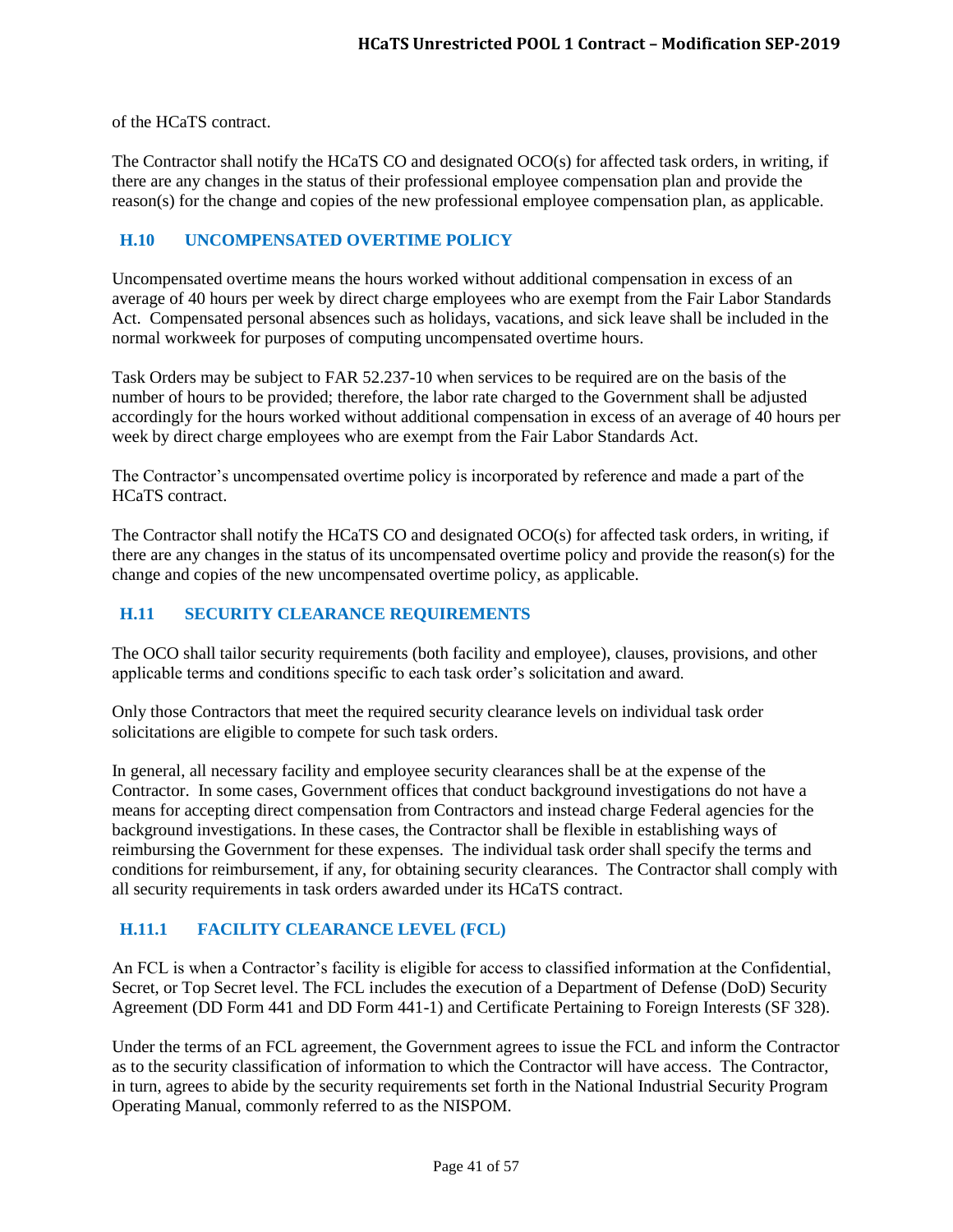of the HCaTS contract.

The Contractor shall notify the HCaTS CO and designated OCO(s) for affected task orders, in writing, if there are any changes in the status of their professional employee compensation plan and provide the reason(s) for the change and copies of the new professional employee compensation plan, as applicable.

## H.10 UNCOMPENSATED OVERTIME POLICY

Uncompensated overtime means the hours worked without additional compensation in excess of an average of 40 hours per week by direct charge employees who are exempt from the Fair Labor Standards Act. Compensated personal absences such as holidays, vacations, and sick leave shall be included in the normal workweek for purposes of computing uncompensated overtime hours.

Task Orders may be subject to FAR 52.237-10 when services to be required are on the basis of the number of hours to be provided; therefore, the labor rate charged to the Government shall be adjusted accordingly for the hours worked without additional compensation in excess of an average of 40 hours per week by direct charge employees who are exempt from the Fair Labor Standards Act.

The Contractor's uncompensated overtime policy is incorporated by reference and made a part of the HCaTS contract.

The Contractor shall notify the HCaTS CO and designated OCO(s) for affected task orders, in writing, if there are any changes in the status of its uncompensated overtime policy and provide the reason(s) for the change and copies of the new uncompensated overtime policy, as applicable.

## H.11 SECURITY CLEARANCE REQUIREMENTS

The OCO shall tailor security requirements (both facility and employee), clauses, provisions, and other applicable terms and conditions specific to each task order's solicitation and award.

Only those Contractors that meet the required security clearance levels on individual task order solicitations are eligible to compete for such task orders.

In general, all necessary facility and employee security clearances shall be at the expense of the Contractor. In some cases, Government offices that conduct background investigations do not have a means for accepting direct compensation from Contractors and instead charge Federal agencies for the background investigations. In these cases, the Contractor shall be flexible in establishing ways of reimbursing the Government for these expenses. The individual task order shall specify the terms and conditions for reimbursement, if any, for obtaining security clearances. The Contractor shall comply with all security requirements in task orders awarded under its HCaTS contract.

### H.11.1 FACILITY CLEARANCE LEVEL (FCL)

An FCL is when a Contractor's facility is eligible for access to classified information at the Confidential, Secret, or Top Secret level. The FCL includes the execution of a Department of Defense (DoD) Security Agreement (DD Form 441 and DD Form 441-1) and Certificate Pertaining to Foreign Interests (SF 328).

Under the terms of an FCL agreement, the Government agrees to issue the FCL and inform the Contractor as to the security classification of information to which the Contractor will have access. The Contractor, in turn, agrees to abide by the security requirements set forth in the National Industrial Security Program Operating Manual, commonly referred to as the NISPOM.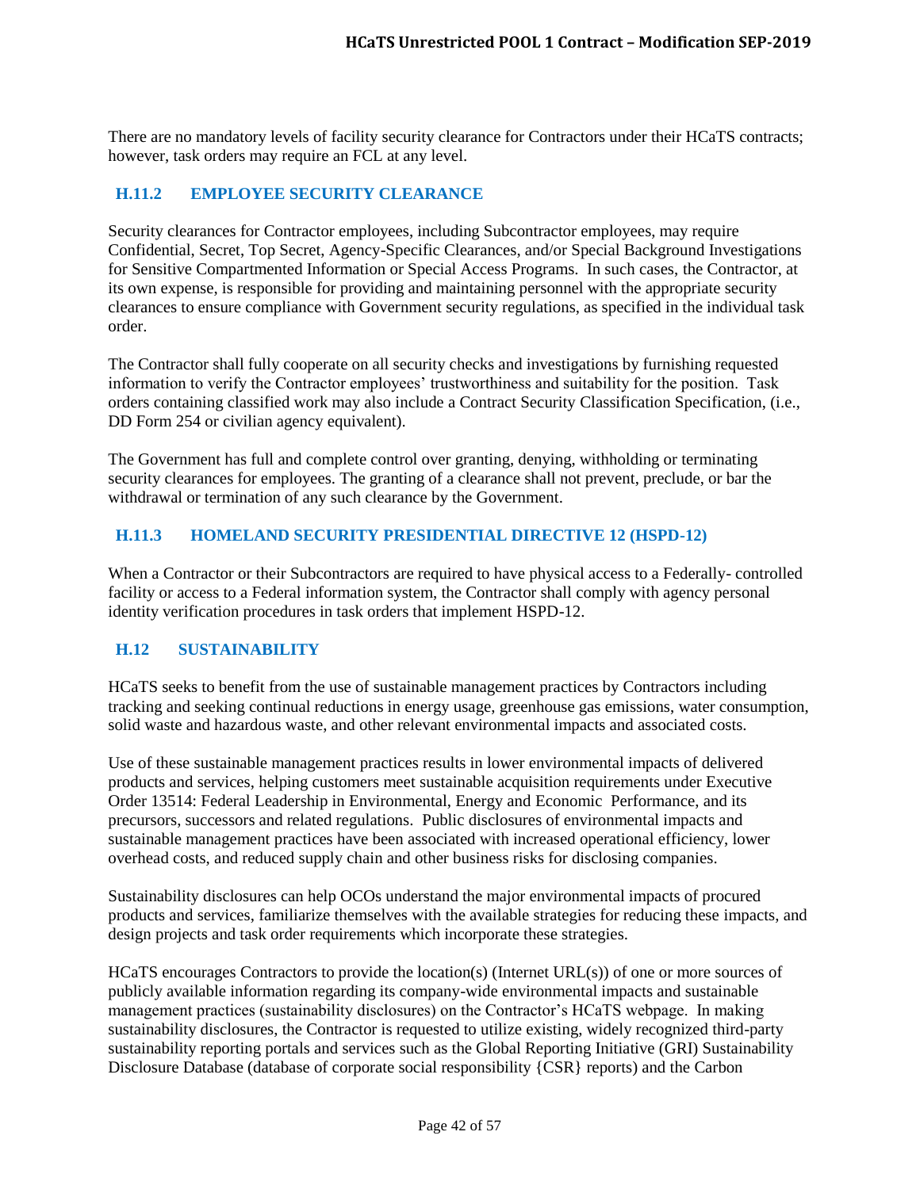There are no mandatory levels of facility security clearance for Contractors under their HCaTS contracts; however, task orders may require an FCL at any level.

### H.11.2 EMPLOYEE SECURITY CLEARANCE

Security clearances for Contractor employees, including Subcontractor employees, may require Confidential, Secret, Top Secret, Agency-Specific Clearances, and/or Special Background Investigations for Sensitive Compartmented Information or Special Access Programs. In such cases, the Contractor, at its own expense, is responsible for providing and maintaining personnel with the appropriate security clearances to ensure compliance with Government security regulations, as specified in the individual task order.

The Contractor shall fully cooperate on all security checks and investigations by furnishing requested information to verify the Contractor employees' trustworthiness and suitability for the position. Task orders containing classified work may also include a Contract Security Classification Specification, (i.e., DD Form 254 or civilian agency equivalent).

The Government has full and complete control over granting, denying, withholding or terminating security clearances for employees. The granting of a clearance shall not prevent, preclude, or bar the withdrawal or termination of any such clearance by the Government.

### H.11.3 HOMELAND SECURITY PRESIDENTIAL DIRECTIVE 12 (HSPD-12)

When a Contractor or their Subcontractors are required to have physical access to a Federally- controlled facility or access to a Federal information system, the Contractor shall comply with agency personal identity verification procedures in task orders that implement HSPD-12.

## H.12 SUSTAINABILITY

HCaTS seeks to benefit from the use of sustainable management practices by Contractors including tracking and seeking continual reductions in energy usage, greenhouse gas emissions, water consumption, solid waste and hazardous waste, and other relevant environmental impacts and associated costs.

Use of these sustainable management practices results in lower environmental impacts of delivered products and services, helping customers meet sustainable acquisition requirements under Executive Order 13514: Federal Leadership in Environmental, Energy and Economic Performance, and its precursors, successors and related regulations. Public disclosures of environmental impacts and sustainable management practices have been associated with increased operational efficiency, lower overhead costs, and reduced supply chain and other business risks for disclosing companies.

Sustainability disclosures can help OCOs understand the major environmental impacts of procured products and services, familiarize themselves with the available strategies for reducing these impacts, and design projects and task order requirements which incorporate these strategies.

HCaTS encourages Contractors to provide the location(s) (Internet URL(s)) of one or more sources of publicly available information regarding its company-wide environmental impacts and sustainable management practices (sustainability disclosures) on the Contractor's HCaTS webpage. In making sustainability disclosures, the Contractor is requested to utilize existing, widely recognized third-party sustainability reporting portals and services such as the Global Reporting Initiative (GRI) Sustainability Disclosure Database (database of corporate social responsibility {CSR} reports) and the Carbon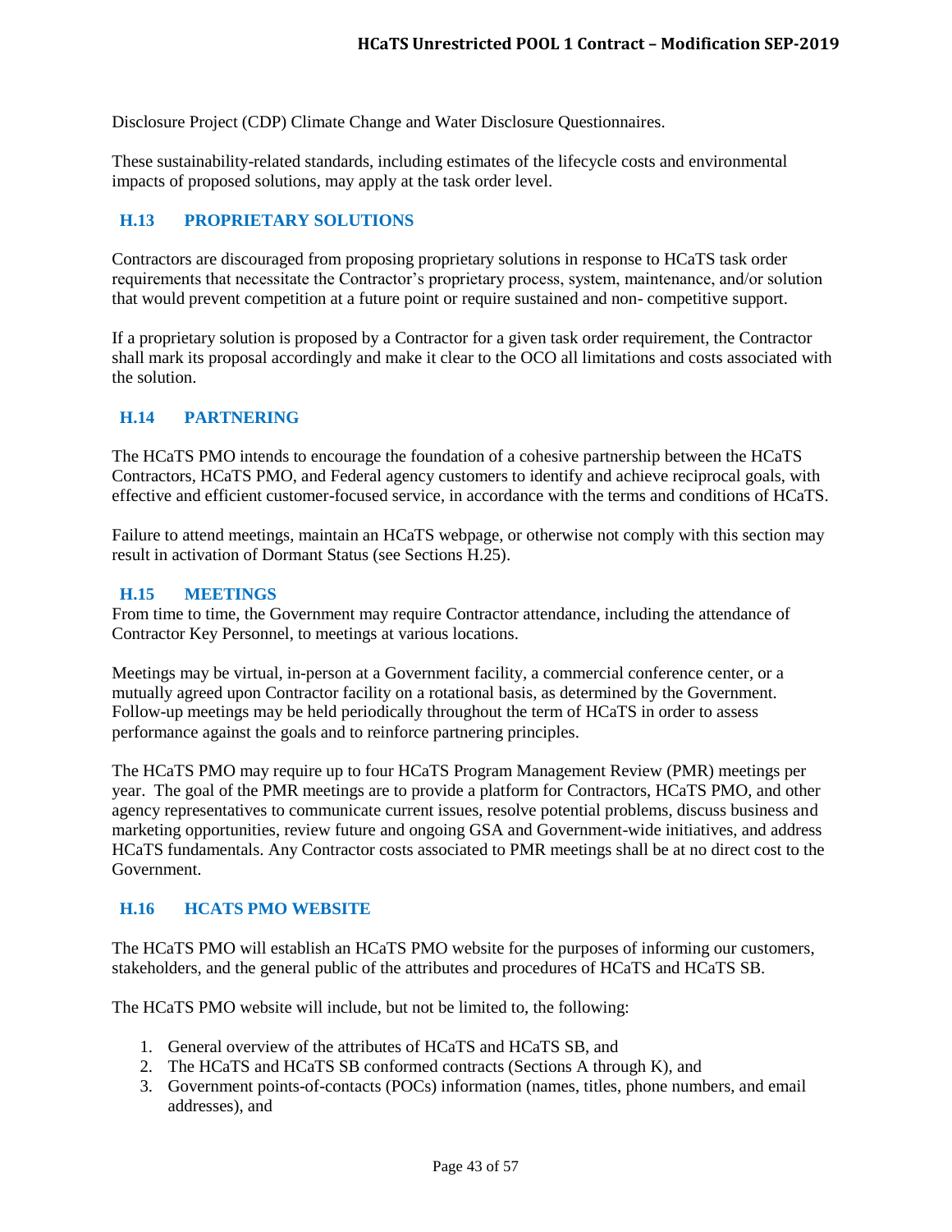Disclosure Project (CDP) Climate Change and Water Disclosure Questionnaires.

These sustainability-related standards, including estimates of the lifecycle costs and environmental impacts of proposed solutions, may apply at the task order level.

## H.13 PROPRIETARY SOLUTIONS

Contractors are discouraged from proposing proprietary solutions in response to HCaTS task order requirements that necessitate the Contractor's proprietary process, system, maintenance, and/or solution that would prevent competition at a future point or require sustained and non- competitive support.

If a proprietary solution is proposed by a Contractor for a given task order requirement, the Contractor shall mark its proposal accordingly and make it clear to the OCO all limitations and costs associated with the solution.

## H.14 PARTNERING

The HCaTS PMO intends to encourage the foundation of a cohesive partnership between the HCaTS Contractors, HCaTS PMO, and Federal agency customers to identify and achieve reciprocal goals, with effective and efficient customer-focused service, in accordance with the terms and conditions of HCaTS.

Failure to attend meetings, maintain an HCaTS webpage, or otherwise not comply with this section may result in activation of Dormant Status (see Sections H.25).

## H.15 MEETINGS

From time to time, the Government may require Contractor attendance, including the attendance of Contractor Key Personnel, to meetings at various locations.

Meetings may be virtual, in-person at a Government facility, a commercial conference center, or a mutually agreed upon Contractor facility on a rotational basis, as determined by the Government. Follow-up meetings may be held periodically throughout the term of HCaTS in order to assess performance against the goals and to reinforce partnering principles.

The HCaTS PMO may require up to four HCaTS Program Management Review (PMR) meetings per year. The goal of the PMR meetings are to provide a platform for Contractors, HCaTS PMO, and other agency representatives to communicate current issues, resolve potential problems, discuss business and marketing opportunities, review future and ongoing GSA and Government-wide initiatives, and address HCaTS fundamentals. Any Contractor costs associated to PMR meetings shall be at no direct cost to the Government.

## H.16 HCATS PMO WEBSITE

The HCaTS PMO will establish an HCaTS PMO website for the purposes of informing our customers, stakeholders, and the general public of the attributes and procedures of HCaTS and HCaTS SB.

The HCaTS PMO website will include, but not be limited to, the following:

1. General overview of the attributes of HCaTS and HCaTS SB, and
2. The HCaTS and HCaTS SB conformed contracts (Sections A through K), and
3. Government points-of-contacts (POCs) information (names, titles, phone numbers, and email addresses), and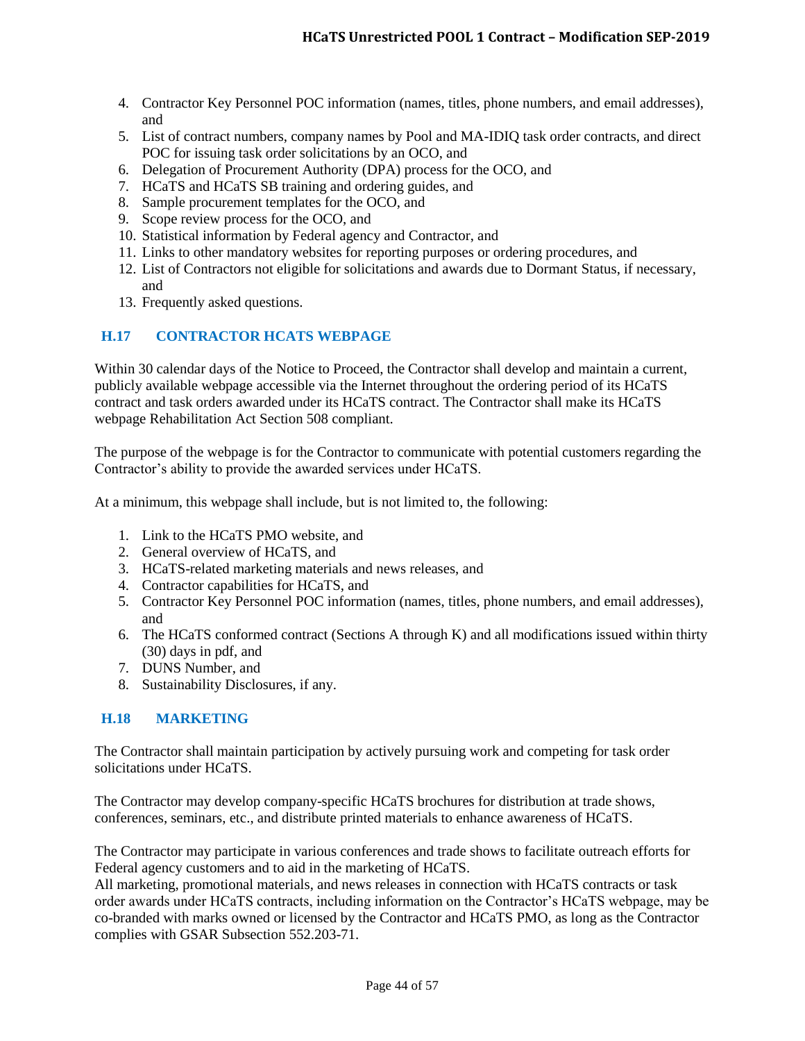4. Contractor Key Personnel POC information (names, titles, phone numbers, and email addresses), and
5. List of contract numbers, company names by Pool and MA-IDIQ task order contracts, and direct POC for issuing task order solicitations by an OCO, and
6. Delegation of Procurement Authority (DPA) process for the OCO, and
7. HCaTS and HCaTS SB training and ordering guides, and
8. Sample procurement templates for the OCO, and
9. Scope review process for the OCO, and
10. Statistical information by Federal agency and Contractor, and
11. Links to other mandatory websites for reporting purposes or ordering procedures, and
12. List of Contractors not eligible for solicitations and awards due to Dormant Status, if necessary, and
13. Frequently asked questions.

## H.17 CONTRACTOR HCATS WEBPAGE

Within 30 calendar days of the Notice to Proceed, the Contractor shall develop and maintain a current, publicly available webpage accessible via the Internet throughout the ordering period of its HCaTS contract and task orders awarded under its HCaTS contract. The Contractor shall make its HCaTS webpage Rehabilitation Act Section 508 compliant.

The purpose of the webpage is for the Contractor to communicate with potential customers regarding the Contractor's ability to provide the awarded services under HCaTS.

At a minimum, this webpage shall include, but is not limited to, the following:

1. Link to the HCaTS PMO website, and
2. General overview of HCaTS, and
3. HCaTS-related marketing materials and news releases, and
4. Contractor capabilities for HCaTS, and
5. Contractor Key Personnel POC information (names, titles, phone numbers, and email addresses), and
6. The HCaTS conformed contract (Sections A through K) and all modifications issued within thirty (30) days in pdf, and
7. DUNS Number, and
8. Sustainability Disclosures, if any.

## H.18 MARKETING

The Contractor shall maintain participation by actively pursuing work and competing for task order solicitations under HCaTS.

The Contractor may develop company-specific HCaTS brochures for distribution at trade shows, conferences, seminars, etc., and distribute printed materials to enhance awareness of HCaTS.

The Contractor may participate in various conferences and trade shows to facilitate outreach efforts for Federal agency customers and to aid in the marketing of HCaTS.
All marketing, promotional materials, and news releases in connection with HCaTS contracts or task order awards under HCaTS contracts, including information on the Contractor's HCaTS webpage, may be co-branded with marks owned or licensed by the Contractor and HCaTS PMO, as long as the Contractor complies with GSAR Subsection 552.203-71.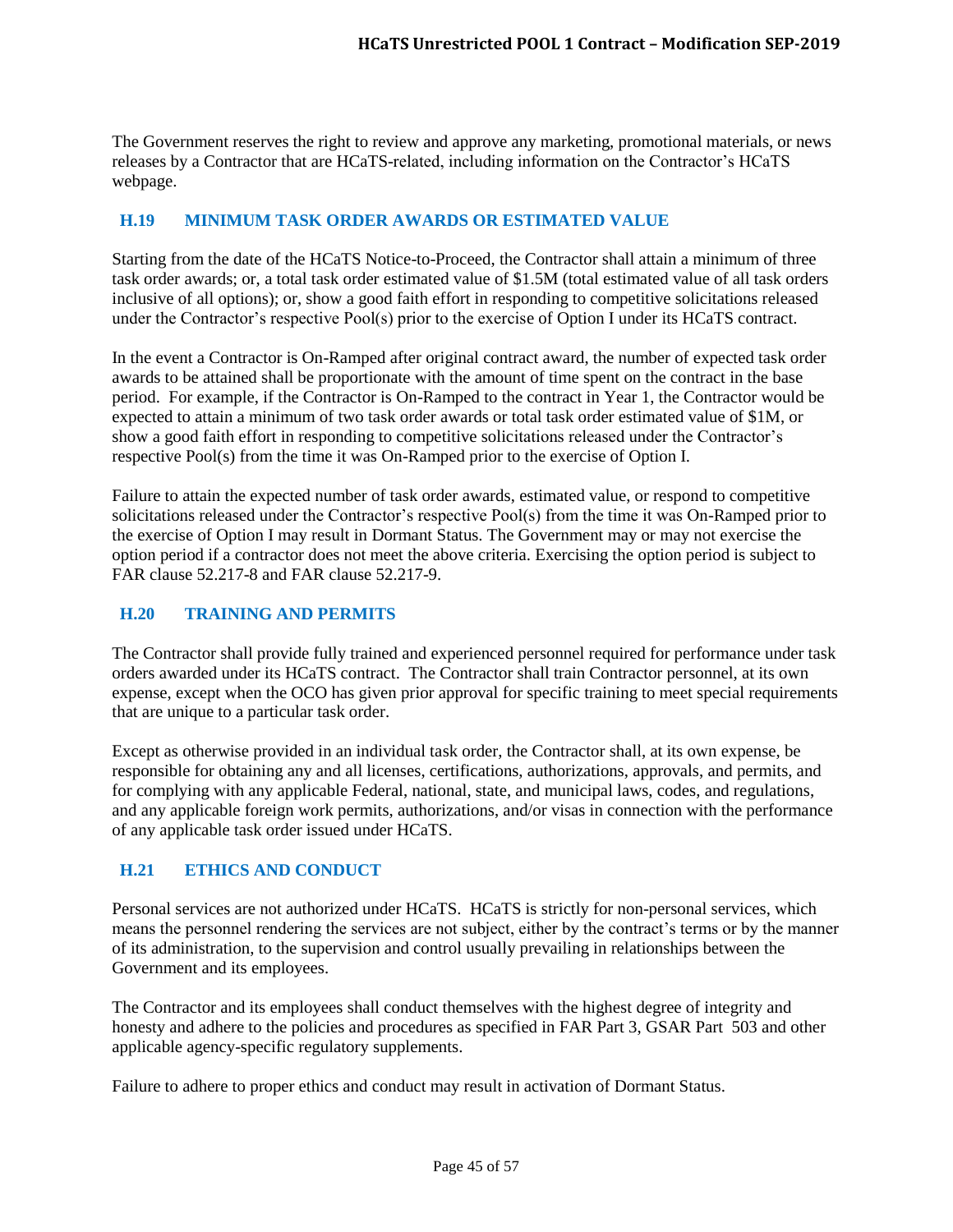The Government reserves the right to review and approve any marketing, promotional materials, or news releases by a Contractor that are HCaTS-related, including information on the Contractor's HCaTS webpage.

## H.19 MINIMUM TASK ORDER AWARDS OR ESTIMATED VALUE

Starting from the date of the HCaTS Notice-to-Proceed, the Contractor shall attain a minimum of three task order awards; or, a total task order estimated value of $1.5M (total estimated value of all task orders inclusive of all options); or, show a good faith effort in responding to competitive solicitations released under the Contractor's respective Pool(s) prior to the exercise of Option I under its HCaTS contract.

In the event a Contractor is On-Ramped after original contract award, the number of expected task order awards to be attained shall be proportionate with the amount of time spent on the contract in the base period. For example, if the Contractor is On-Ramped to the contract in Year 1, the Contractor would be expected to attain a minimum of two task order awards or total task order estimated value of $1M, or show a good faith effort in responding to competitive solicitations released under the Contractor's respective Pool(s) from the time it was On-Ramped prior to the exercise of Option I.

Failure to attain the expected number of task order awards, estimated value, or respond to competitive solicitations released under the Contractor's respective Pool(s) from the time it was On-Ramped prior to the exercise of Option I may result in Dormant Status. The Government may or may not exercise the option period if a contractor does not meet the above criteria. Exercising the option period is subject to FAR clause 52.217-8 and FAR clause 52.217-9.

## H.20 TRAINING AND PERMITS

The Contractor shall provide fully trained and experienced personnel required for performance under task orders awarded under its HCaTS contract. The Contractor shall train Contractor personnel, at its own expense, except when the OCO has given prior approval for specific training to meet special requirements that are unique to a particular task order.

Except as otherwise provided in an individual task order, the Contractor shall, at its own expense, be responsible for obtaining any and all licenses, certifications, authorizations, approvals, and permits, and for complying with any applicable Federal, national, state, and municipal laws, codes, and regulations, and any applicable foreign work permits, authorizations, and/or visas in connection with the performance of any applicable task order issued under HCaTS.

## H.21 ETHICS AND CONDUCT

Personal services are not authorized under HCaTS. HCaTS is strictly for non-personal services, which means the personnel rendering the services are not subject, either by the contract's terms or by the manner of its administration, to the supervision and control usually prevailing in relationships between the Government and its employees.

The Contractor and its employees shall conduct themselves with the highest degree of integrity and honesty and adhere to the policies and procedures as specified in FAR Part 3, GSAR Part 503 and other applicable agency-specific regulatory supplements.

Failure to adhere to proper ethics and conduct may result in activation of Dormant Status.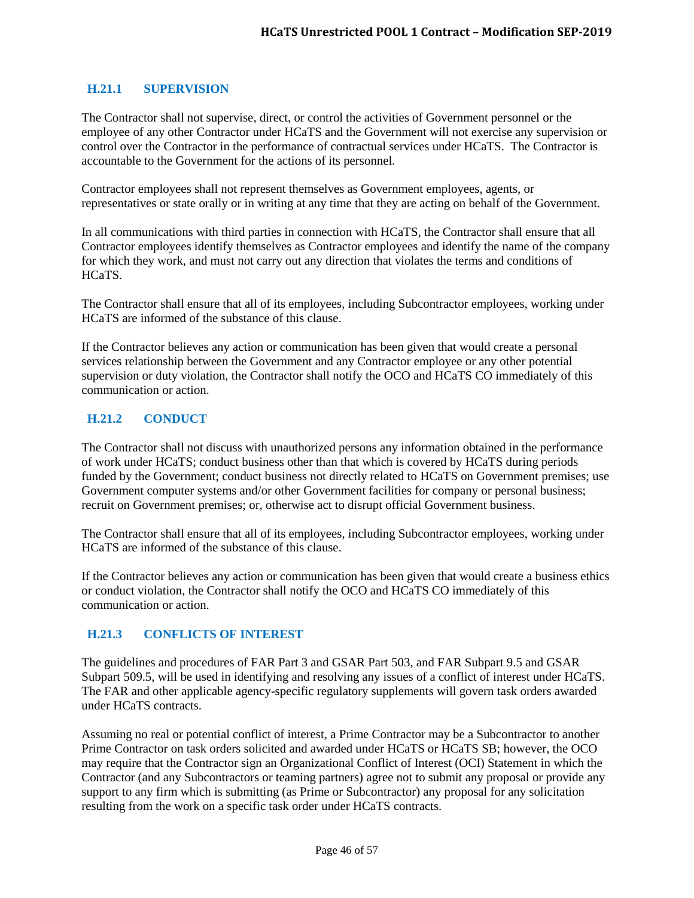### H.21.1 SUPERVISION

The Contractor shall not supervise, direct, or control the activities of Government personnel or the employee of any other Contractor under HCaTS and the Government will not exercise any supervision or control over the Contractor in the performance of contractual services under HCaTS. The Contractor is accountable to the Government for the actions of its personnel.

Contractor employees shall not represent themselves as Government employees, agents, or representatives or state orally or in writing at any time that they are acting on behalf of the Government.

In all communications with third parties in connection with HCaTS, the Contractor shall ensure that all Contractor employees identify themselves as Contractor employees and identify the name of the company for which they work, and must not carry out any direction that violates the terms and conditions of HCaTS.

The Contractor shall ensure that all of its employees, including Subcontractor employees, working under HCaTS are informed of the substance of this clause.

If the Contractor believes any action or communication has been given that would create a personal services relationship between the Government and any Contractor employee or any other potential supervision or duty violation, the Contractor shall notify the OCO and HCaTS CO immediately of this communication or action.

### H.21.2 CONDUCT

The Contractor shall not discuss with unauthorized persons any information obtained in the performance of work under HCaTS; conduct business other than that which is covered by HCaTS during periods funded by the Government; conduct business not directly related to HCaTS on Government premises; use Government computer systems and/or other Government facilities for company or personal business; recruit on Government premises; or, otherwise act to disrupt official Government business.

The Contractor shall ensure that all of its employees, including Subcontractor employees, working under HCaTS are informed of the substance of this clause.

If the Contractor believes any action or communication has been given that would create a business ethics or conduct violation, the Contractor shall notify the OCO and HCaTS CO immediately of this communication or action.

### H.21.3 CONFLICTS OF INTEREST

The guidelines and procedures of FAR Part 3 and GSAR Part 503, and FAR Subpart 9.5 and GSAR Subpart 509.5, will be used in identifying and resolving any issues of a conflict of interest under HCaTS. The FAR and other applicable agency-specific regulatory supplements will govern task orders awarded under HCaTS contracts.

Assuming no real or potential conflict of interest, a Prime Contractor may be a Subcontractor to another Prime Contractor on task orders solicited and awarded under HCaTS or HCaTS SB; however, the OCO may require that the Contractor sign an Organizational Conflict of Interest (OCI) Statement in which the Contractor (and any Subcontractors or teaming partners) agree not to submit any proposal or provide any support to any firm which is submitting (as Prime or Subcontractor) any proposal for any solicitation resulting from the work on a specific task order under HCaTS contracts.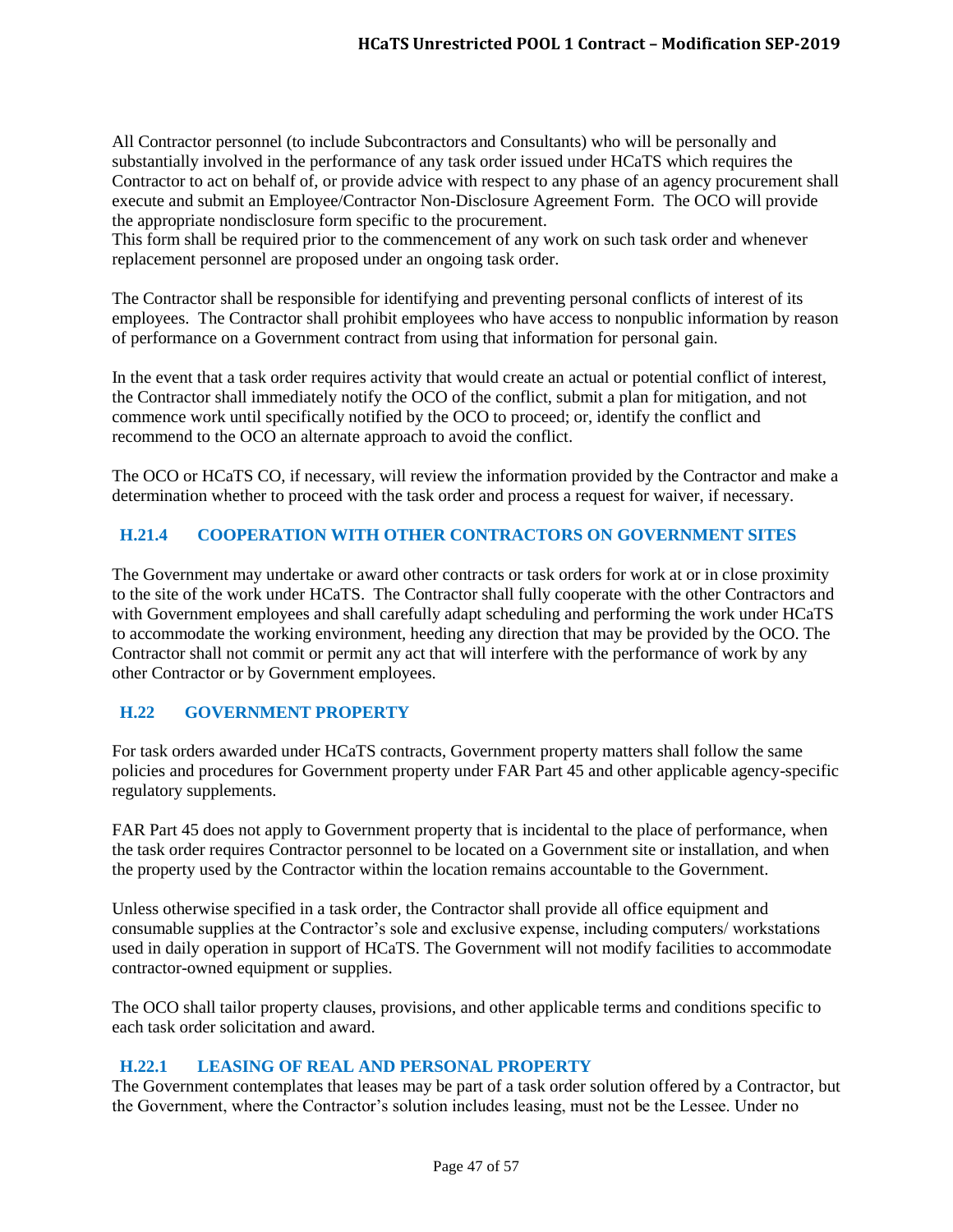All Contractor personnel (to include Subcontractors and Consultants) who will be personally and substantially involved in the performance of any task order issued under HCaTS which requires the Contractor to act on behalf of, or provide advice with respect to any phase of an agency procurement shall execute and submit an Employee/Contractor Non-Disclosure Agreement Form. The OCO will provide the appropriate nondisclosure form specific to the procurement.
This form shall be required prior to the commencement of any work on such task order and whenever replacement personnel are proposed under an ongoing task order.

The Contractor shall be responsible for identifying and preventing personal conflicts of interest of its employees. The Contractor shall prohibit employees who have access to nonpublic information by reason of performance on a Government contract from using that information for personal gain.

In the event that a task order requires activity that would create an actual or potential conflict of interest, the Contractor shall immediately notify the OCO of the conflict, submit a plan for mitigation, and not commence work until specifically notified by the OCO to proceed; or, identify the conflict and recommend to the OCO an alternate approach to avoid the conflict.

The OCO or HCaTS CO, if necessary, will review the information provided by the Contractor and make a determination whether to proceed with the task order and process a request for waiver, if necessary.

### H.21.4 COOPERATION WITH OTHER CONTRACTORS ON GOVERNMENT SITES

The Government may undertake or award other contracts or task orders for work at or in close proximity to the site of the work under HCaTS. The Contractor shall fully cooperate with the other Contractors and with Government employees and shall carefully adapt scheduling and performing the work under HCaTS to accommodate the working environment, heeding any direction that may be provided by the OCO. The Contractor shall not commit or permit any act that will interfere with the performance of work by any other Contractor or by Government employees.

## H.22 GOVERNMENT PROPERTY

For task orders awarded under HCaTS contracts, Government property matters shall follow the same policies and procedures for Government property under FAR Part 45 and other applicable agency-specific regulatory supplements.

FAR Part 45 does not apply to Government property that is incidental to the place of performance, when the task order requires Contractor personnel to be located on a Government site or installation, and when the property used by the Contractor within the location remains accountable to the Government.

Unless otherwise specified in a task order, the Contractor shall provide all office equipment and consumable supplies at the Contractor's sole and exclusive expense, including computers/ workstations used in daily operation in support of HCaTS. The Government will not modify facilities to accommodate contractor-owned equipment or supplies.

The OCO shall tailor property clauses, provisions, and other applicable terms and conditions specific to each task order solicitation and award.

### H.22.1 LEASING OF REAL AND PERSONAL PROPERTY

The Government contemplates that leases may be part of a task order solution offered by a Contractor, but the Government, where the Contractor's solution includes leasing, must not be the Lessee. Under no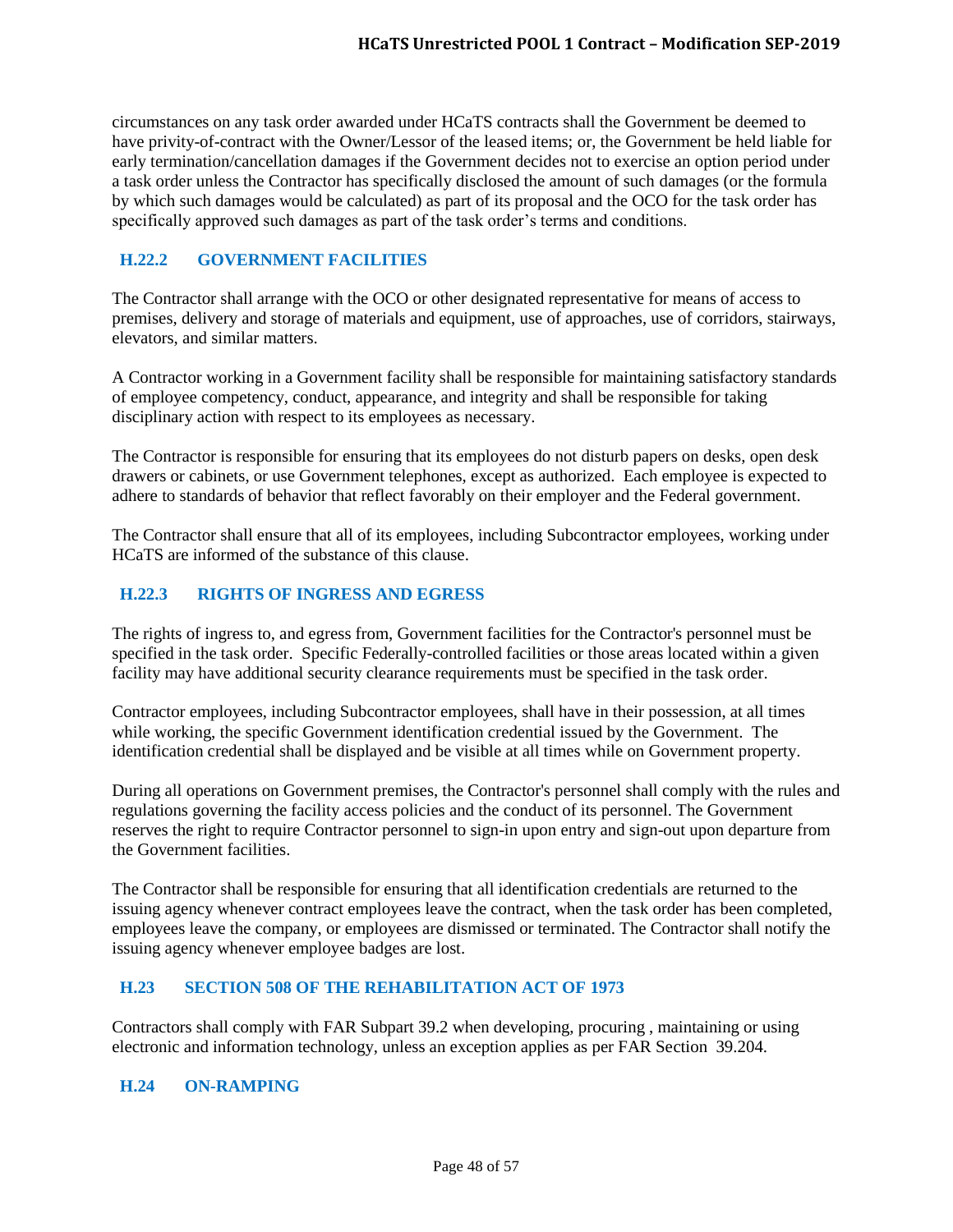circumstances on any task order awarded under HCaTS contracts shall the Government be deemed to have privity-of-contract with the Owner/Lessor of the leased items; or, the Government be held liable for early termination/cancellation damages if the Government decides not to exercise an option period under a task order unless the Contractor has specifically disclosed the amount of such damages (or the formula by which such damages would be calculated) as part of its proposal and the OCO for the task order has specifically approved such damages as part of the task order's terms and conditions.

### H.22.2 GOVERNMENT FACILITIES

The Contractor shall arrange with the OCO or other designated representative for means of access to premises, delivery and storage of materials and equipment, use of approaches, use of corridors, stairways, elevators, and similar matters.

A Contractor working in a Government facility shall be responsible for maintaining satisfactory standards of employee competency, conduct, appearance, and integrity and shall be responsible for taking disciplinary action with respect to its employees as necessary.

The Contractor is responsible for ensuring that its employees do not disturb papers on desks, open desk drawers or cabinets, or use Government telephones, except as authorized. Each employee is expected to adhere to standards of behavior that reflect favorably on their employer and the Federal government.

The Contractor shall ensure that all of its employees, including Subcontractor employees, working under HCaTS are informed of the substance of this clause.

### H.22.3 RIGHTS OF INGRESS AND EGRESS

The rights of ingress to, and egress from, Government facilities for the Contractor's personnel must be specified in the task order. Specific Federally-controlled facilities or those areas located within a given facility may have additional security clearance requirements must be specified in the task order.

Contractor employees, including Subcontractor employees, shall have in their possession, at all times while working, the specific Government identification credential issued by the Government. The identification credential shall be displayed and be visible at all times while on Government property.

During all operations on Government premises, the Contractor's personnel shall comply with the rules and regulations governing the facility access policies and the conduct of its personnel. The Government reserves the right to require Contractor personnel to sign-in upon entry and sign-out upon departure from the Government facilities.

The Contractor shall be responsible for ensuring that all identification credentials are returned to the issuing agency whenever contract employees leave the contract, when the task order has been completed, employees leave the company, or employees are dismissed or terminated. The Contractor shall notify the issuing agency whenever employee badges are lost.

## H.23 SECTION 508 OF THE REHABILITATION ACT OF 1973

Contractors shall comply with FAR Subpart 39.2 when developing, procuring , maintaining or using electronic and information technology, unless an exception applies as per FAR Section 39.204.

## H.24 ON-RAMPING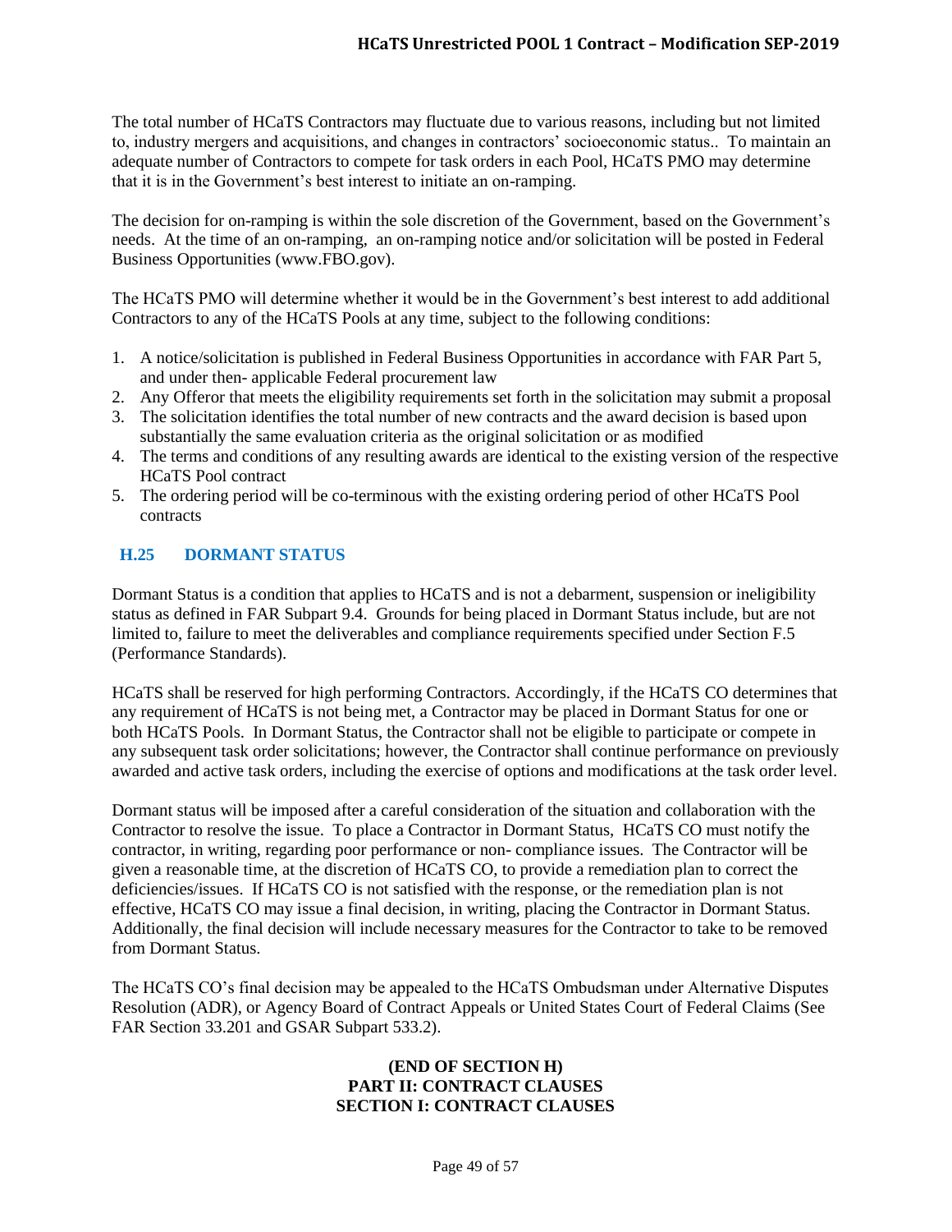The total number of HCaTS Contractors may fluctuate due to various reasons, including but not limited to, industry mergers and acquisitions, and changes in contractors' socioeconomic status.. To maintain an adequate number of Contractors to compete for task orders in each Pool, HCaTS PMO may determine that it is in the Government's best interest to initiate an on-ramping.

The decision for on-ramping is within the sole discretion of the Government, based on the Government's needs. At the time of an on-ramping, an on-ramping notice and/or solicitation will be posted in Federal Business Opportunities (www.FBO.gov).

The HCaTS PMO will determine whether it would be in the Government's best interest to add additional Contractors to any of the HCaTS Pools at any time, subject to the following conditions:

1. A notice/solicitation is published in Federal Business Opportunities in accordance with FAR Part 5, and under then- applicable Federal procurement law
2. Any Offeror that meets the eligibility requirements set forth in the solicitation may submit a proposal
3. The solicitation identifies the total number of new contracts and the award decision is based upon substantially the same evaluation criteria as the original solicitation or as modified
4. The terms and conditions of any resulting awards are identical to the existing version of the respective HCaTS Pool contract
5. The ordering period will be co-terminous with the existing ordering period of other HCaTS Pool contracts

## H.25 DORMANT STATUS

Dormant Status is a condition that applies to HCaTS and is not a debarment, suspension or ineligibility status as defined in FAR Subpart 9.4. Grounds for being placed in Dormant Status include, but are not limited to, failure to meet the deliverables and compliance requirements specified under Section F.5 (Performance Standards).

HCaTS shall be reserved for high performing Contractors. Accordingly, if the HCaTS CO determines that any requirement of HCaTS is not being met, a Contractor may be placed in Dormant Status for one or both HCaTS Pools. In Dormant Status, the Contractor shall not be eligible to participate or compete in any subsequent task order solicitations; however, the Contractor shall continue performance on previously awarded and active task orders, including the exercise of options and modifications at the task order level.

Dormant status will be imposed after a careful consideration of the situation and collaboration with the Contractor to resolve the issue. To place a Contractor in Dormant Status, HCaTS CO must notify the contractor, in writing, regarding poor performance or non- compliance issues. The Contractor will be given a reasonable time, at the discretion of HCaTS CO, to provide a remediation plan to correct the deficiencies/issues. If HCaTS CO is not satisfied with the response, or the remediation plan is not effective, HCaTS CO may issue a final decision, in writing, placing the Contractor in Dormant Status. Additionally, the final decision will include necessary measures for the Contractor to take to be removed from Dormant Status.

The HCaTS CO's final decision may be appealed to the HCaTS Ombudsman under Alternative Disputes Resolution (ADR), or Agency Board of Contract Appeals or United States Court of Federal Claims (See FAR Section 33.201 and GSAR Subpart 533.2).

**(END OF SECTION H)**

# PART II: CONTRACT CLAUSES

# SECTION I: CONTRACT CLAUSES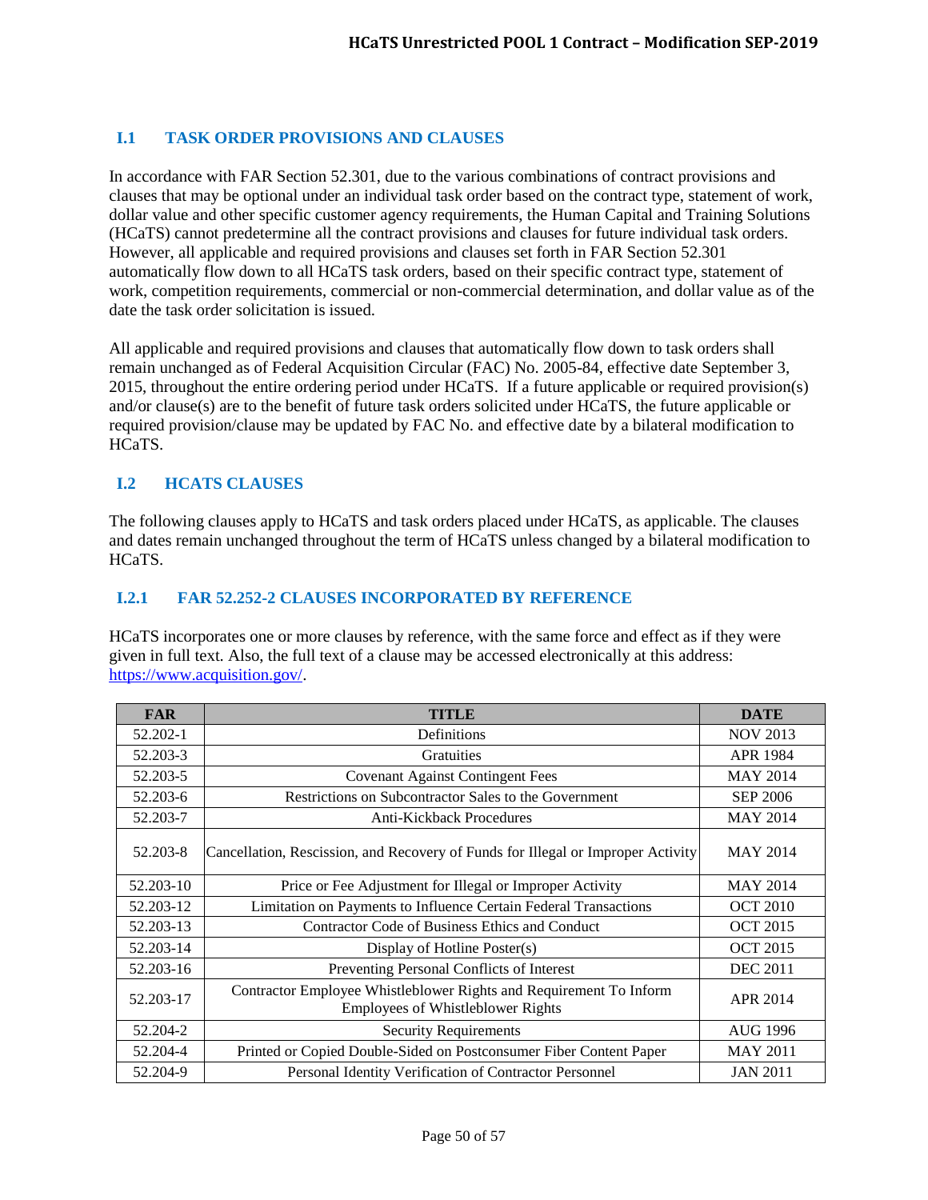## I.1 TASK ORDER PROVISIONS AND CLAUSES

In accordance with FAR Section 52.301, due to the various combinations of contract provisions and clauses that may be optional under an individual task order based on the contract type, statement of work, dollar value and other specific customer agency requirements, the Human Capital and Training Solutions (HCaTS) cannot predetermine all the contract provisions and clauses for future individual task orders. However, all applicable and required provisions and clauses set forth in FAR Section 52.301 automatically flow down to all HCaTS task orders, based on their specific contract type, statement of work, competition requirements, commercial or non-commercial determination, and dollar value as of the date the task order solicitation is issued.

All applicable and required provisions and clauses that automatically flow down to task orders shall remain unchanged as of Federal Acquisition Circular (FAC) No. 2005-84, effective date September 3, 2015, throughout the entire ordering period under HCaTS. If a future applicable or required provision(s) and/or clause(s) are to the benefit of future task orders solicited under HCaTS, the future applicable or required provision/clause may be updated by FAC No. and effective date by a bilateral modification to HCaTS.

## I.2 HCATS CLAUSES

The following clauses apply to HCaTS and task orders placed under HCaTS, as applicable. The clauses and dates remain unchanged throughout the term of HCaTS unless changed by a bilateral modification to HCaTS.

### I.2.1 FAR 52.252-2 CLAUSES INCORPORATED BY REFERENCE

HCaTS incorporates one or more clauses by reference, with the same force and effect as if they were given in full text. Also, the full text of a clause may be accessed electronically at this address: https://www.acquisition.gov/.

| FAR | TITLE | DATE |
|---|---|---|
| 52.202-1 | Definitions | NOV 2013 |
| 52.203-3 | Gratuities | APR 1984 |
| 52.203-5 | Covenant Against Contingent Fees | MAY 2014 |
| 52.203-6 | Restrictions on Subcontractor Sales to the Government | SEP 2006 |
| 52.203-7 | Anti-Kickback Procedures | MAY 2014 |
| 52.203-8 | Cancellation, Rescission, and Recovery of Funds for Illegal or Improper Activity | MAY 2014 |
| 52.203-10 | Price or Fee Adjustment for Illegal or Improper Activity | MAY 2014 |
| 52.203-12 | Limitation on Payments to Influence Certain Federal Transactions | OCT 2010 |
| 52.203-13 | Contractor Code of Business Ethics and Conduct | OCT 2015 |
| 52.203-14 | Display of Hotline Poster(s) | OCT 2015 |
| 52.203-16 | Preventing Personal Conflicts of Interest | DEC 2011 |
| 52.203-17 | Contractor Employee Whistleblower Rights and Requirement To Inform Employees of Whistleblower Rights | APR 2014 |
| 52.204-2 | Security Requirements | AUG 1996 |
| 52.204-4 | Printed or Copied Double-Sided on Postconsumer Fiber Content Paper | MAY 2011 |
| 52.204-9 | Personal Identity Verification of Contractor Personnel | JAN 2011 |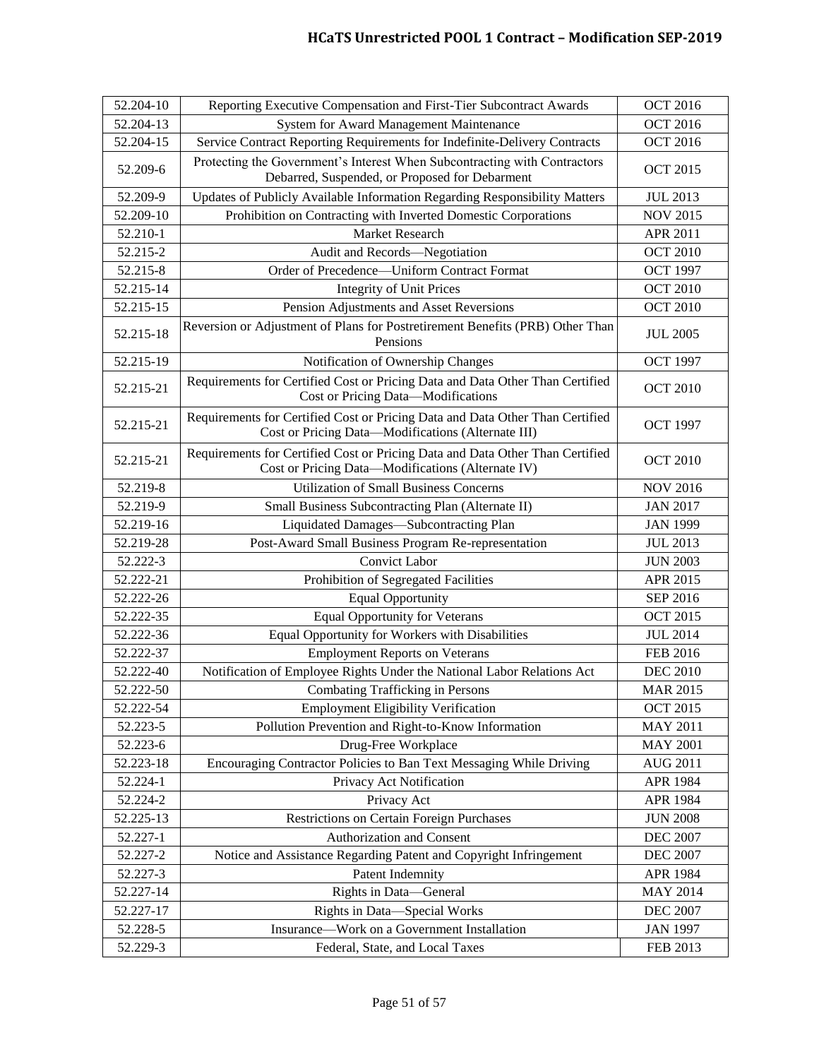| | | |
|---|---|---|
| 52.204-10 | Reporting Executive Compensation and First-Tier Subcontract Awards | OCT 2016 |
| 52.204-13 | System for Award Management Maintenance | OCT 2016 |
| 52.204-15 | Service Contract Reporting Requirements for Indefinite-Delivery Contracts | OCT 2016 |
| 52.209-6 | Protecting the Government's Interest When Subcontracting with Contractors Debarred, Suspended, or Proposed for Debarment | OCT 2015 |
| 52.209-9 | Updates of Publicly Available Information Regarding Responsibility Matters | JUL 2013 |
| 52.209-10 | Prohibition on Contracting with Inverted Domestic Corporations | NOV 2015 |
| 52.210-1 | Market Research | APR 2011 |
| 52.215-2 | Audit and Records—Negotiation | OCT 2010 |
| 52.215-8 | Order of Precedence—Uniform Contract Format | OCT 1997 |
| 52.215-14 | Integrity of Unit Prices | OCT 2010 |
| 52.215-15 | Pension Adjustments and Asset Reversions | OCT 2010 |
| 52.215-18 | Reversion or Adjustment of Plans for Postretirement Benefits (PRB) Other Than Pensions | JUL 2005 |
| 52.215-19 | Notification of Ownership Changes | OCT 1997 |
| 52.215-21 | Requirements for Certified Cost or Pricing Data and Data Other Than Certified Cost or Pricing Data—Modifications | OCT 2010 |
| 52.215-21 | Requirements for Certified Cost or Pricing Data and Data Other Than Certified Cost or Pricing Data—Modifications (Alternate III) | OCT 1997 |
| 52.215-21 | Requirements for Certified Cost or Pricing Data and Data Other Than Certified Cost or Pricing Data—Modifications (Alternate IV) | OCT 2010 |
| 52.219-8 | Utilization of Small Business Concerns | NOV 2016 |
| 52.219-9 | Small Business Subcontracting Plan (Alternate II) | JAN 2017 |
| 52.219-16 | Liquidated Damages—Subcontracting Plan | JAN 1999 |
| 52.219-28 | Post-Award Small Business Program Re-representation | JUL 2013 |
| 52.222-3 | Convict Labor | JUN 2003 |
| 52.222-21 | Prohibition of Segregated Facilities | APR 2015 |
| 52.222-26 | Equal Opportunity | SEP 2016 |
| 52.222-35 | Equal Opportunity for Veterans | OCT 2015 |
| 52.222-36 | Equal Opportunity for Workers with Disabilities | JUL 2014 |
| 52.222-37 | Employment Reports on Veterans | FEB 2016 |
| 52.222-40 | Notification of Employee Rights Under the National Labor Relations Act | DEC 2010 |
| 52.222-50 | Combating Trafficking in Persons | MAR 2015 |
| 52.222-54 | Employment Eligibility Verification | OCT 2015 |
| 52.223-5 | Pollution Prevention and Right-to-Know Information | MAY 2011 |
| 52.223-6 | Drug-Free Workplace | MAY 2001 |
| 52.223-18 | Encouraging Contractor Policies to Ban Text Messaging While Driving | AUG 2011 |
| 52.224-1 | Privacy Act Notification | APR 1984 |
| 52.224-2 | Privacy Act | APR 1984 |
| 52.225-13 | Restrictions on Certain Foreign Purchases | JUN 2008 |
| 52.227-1 | Authorization and Consent | DEC 2007 |
| 52.227-2 | Notice and Assistance Regarding Patent and Copyright Infringement | DEC 2007 |
| 52.227-3 | Patent Indemnity | APR 1984 |
| 52.227-14 | Rights in Data—General | MAY 2014 |
| 52.227-17 | Rights in Data—Special Works | DEC 2007 |
| 52.228-5 | Insurance—Work on a Government Installation | JAN 1997 |
| 52.229-3 | Federal, State, and Local Taxes | FEB 2013 |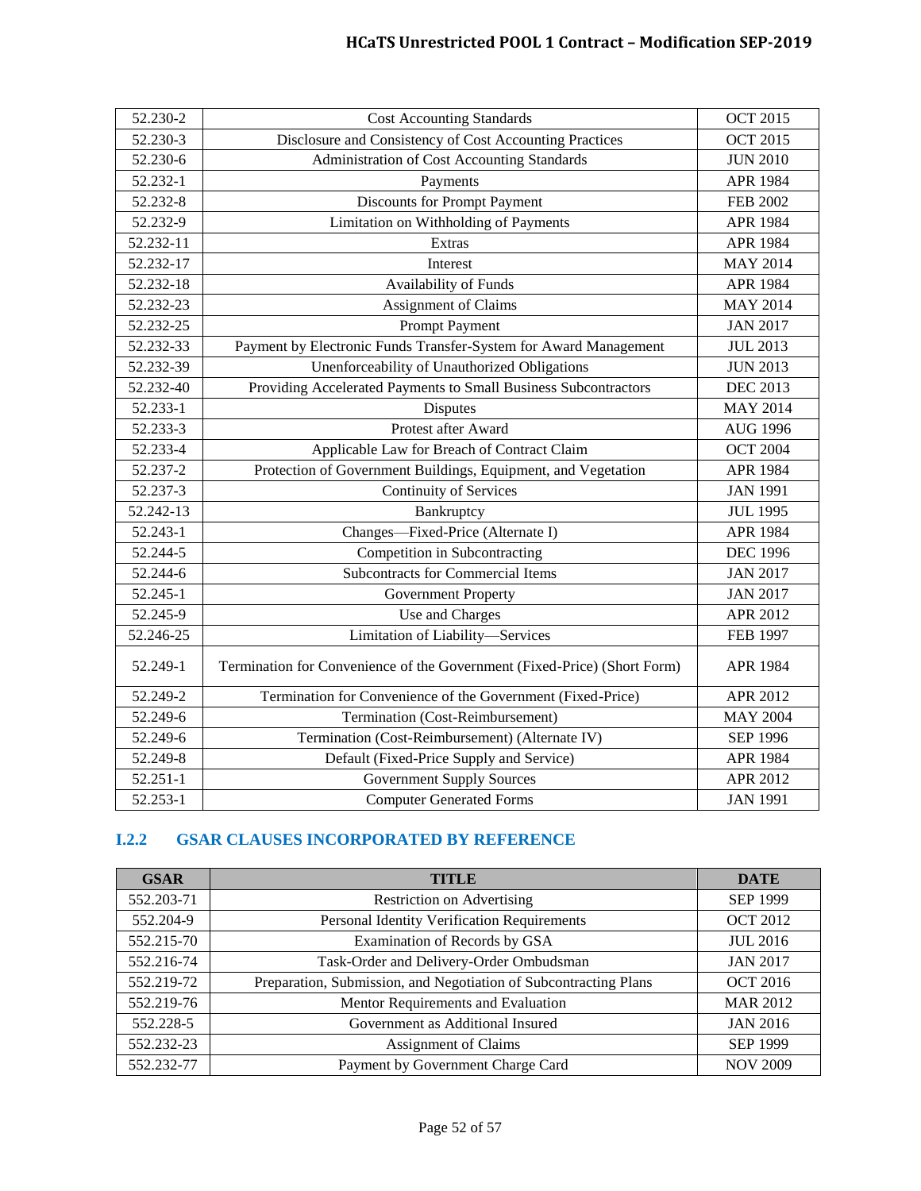| | | |
|---|---|---|
| 52.230-2 | Cost Accounting Standards | OCT 2015 |
| 52.230-3 | Disclosure and Consistency of Cost Accounting Practices | OCT 2015 |
| 52.230-6 | Administration of Cost Accounting Standards | JUN 2010 |
| 52.232-1 | Payments | APR 1984 |
| 52.232-8 | Discounts for Prompt Payment | FEB 2002 |
| 52.232-9 | Limitation on Withholding of Payments | APR 1984 |
| 52.232-11 | Extras | APR 1984 |
| 52.232-17 | Interest | MAY 2014 |
| 52.232-18 | Availability of Funds | APR 1984 |
| 52.232-23 | Assignment of Claims | MAY 2014 |
| 52.232-25 | Prompt Payment | JAN 2017 |
| 52.232-33 | Payment by Electronic Funds Transfer-System for Award Management | JUL 2013 |
| 52.232-39 | Unenforceability of Unauthorized Obligations | JUN 2013 |
| 52.232-40 | Providing Accelerated Payments to Small Business Subcontractors | DEC 2013 |
| 52.233-1 | Disputes | MAY 2014 |
| 52.233-3 | Protest after Award | AUG 1996 |
| 52.233-4 | Applicable Law for Breach of Contract Claim | OCT 2004 |
| 52.237-2 | Protection of Government Buildings, Equipment, and Vegetation | APR 1984 |
| 52.237-3 | Continuity of Services | JAN 1991 |
| 52.242-13 | Bankruptcy | JUL 1995 |
| 52.243-1 | Changes—Fixed-Price (Alternate I) | APR 1984 |
| 52.244-5 | Competition in Subcontracting | DEC 1996 |
| 52.244-6 | Subcontracts for Commercial Items | JAN 2017 |
| 52.245-1 | Government Property | JAN 2017 |
| 52.245-9 | Use and Charges | APR 2012 |
| 52.246-25 | Limitation of Liability—Services | FEB 1997 |
| 52.249-1 | Termination for Convenience of the Government (Fixed-Price) (Short Form) | APR 1984 |
| 52.249-2 | Termination for Convenience of the Government (Fixed-Price) | APR 2012 |
| 52.249-6 | Termination (Cost-Reimbursement) | MAY 2004 |
| 52.249-6 | Termination (Cost-Reimbursement) (Alternate IV) | SEP 1996 |
| 52.249-8 | Default (Fixed-Price Supply and Service) | APR 1984 |
| 52.251-1 | Government Supply Sources | APR 2012 |
| 52.253-1 | Computer Generated Forms | JAN 1991 |

### I.2.2 GSAR CLAUSES INCORPORATED BY REFERENCE

| GSAR | TITLE | DATE |
|---|---|---|
| 552.203-71 | Restriction on Advertising | SEP 1999 |
| 552.204-9 | Personal Identity Verification Requirements | OCT 2012 |
| 552.215-70 | Examination of Records by GSA | JUL 2016 |
| 552.216-74 | Task-Order and Delivery-Order Ombudsman | JAN 2017 |
| 552.219-72 | Preparation, Submission, and Negotiation of Subcontracting Plans | OCT 2016 |
| 552.219-76 | Mentor Requirements and Evaluation | MAR 2012 |
| 552.228-5 | Government as Additional Insured | JAN 2016 |
| 552.232-23 | Assignment of Claims | SEP 1999 |
| 552.232-77 | Payment by Government Charge Card | NOV 2009 |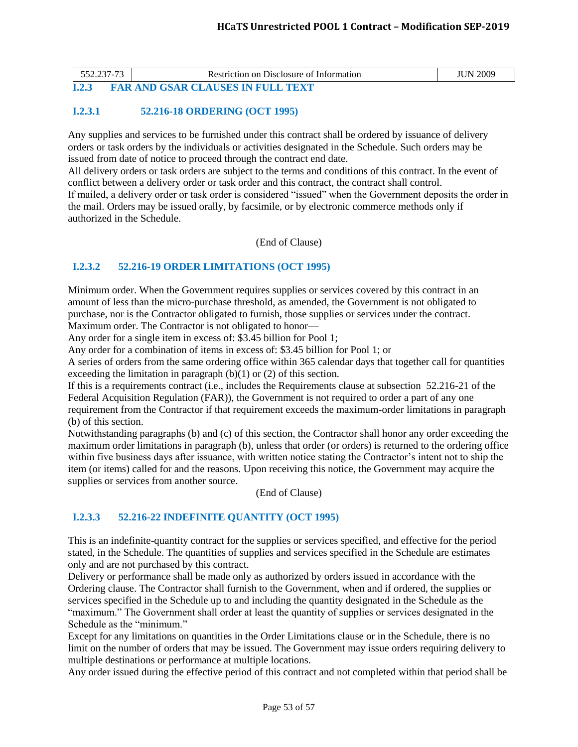| 552.237-73 | Restriction on Disclosure of Information | JUN 2009 |
|---|---|---|

## I.2.3 FAR AND GSAR CLAUSES IN FULL TEXT

### I.2.3.1 52.216-18 ORDERING (OCT 1995)

Any supplies and services to be furnished under this contract shall be ordered by issuance of delivery orders or task orders by the individuals or activities designated in the Schedule. Such orders may be issued from date of notice to proceed through the contract end date.

All delivery orders or task orders are subject to the terms and conditions of this contract. In the event of conflict between a delivery order or task order and this contract, the contract shall control.

If mailed, a delivery order or task order is considered "issued" when the Government deposits the order in the mail. Orders may be issued orally, by facsimile, or by electronic commerce methods only if authorized in the Schedule.

(End of Clause)

### I.2.3.2 52.216-19 ORDER LIMITATIONS (OCT 1995)

Minimum order. When the Government requires supplies or services covered by this contract in an amount of less than the micro-purchase threshold, as amended, the Government is not obligated to purchase, nor is the Contractor obligated to furnish, those supplies or services under the contract.

Maximum order. The Contractor is not obligated to honor—

Any order for a single item in excess of: $3.45 billion for Pool 1;

Any order for a combination of items in excess of: $3.45 billion for Pool 1; or

A series of orders from the same ordering office within 365 calendar days that together call for quantities exceeding the limitation in paragraph (b)(1) or (2) of this section.

If this is a requirements contract (i.e., includes the Requirements clause at subsection 52.216-21 of the Federal Acquisition Regulation (FAR)), the Government is not required to order a part of any one requirement from the Contractor if that requirement exceeds the maximum-order limitations in paragraph (b) of this section.

Notwithstanding paragraphs (b) and (c) of this section, the Contractor shall honor any order exceeding the maximum order limitations in paragraph (b), unless that order (or orders) is returned to the ordering office within five business days after issuance, with written notice stating the Contractor's intent not to ship the item (or items) called for and the reasons. Upon receiving this notice, the Government may acquire the supplies or services from another source.

(End of Clause)

### I.2.3.3 52.216-22 INDEFINITE QUANTITY (OCT 1995)

This is an indefinite-quantity contract for the supplies or services specified, and effective for the period stated, in the Schedule. The quantities of supplies and services specified in the Schedule are estimates only and are not purchased by this contract.

Delivery or performance shall be made only as authorized by orders issued in accordance with the Ordering clause. The Contractor shall furnish to the Government, when and if ordered, the supplies or services specified in the Schedule up to and including the quantity designated in the Schedule as the "maximum." The Government shall order at least the quantity of supplies or services designated in the Schedule as the "minimum."

Except for any limitations on quantities in the Order Limitations clause or in the Schedule, there is no limit on the number of orders that may be issued. The Government may issue orders requiring delivery to multiple destinations or performance at multiple locations.

Any order issued during the effective period of this contract and not completed within that period shall be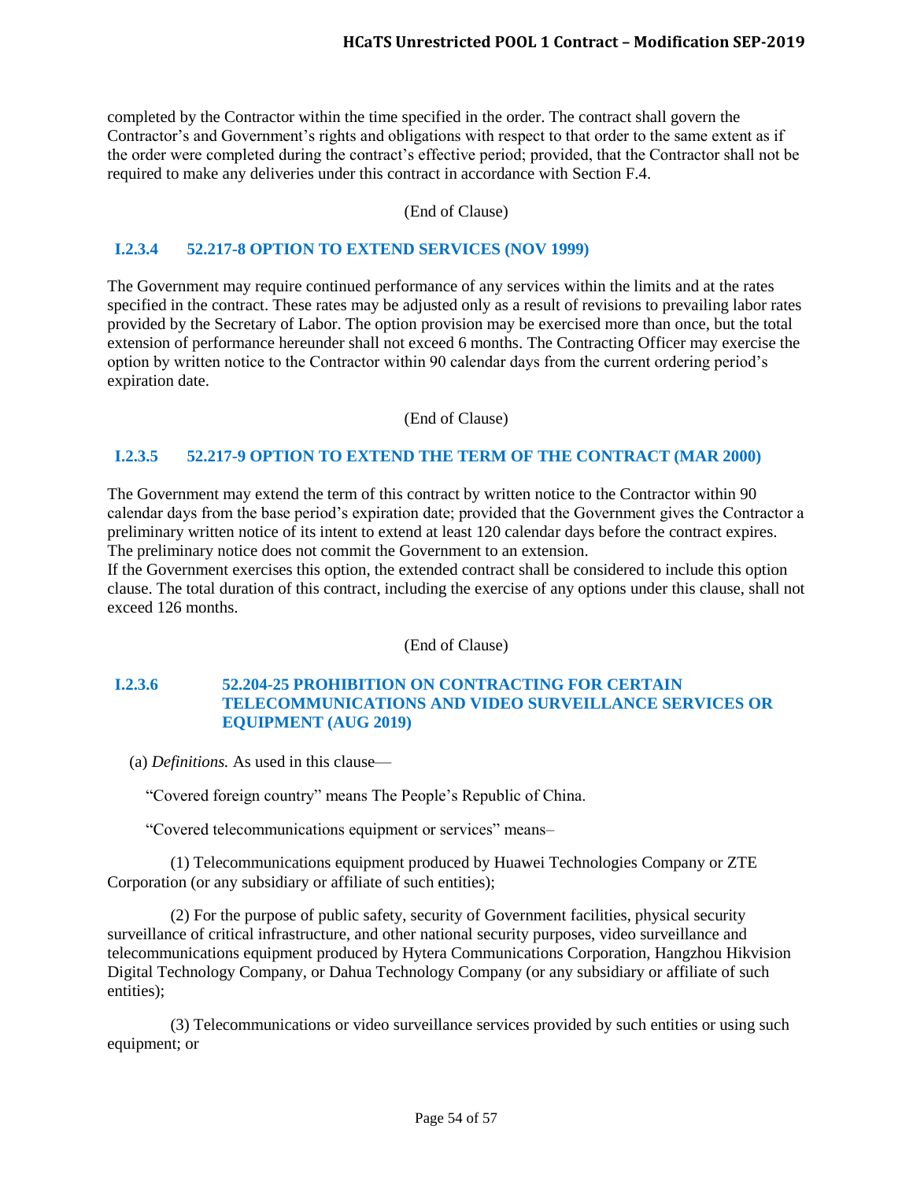completed by the Contractor within the time specified in the order. The contract shall govern the Contractor's and Government's rights and obligations with respect to that order to the same extent as if the order were completed during the contract's effective period; provided, that the Contractor shall not be required to make any deliveries under this contract in accordance with Section F.4.

(End of Clause)

#### I.2.3.4 52.217-8 OPTION TO EXTEND SERVICES (NOV 1999)

The Government may require continued performance of any services within the limits and at the rates specified in the contract. These rates may be adjusted only as a result of revisions to prevailing labor rates provided by the Secretary of Labor. The option provision may be exercised more than once, but the total extension of performance hereunder shall not exceed 6 months. The Contracting Officer may exercise the option by written notice to the Contractor within 90 calendar days from the current ordering period's expiration date.

(End of Clause)

#### I.2.3.5 52.217-9 OPTION TO EXTEND THE TERM OF THE CONTRACT (MAR 2000)

The Government may extend the term of this contract by written notice to the Contractor within 90 calendar days from the base period's expiration date; provided that the Government gives the Contractor a preliminary written notice of its intent to extend at least 120 calendar days before the contract expires. The preliminary notice does not commit the Government to an extension.
If the Government exercises this option, the extended contract shall be considered to include this option clause. The total duration of this contract, including the exercise of any options under this clause, shall not exceed 126 months.

(End of Clause)

#### I.2.3.6 52.204-25 PROHIBITION ON CONTRACTING FOR CERTAIN TELECOMMUNICATIONS AND VIDEO SURVEILLANCE SERVICES OR EQUIPMENT (AUG 2019)

(a) *Definitions.* As used in this clause—

"Covered foreign country" means The People's Republic of China.

"Covered telecommunications equipment or services" means–

(1) Telecommunications equipment produced by Huawei Technologies Company or ZTE Corporation (or any subsidiary or affiliate of such entities);

(2) For the purpose of public safety, security of Government facilities, physical security surveillance of critical infrastructure, and other national security purposes, video surveillance and telecommunications equipment produced by Hytera Communications Corporation, Hangzhou Hikvision Digital Technology Company, or Dahua Technology Company (or any subsidiary or affiliate of such entities);

(3) Telecommunications or video surveillance services provided by such entities or using such equipment; or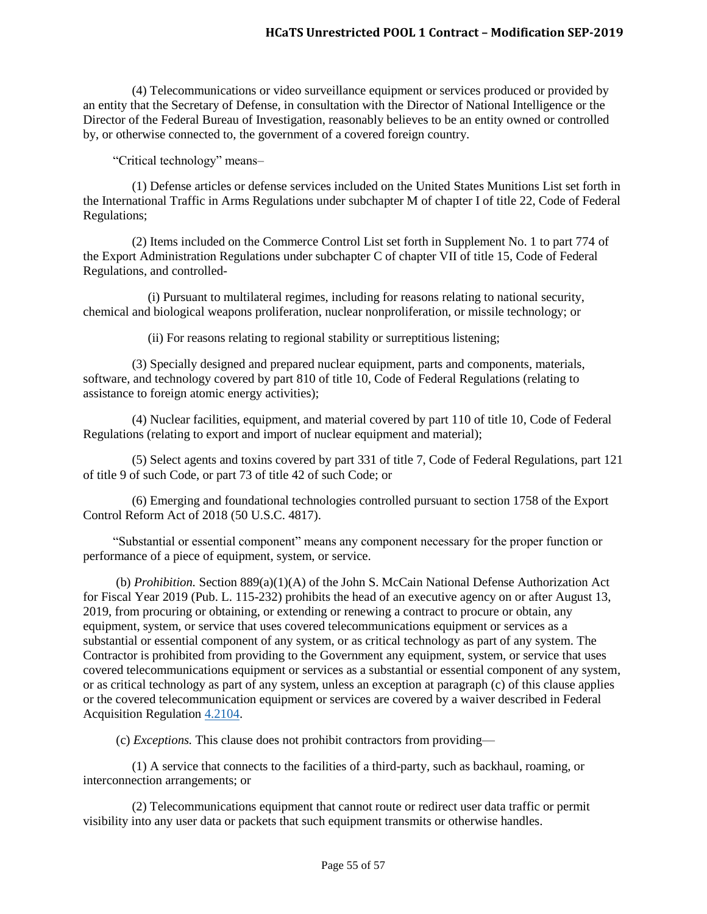(4) Telecommunications or video surveillance equipment or services produced or provided by an entity that the Secretary of Defense, in consultation with the Director of National Intelligence or the Director of the Federal Bureau of Investigation, reasonably believes to be an entity owned or controlled by, or otherwise connected to, the government of a covered foreign country.

"Critical technology" means–

(1) Defense articles or defense services included on the United States Munitions List set forth in the International Traffic in Arms Regulations under subchapter M of chapter I of title 22, Code of Federal Regulations;

(2) Items included on the Commerce Control List set forth in Supplement No. 1 to part 774 of the Export Administration Regulations under subchapter C of chapter VII of title 15, Code of Federal Regulations, and controlled-

(i) Pursuant to multilateral regimes, including for reasons relating to national security, chemical and biological weapons proliferation, nuclear nonproliferation, or missile technology; or

(ii) For reasons relating to regional stability or surreptitious listening;

(3) Specially designed and prepared nuclear equipment, parts and components, materials, software, and technology covered by part 810 of title 10, Code of Federal Regulations (relating to assistance to foreign atomic energy activities);

(4) Nuclear facilities, equipment, and material covered by part 110 of title 10, Code of Federal Regulations (relating to export and import of nuclear equipment and material);

(5) Select agents and toxins covered by part 331 of title 7, Code of Federal Regulations, part 121 of title 9 of such Code, or part 73 of title 42 of such Code; or

(6) Emerging and foundational technologies controlled pursuant to section 1758 of the Export Control Reform Act of 2018 (50 U.S.C. 4817).

"Substantial or essential component" means any component necessary for the proper function or performance of a piece of equipment, system, or service.

(b) *Prohibition.* Section 889(a)(1)(A) of the John S. McCain National Defense Authorization Act for Fiscal Year 2019 (Pub. L. 115-232) prohibits the head of an executive agency on or after August 13, 2019, from procuring or obtaining, or extending or renewing a contract to procure or obtain, any equipment, system, or service that uses covered telecommunications equipment or services as a substantial or essential component of any system, or as critical technology as part of any system. The Contractor is prohibited from providing to the Government any equipment, system, or service that uses covered telecommunications equipment or services as a substantial or essential component of any system, or as critical technology as part of any system, unless an exception at paragraph (c) of this clause applies or the covered telecommunication equipment or services are covered by a waiver described in Federal Acquisition Regulation 4.2104.

(c) *Exceptions.* This clause does not prohibit contractors from providing—

(1) A service that connects to the facilities of a third-party, such as backhaul, roaming, or interconnection arrangements; or

(2) Telecommunications equipment that cannot route or redirect user data traffic or permit visibility into any user data or packets that such equipment transmits or otherwise handles.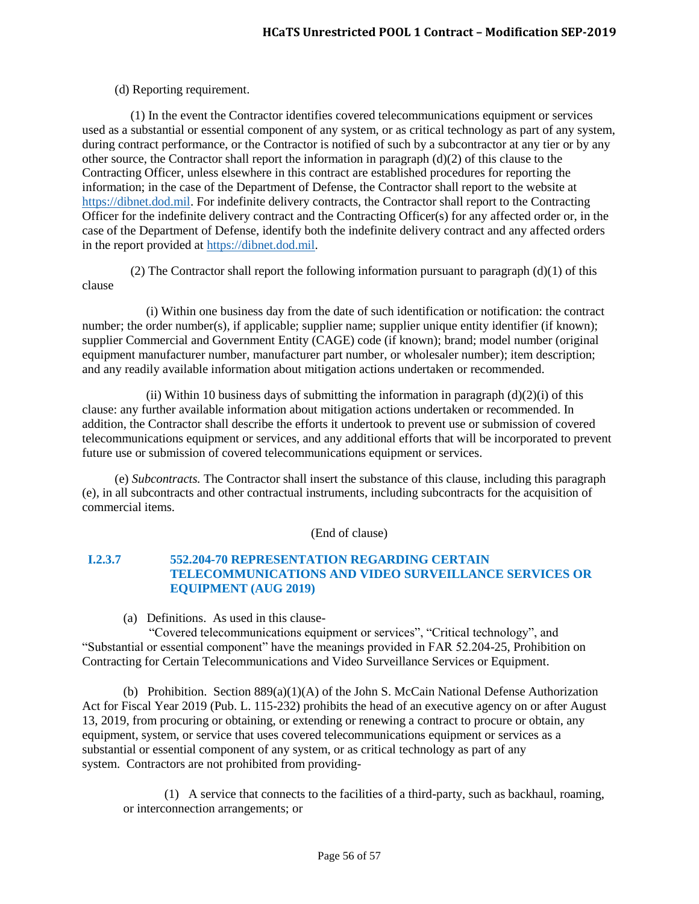(d) Reporting requirement.

(1) In the event the Contractor identifies covered telecommunications equipment or services used as a substantial or essential component of any system, or as critical technology as part of any system, during contract performance, or the Contractor is notified of such by a subcontractor at any tier or by any other source, the Contractor shall report the information in paragraph (d)(2) of this clause to the Contracting Officer, unless elsewhere in this contract are established procedures for reporting the information; in the case of the Department of Defense, the Contractor shall report to the website at [https://dibnet.dod.mil](https://dibnet.dod.mil). For indefinite delivery contracts, the Contractor shall report to the Contracting Officer for the indefinite delivery contract and the Contracting Officer(s) for any affected order or, in the case of the Department of Defense, identify both the indefinite delivery contract and any affected orders in the report provided at [https://dibnet.dod.mil](https://dibnet.dod.mil).

(2) The Contractor shall report the following information pursuant to paragraph (d)(1) of this clause

(i) Within one business day from the date of such identification or notification: the contract number; the order number(s), if applicable; supplier name; supplier unique entity identifier (if known); supplier Commercial and Government Entity (CAGE) code (if known); brand; model number (original equipment manufacturer number, manufacturer part number, or wholesaler number); item description; and any readily available information about mitigation actions undertaken or recommended.

(ii) Within 10 business days of submitting the information in paragraph (d)(2)(i) of this clause: any further available information about mitigation actions undertaken or recommended. In addition, the Contractor shall describe the efforts it undertook to prevent use or submission of covered telecommunications equipment or services, and any additional efforts that will be incorporated to prevent future use or submission of covered telecommunications equipment or services.

(e) *Subcontracts.* The Contractor shall insert the substance of this clause, including this paragraph (e), in all subcontracts and other contractual instruments, including subcontracts for the acquisition of commercial items.

(End of clause)

### I.2.3.7 552.204-70 REPRESENTATION REGARDING CERTAIN TELECOMMUNICATIONS AND VIDEO SURVEILLANCE SERVICES OR EQUIPMENT (AUG 2019)

(a) Definitions. As used in this clause-

"Covered telecommunications equipment or services", "Critical technology", and "Substantial or essential component" have the meanings provided in FAR 52.204-25, Prohibition on Contracting for Certain Telecommunications and Video Surveillance Services or Equipment.

(b) Prohibition. Section 889(a)(1)(A) of the John S. McCain National Defense Authorization Act for Fiscal Year 2019 (Pub. L. 115-232) prohibits the head of an executive agency on or after August 13, 2019, from procuring or obtaining, or extending or renewing a contract to procure or obtain, any equipment, system, or service that uses covered telecommunications equipment or services as a substantial or essential component of any system, or as critical technology as part of any system. Contractors are not prohibited from providing-

(1) A service that connects to the facilities of a third-party, such as backhaul, roaming, or interconnection arrangements; or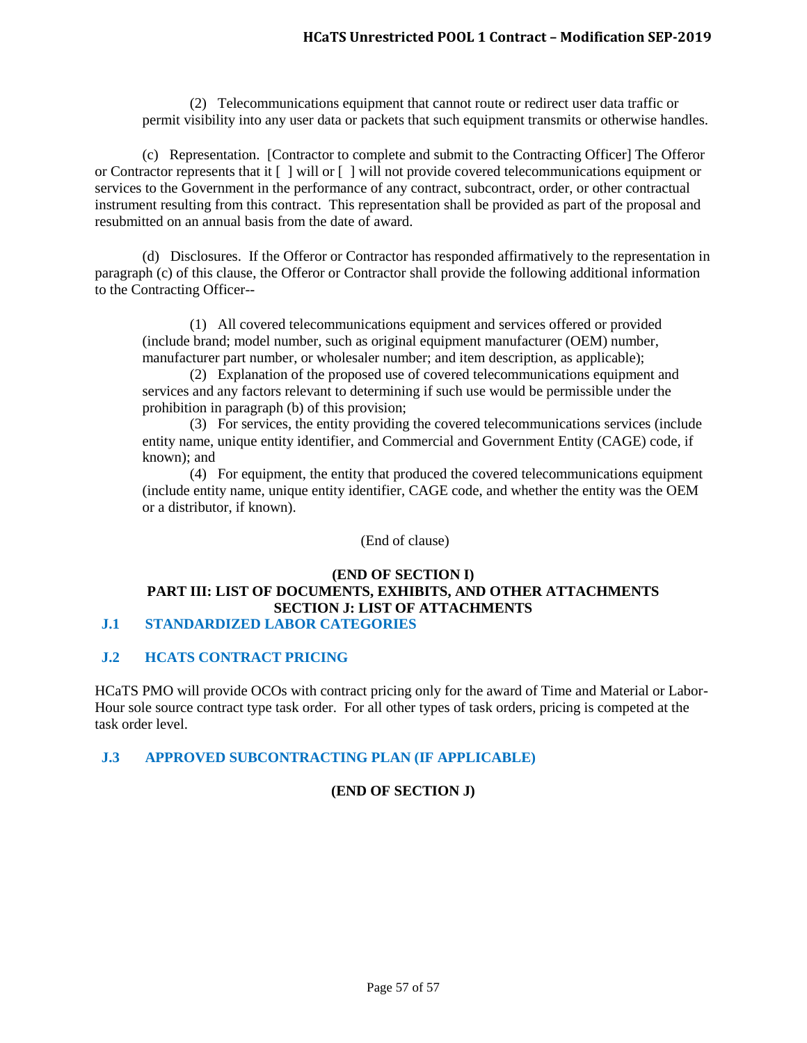(2) Telecommunications equipment that cannot route or redirect user data traffic or permit visibility into any user data or packets that such equipment transmits or otherwise handles.

(c) Representation. [Contractor to complete and submit to the Contracting Officer] The Offeror or Contractor represents that it [ ] will or [ ] will not provide covered telecommunications equipment or services to the Government in the performance of any contract, subcontract, order, or other contractual instrument resulting from this contract. This representation shall be provided as part of the proposal and resubmitted on an annual basis from the date of award.

(d) Disclosures. If the Offeror or Contractor has responded affirmatively to the representation in paragraph (c) of this clause, the Offeror or Contractor shall provide the following additional information to the Contracting Officer--

(1) All covered telecommunications equipment and services offered or provided (include brand; model number, such as original equipment manufacturer (OEM) number, manufacturer part number, or wholesaler number; and item description, as applicable);

(2) Explanation of the proposed use of covered telecommunications equipment and services and any factors relevant to determining if such use would be permissible under the prohibition in paragraph (b) of this provision;

(3) For services, the entity providing the covered telecommunications services (include entity name, unique entity identifier, and Commercial and Government Entity (CAGE) code, if known); and

(4) For equipment, the entity that produced the covered telecommunications equipment (include entity name, unique entity identifier, CAGE code, and whether the entity was the OEM or a distributor, if known).

(End of clause)

**(END OF SECTION I)**

# PART III: LIST OF DOCUMENTS, EXHIBITS, AND OTHER ATTACHMENTS

# SECTION J: LIST OF ATTACHMENTS

## J.1 STANDARDIZED LABOR CATEGORIES

## J.2 HCATS CONTRACT PRICING

HCaTS PMO will provide OCOs with contract pricing only for the award of Time and Material or Labor-Hour sole source contract type task order. For all other types of task orders, pricing is competed at the task order level.

## J.3 APPROVED SUBCONTRACTING PLAN (IF APPLICABLE)

**(END OF SECTION J)**